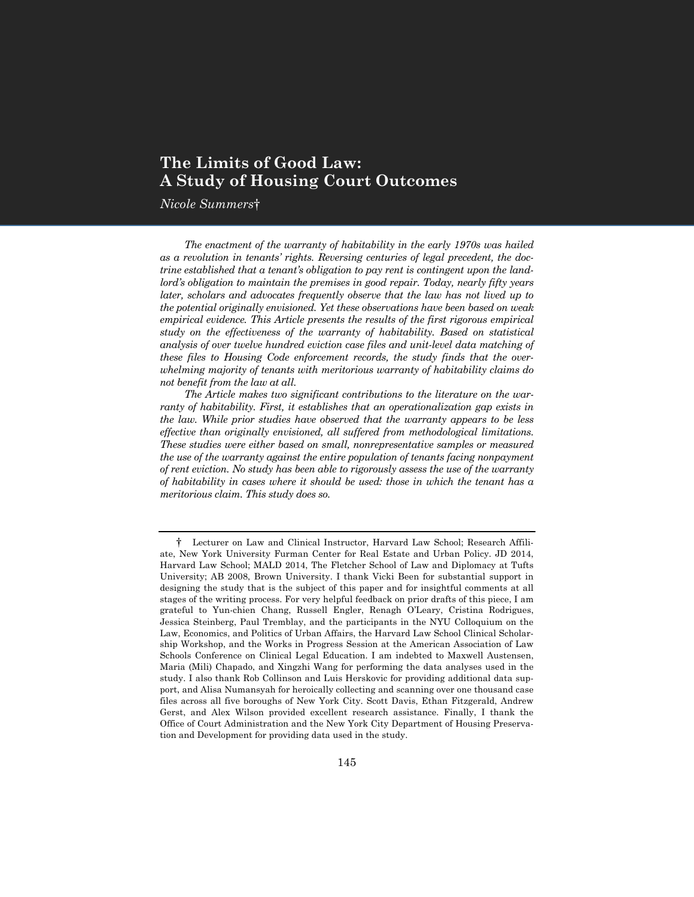# The Limits of Good Law: A Study of Housing Court Outcomes

*Nicole Summers*†

*The enactment of the warranty of habitability in the early 1970s was hailed as a revolution in tenants' rights. Reversing centuries of legal precedent, the doctrine established that a tenant's obligation to pay rent is contingent upon the landlord's obligation to maintain the premises in good repair. Today, nearly fifty years later, scholars and advocates frequently observe that the law has not lived up to the potential originally envisioned. Yet these observations have been based on weak empirical evidence. This Article presents the results of the first rigorous empirical study on the effectiveness of the warranty of habitability. Based on statistical analysis of over twelve hundred eviction case files and unit-level data matching of these files to Housing Code enforcement records, the study finds that the overwhelming majority of tenants with meritorious warranty of habitability claims do not benefit from the law at all.*

*The Article makes two significant contributions to the literature on the warranty of habitability. First, it establishes that an operationalization gap exists in the law. While prior studies have observed that the warranty appears to be less effective than originally envisioned, all suffered from methodological limitations. These studies were either based on small, nonrepresentative samples or measured the use of the warranty against the entire population of tenants facing nonpayment of rent eviction. No study has been able to rigorously assess the use of the warranty of habitability in cases where it should be used: those in which the tenant has a meritorious claim. This study does so.*

---

† Lecturer on Law and Clinical Instructor, Harvard Law School; Research Affiliate, New York University Furman Center for Real Estate and Urban Policy. JD 2014, Harvard Law School; MALD 2014, The Fletcher School of Law and Diplomacy at Tufts University; AB 2008, Brown University. I thank Vicki Been for substantial support in designing the study that is the subject of this paper and for insightful comments at all stages of the writing process. For very helpful feedback on prior drafts of this piece, I am grateful to Yun-chien Chang, Russell Engler, Renagh O'Leary, Cristina Rodrigues, Jessica Steinberg, Paul Tremblay, and the participants in the NYU Colloquium on the Law, Economics, and Politics of Urban Affairs, the Harvard Law School Clinical Scholarship Workshop, and the Works in Progress Session at the American Association of Law Schools Conference on Clinical Legal Education. I am indebted to Maxwell Austensen, Maria (Mili) Chapado, and Xingzhi Wang for performing the data analyses used in the study. I also thank Rob Collinson and Luis Herskovic for providing additional data support, and Alisa Numansyah for heroically collecting and scanning over one thousand case files across all five boroughs of New York City. Scott Davis, Ethan Fitzgerald, Andrew Gerst, and Alex Wilson provided excellent research assistance. Finally, I thank the Office of Court Administration and the New York City Department of Housing Preservation and Development for providing data used in the study.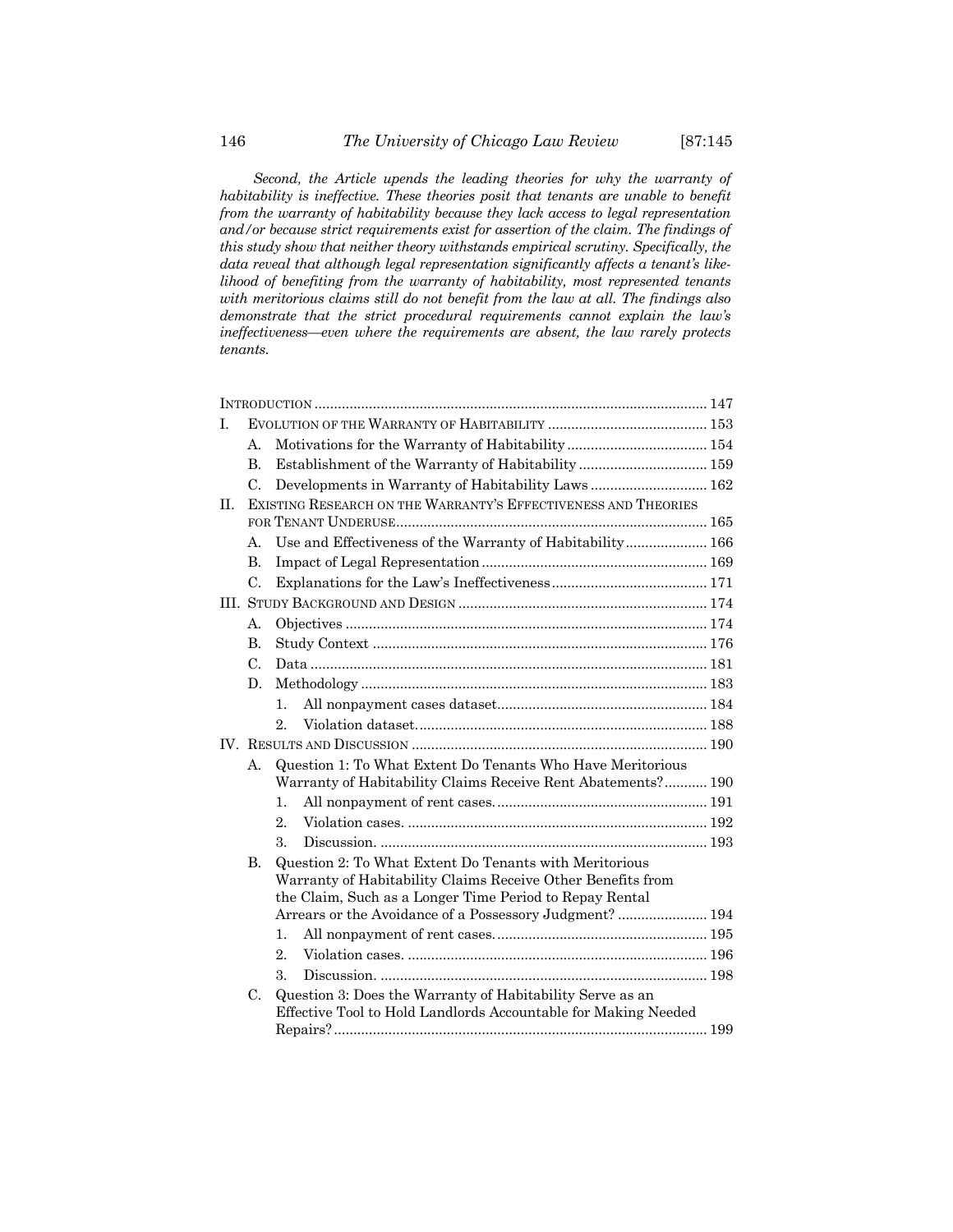*Second, the Article upends the leading theories for why the warranty of habitability is ineffective. These theories posit that tenants are unable to benefit from the warranty of habitability because they lack access to legal representation and/or because strict requirements exist for assertion of the claim. The findings of this study show that neither theory withstands empirical scrutiny. Specifically, the data reveal that although legal representation significantly affects a tenant's likelihood of benefiting from the warranty of habitability, most represented tenants with meritorious claims still do not benefit from the law at all. The findings also demonstrate that the strict procedural requirements cannot explain the law's ineffectiveness—even where the requirements are absent, the law rarely protects tenants.*

INTRODUCTION .... 147

I. EVOLUTION OF THE WARRANTY OF HABITABILITY .... 153
   - A. Motivations for the Warranty of Habitability .... 154
   - B. Establishment of the Warranty of Habitability .... 159
   - C. Developments in Warranty of Habitability Laws .... 162

II. EXISTING RESEARCH ON THE WARRANTY'S EFFECTIVENESS AND THEORIES FOR TENANT UNDERUSE .... 165
   - A. Use and Effectiveness of the Warranty of Habitability .... 166
   - B. Impact of Legal Representation .... 169
   - C. Explanations for the Law's Ineffectiveness .... 171

III. STUDY BACKGROUND AND DESIGN .... 174
   - A. Objectives .... 174
   - B. Study Context .... 176
   - C. Data .... 181
   - D. Methodology .... 183
     1. All nonpayment cases dataset .... 184
     2. Violation dataset .... 188

IV. RESULTS AND DISCUSSION .... 190
   - A. Question 1: To What Extent Do Tenants Who Have Meritorious Warranty of Habitability Claims Receive Rent Abatements? .... 190
     1. All nonpayment of rent cases .... 191
     2. Violation cases .... 192
     3. Discussion .... 193
   - B. Question 2: To What Extent Do Tenants with Meritorious Warranty of Habitability Claims Receive Other Benefits from the Claim, Such as a Longer Time Period to Repay Rental Arrears or the Avoidance of a Possessory Judgment? .... 194
     1. All nonpayment of rent cases .... 195
     2. Violation cases .... 196
     3. Discussion .... 198
   - C. Question 3: Does the Warranty of Habitability Serve as an Effective Tool to Hold Landlords Accountable for Making Needed Repairs? .... 199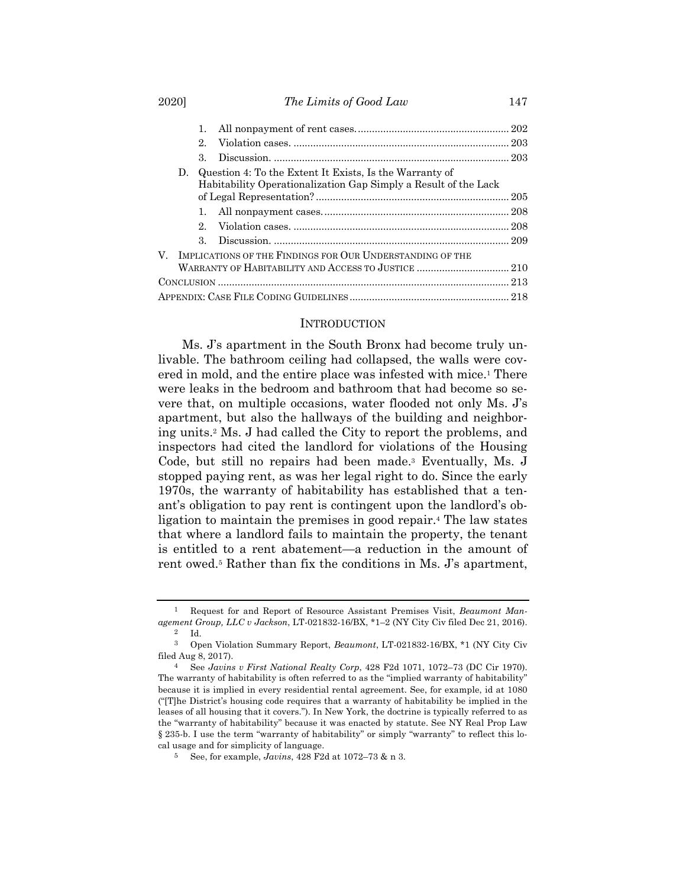1. All nonpayment of rent cases. ..... 202
2. Violation cases. ..... 203
3. Discussion. ..... 203

D. Question 4: To the Extent It Exists, Is the Warranty of Habitability Operationalization Gap Simply a Result of the Lack of Legal Representation? ..... 205

1. All nonpayment cases. ..... 208
2. Violation cases. ..... 208
3. Discussion. ..... 209

V. Implications of the Findings for Our Understanding of the Warranty of Habitability and Access to Justice ..... 210

Conclusion ..... 213

Appendix: Case File Coding Guidelines ..... 218

## Introduction

Ms. J's apartment in the South Bronx had become truly unlivable. The bathroom ceiling had collapsed, the walls were covered in mold, and the entire place was infested with mice.[1] There were leaks in the bedroom and bathroom that had become so severe that, on multiple occasions, water flooded not only Ms. J's apartment, but also the hallways of the building and neighboring units.[2] Ms. J had called the City to report the problems, and inspectors had cited the landlord for violations of the Housing Code, but still no repairs had been made.[3] Eventually, Ms. J stopped paying rent, as was her legal right to do. Since the early 1970s, the warranty of habitability has established that a tenant's obligation to pay rent is contingent upon the landlord's obligation to maintain the premises in good repair.[4] The law states that where a landlord fails to maintain the property, the tenant is entitled to a rent abatement—a reduction in the amount of rent owed.[5] Rather than fix the conditions in Ms. J's apartment,

---

[1] Request for and Report of Resource Assistant Premises Visit, *Beaumont Management Group, LLC v Jackson*, LT-021832-16/BX, \*1–2 (NY City Civ filed Dec 21, 2016).

[2] Id.

[3] Open Violation Summary Report, *Beaumont*, LT-021832-16/BX, \*1 (NY City Civ filed Aug 8, 2017).

[4] See *Javins v First National Realty Corp*, 428 F2d 1071, 1072–73 (DC Cir 1970). The warranty of habitability is often referred to as the "implied warranty of habitability" because it is implied in every residential rental agreement. See, for example, id at 1080 ("[T]he District's housing code requires that a warranty of habitability be implied in the leases of all housing that it covers."). In New York, the doctrine is typically referred to as the "warranty of habitability" because it was enacted by statute. See NY Real Prop Law § 235-b. I use the term "warranty of habitability" or simply "warranty" to reflect this local usage and for simplicity of language.

[5] See, for example, *Javins*, 428 F2d at 1072–73 & n 3.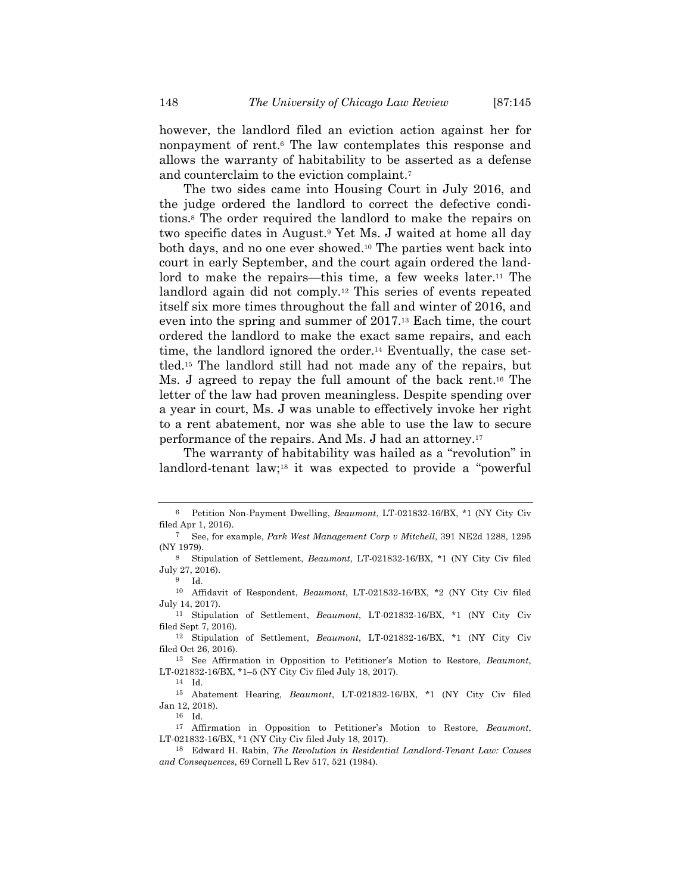however, the landlord filed an eviction action against her for nonpayment of rent.[6] The law contemplates this response and allows the warranty of habitability to be asserted as a defense and counterclaim to the eviction complaint.[7]

The two sides came into Housing Court in July 2016, and the judge ordered the landlord to correct the defective conditions.[8] The order required the landlord to make the repairs on two specific dates in August.[9] Yet Ms. J waited at home all day both days, and no one ever showed.[10] The parties went back into court in early September, and the court again ordered the landlord to make the repairs—this time, a few weeks later.[11] The landlord again did not comply.[12] This series of events repeated itself six more times throughout the fall and winter of 2016, and even into the spring and summer of 2017.[13] Each time, the court ordered the landlord to make the exact same repairs, and each time, the landlord ignored the order.[14] Eventually, the case settled.[15] The landlord still had not made any of the repairs, but Ms. J agreed to repay the full amount of the back rent.[16] The letter of the law had proven meaningless. Despite spending over a year in court, Ms. J was unable to effectively invoke her right to a rent abatement, nor was she able to use the law to secure performance of the repairs. And Ms. J had an attorney.[17]

The warranty of habitability was hailed as a "revolution" in landlord-tenant law;[18] it was expected to provide a "powerful

---

[6] Petition Non-Payment Dwelling, *Beaumont*, LT-021832-16/BX, *1 (NY City Civ filed Apr 1, 2016).

[7] See, for example, *Park West Management Corp v Mitchell*, 391 NE2d 1288, 1295 (NY 1979).

[8] Stipulation of Settlement, *Beaumont*, LT-021832-16/BX, *1 (NY City Civ filed July 27, 2016).

[9] Id.

[10] Affidavit of Respondent, *Beaumont*, LT-021832-16/BX, *2 (NY City Civ filed July 14, 2017).

[11] Stipulation of Settlement, *Beaumont*, LT-021832-16/BX, *1 (NY City Civ filed Sept 7, 2016).

[12] Stipulation of Settlement, *Beaumont*, LT-021832-16/BX, *1 (NY City Civ filed Oct 26, 2016).

[13] See Affirmation in Opposition to Petitioner's Motion to Restore, *Beaumont*, LT-021832-16/BX, *1–5 (NY City Civ filed July 18, 2017).

[14] Id.

[15] Abatement Hearing, *Beaumont*, LT-021832-16/BX, *1 (NY City Civ filed Jan 12, 2018).

[16] Id.

[17] Affirmation in Opposition to Petitioner's Motion to Restore, *Beaumont*, LT-021832-16/BX, *1 (NY City Civ filed July 18, 2017).

[18] Edward H. Rabin, *The Revolution in Residential Landlord-Tenant Law: Causes and Consequences*, 69 Cornell L Rev 517, 521 (1984).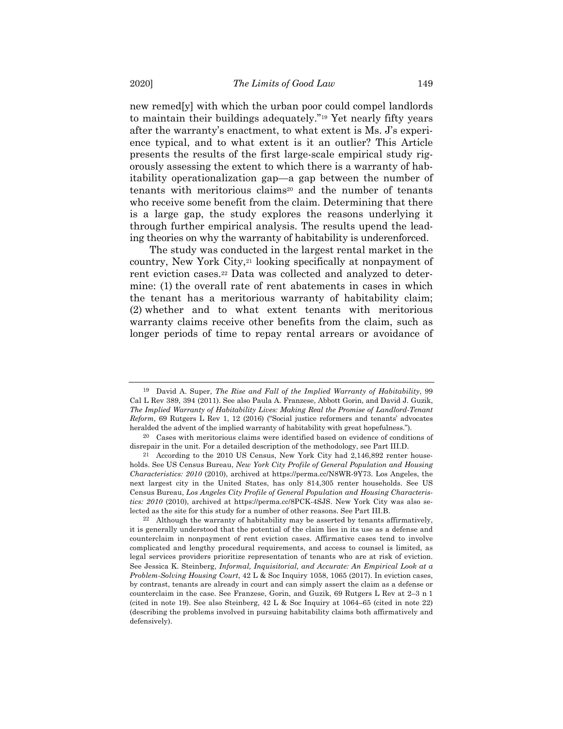new remed[y] with which the urban poor could compel landlords to maintain their buildings adequately."[19] Yet nearly fifty years after the warranty's enactment, to what extent is Ms. J's experience typical, and to what extent is it an outlier? This Article presents the results of the first large-scale empirical study rigorously assessing the extent to which there is a warranty of habitability operationalization gap—a gap between the number of tenants with meritorious claims[20] and the number of tenants who receive some benefit from the claim. Determining that there is a large gap, the study explores the reasons underlying it through further empirical analysis. The results upend the leading theories on why the warranty of habitability is underenforced.

The study was conducted in the largest rental market in the country, New York City,[21] looking specifically at nonpayment of rent eviction cases.[22] Data was collected and analyzed to determine: (1) the overall rate of rent abatements in cases in which the tenant has a meritorious warranty of habitability claim; (2) whether and to what extent tenants with meritorious warranty claims receive other benefits from the claim, such as longer periods of time to repay rental arrears or avoidance of

---

[19] David A. Super, *The Rise and Fall of the Implied Warranty of Habitability*, 99 Cal L Rev 389, 394 (2011). See also Paula A. Franzese, Abbott Gorin, and David J. Guzik, *The Implied Warranty of Habitability Lives: Making Real the Promise of Landlord-Tenant Reform*, 69 Rutgers L Rev 1, 12 (2016) ("Social justice reformers and tenants' advocates heralded the advent of the implied warranty of habitability with great hopefulness.").

[20] Cases with meritorious claims were identified based on evidence of conditions of disrepair in the unit. For a detailed description of the methodology, see Part III.D.

[21] According to the 2010 US Census, New York City had 2,146,892 renter households. See US Census Bureau, *New York City Profile of General Population and Housing Characteristics: 2010* (2010), archived at https://perma.cc/N8WR-9Y73. Los Angeles, the next largest city in the United States, has only 814,305 renter households. See US Census Bureau, *Los Angeles City Profile of General Population and Housing Characteristics: 2010* (2010), archived at https://perma.cc/8PCK-4SJS. New York City was also selected as the site for this study for a number of other reasons. See Part III.B.

[22] Although the warranty of habitability may be asserted by tenants affirmatively, it is generally understood that the potential of the claim lies in its use as a defense and counterclaim in nonpayment of rent eviction cases. Affirmative cases tend to involve complicated and lengthy procedural requirements, and access to counsel is limited, as legal services providers prioritize representation of tenants who are at risk of eviction. See Jessica K. Steinberg, *Informal, Inquisitorial, and Accurate: An Empirical Look at a Problem-Solving Housing Court*, 42 L & Soc Inquiry 1058, 1065 (2017). In eviction cases, by contrast, tenants are already in court and can simply assert the claim as a defense or counterclaim in the case. See Franzese, Gorin, and Guzik, 69 Rutgers L Rev at 2–3 n 1 (cited in note 19). See also Steinberg, 42 L & Soc Inquiry at 1064–65 (cited in note 22) (describing the problems involved in pursuing habitability claims both affirmatively and defensively).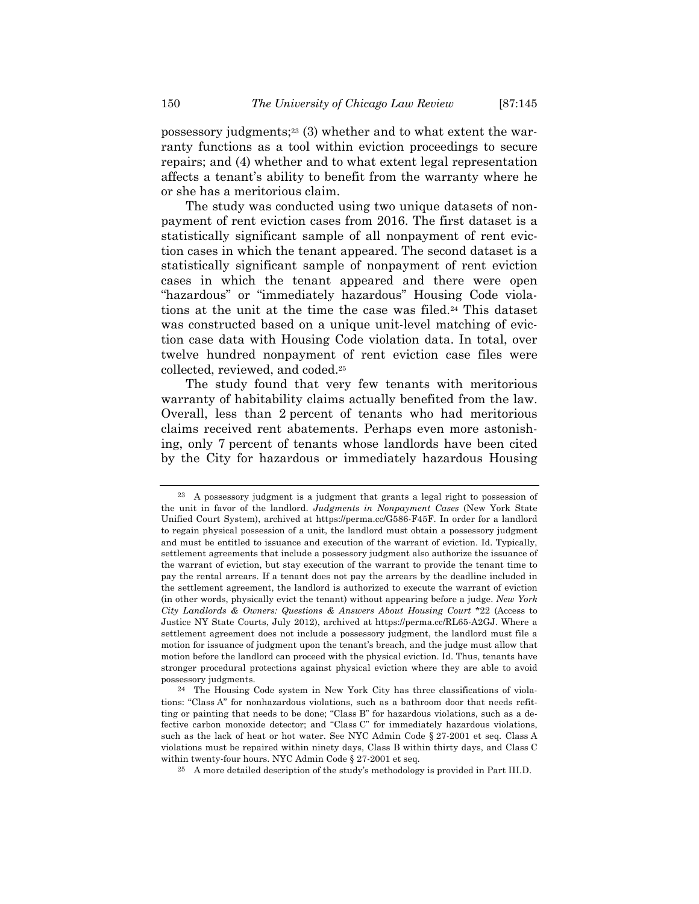possessory judgments;[23] (3) whether and to what extent the warranty functions as a tool within eviction proceedings to secure repairs; and (4) whether and to what extent legal representation affects a tenant's ability to benefit from the warranty where he or she has a meritorious claim.

The study was conducted using two unique datasets of nonpayment of rent eviction cases from 2016. The first dataset is a statistically significant sample of all nonpayment of rent eviction cases in which the tenant appeared. The second dataset is a statistically significant sample of nonpayment of rent eviction cases in which the tenant appeared and there were open "hazardous" or "immediately hazardous" Housing Code violations at the unit at the time the case was filed.[24] This dataset was constructed based on a unique unit-level matching of eviction case data with Housing Code violation data. In total, over twelve hundred nonpayment of rent eviction case files were collected, reviewed, and coded.[25]

The study found that very few tenants with meritorious warranty of habitability claims actually benefited from the law. Overall, less than 2 percent of tenants who had meritorious claims received rent abatements. Perhaps even more astonishing, only 7 percent of tenants whose landlords have been cited by the City for hazardous or immediately hazardous Housing

---

[23] A possessory judgment is a judgment that grants a legal right to possession of the unit in favor of the landlord. *Judgments in Nonpayment Cases* (New York State Unified Court System), archived at https://perma.cc/G586-F45F. In order for a landlord to regain physical possession of a unit, the landlord must obtain a possessory judgment and must be entitled to issuance and execution of the warrant of eviction. Id. Typically, settlement agreements that include a possessory judgment also authorize the issuance of the warrant of eviction, but stay execution of the warrant to provide the tenant time to pay the rental arrears. If a tenant does not pay the arrears by the deadline included in the settlement agreement, the landlord is authorized to execute the warrant of eviction (in other words, physically evict the tenant) without appearing before a judge. *New York City Landlords & Owners: Questions & Answers About Housing Court* *22 (Access to Justice NY State Courts, July 2012), archived at https://perma.cc/RL65-A2GJ. Where a settlement agreement does not include a possessory judgment, the landlord must file a motion for issuance of judgment upon the tenant's breach, and the judge must allow that motion before the landlord can proceed with the physical eviction. Id. Thus, tenants have stronger procedural protections against physical eviction where they are able to avoid possessory judgments.

[24] The Housing Code system in New York City has three classifications of violations: "Class A" for nonhazardous violations, such as a bathroom door that needs refitting or painting that needs to be done; "Class B" for hazardous violations, such as a defective carbon monoxide detector; and "Class C" for immediately hazardous violations, such as the lack of heat or hot water. See NYC Admin Code § 27-2001 et seq. Class A violations must be repaired within ninety days, Class B within thirty days, and Class C within twenty-four hours. NYC Admin Code § 27-2001 et seq.

[25] A more detailed description of the study's methodology is provided in Part III.D.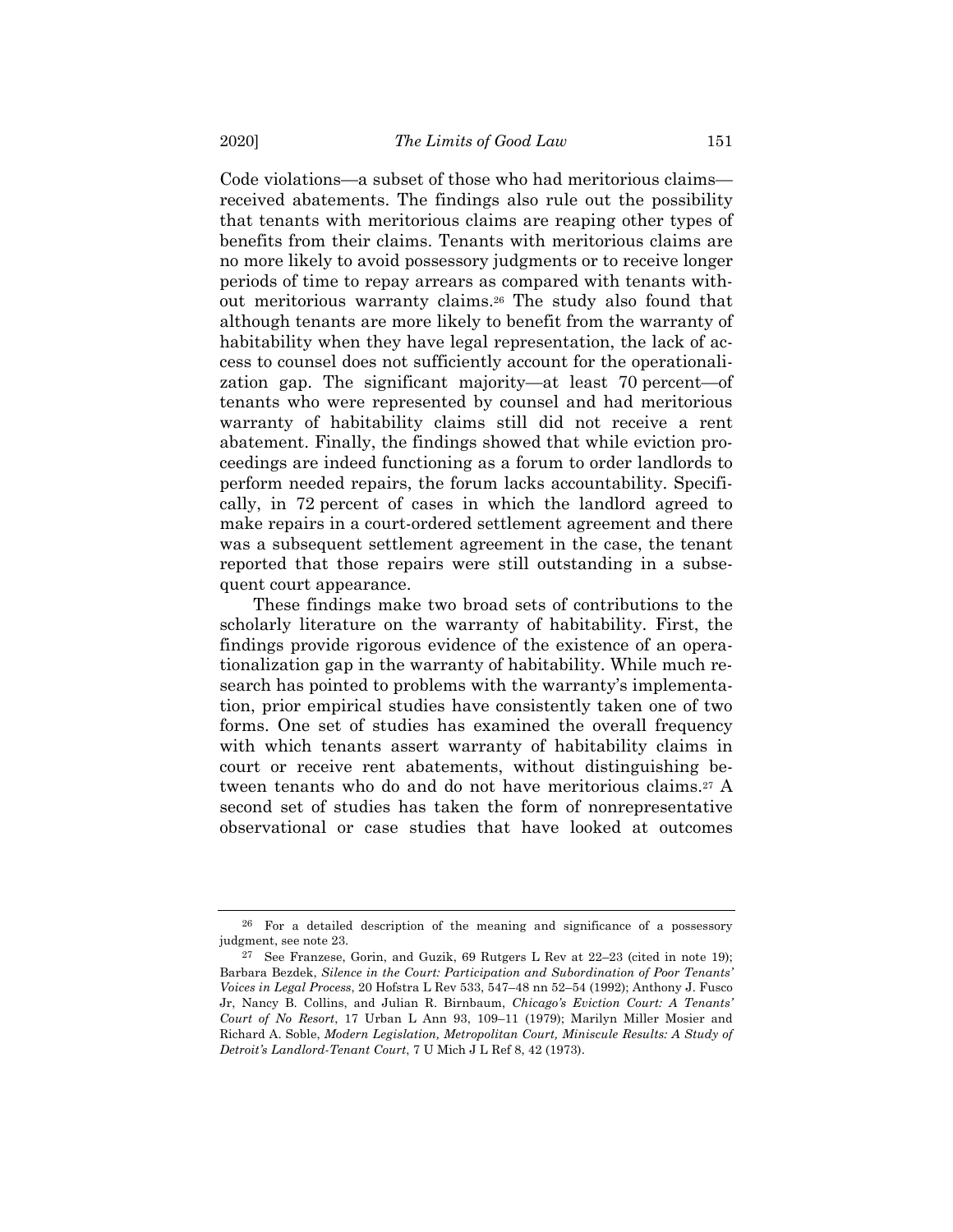Code violations—a subset of those who had meritorious claims—received abatements. The findings also rule out the possibility that tenants with meritorious claims are reaping other types of benefits from their claims. Tenants with meritorious claims are no more likely to avoid possessory judgments or to receive longer periods of time to repay arrears as compared with tenants without meritorious warranty claims.[26] The study also found that although tenants are more likely to benefit from the warranty of habitability when they have legal representation, the lack of access to counsel does not sufficiently account for the operationalization gap. The significant majority—at least 70 percent—of tenants who were represented by counsel and had meritorious warranty of habitability claims still did not receive a rent abatement. Finally, the findings showed that while eviction proceedings are indeed functioning as a forum to order landlords to perform needed repairs, the forum lacks accountability. Specifically, in 72 percent of cases in which the landlord agreed to make repairs in a court-ordered settlement agreement and there was a subsequent settlement agreement in the case, the tenant reported that those repairs were still outstanding in a subsequent court appearance.

These findings make two broad sets of contributions to the scholarly literature on the warranty of habitability. First, the findings provide rigorous evidence of the existence of an operationalization gap in the warranty of habitability. While much research has pointed to problems with the warranty's implementation, prior empirical studies have consistently taken one of two forms. One set of studies has examined the overall frequency with which tenants assert warranty of habitability claims in court or receive rent abatements, without distinguishing between tenants who do and do not have meritorious claims.[27] A second set of studies has taken the form of nonrepresentative observational or case studies that have looked at outcomes

---

[26] For a detailed description of the meaning and significance of a possessory judgment, see note 23.

[27] See Franzese, Gorin, and Guzik, 69 Rutgers L Rev at 22–23 (cited in note 19); Barbara Bezdek, *Silence in the Court: Participation and Subordination of Poor Tenants' Voices in Legal Process*, 20 Hofstra L Rev 533, 547–48 nn 52–54 (1992); Anthony J. Fusco Jr, Nancy B. Collins, and Julian R. Birnbaum, *Chicago's Eviction Court: A Tenants' Court of No Resort*, 17 Urban L Ann 93, 109–11 (1979); Marilyn Miller Mosier and Richard A. Soble, *Modern Legislation, Metropolitan Court, Miniscule Results: A Study of Detroit's Landlord-Tenant Court*, 7 U Mich J L Ref 8, 42 (1973).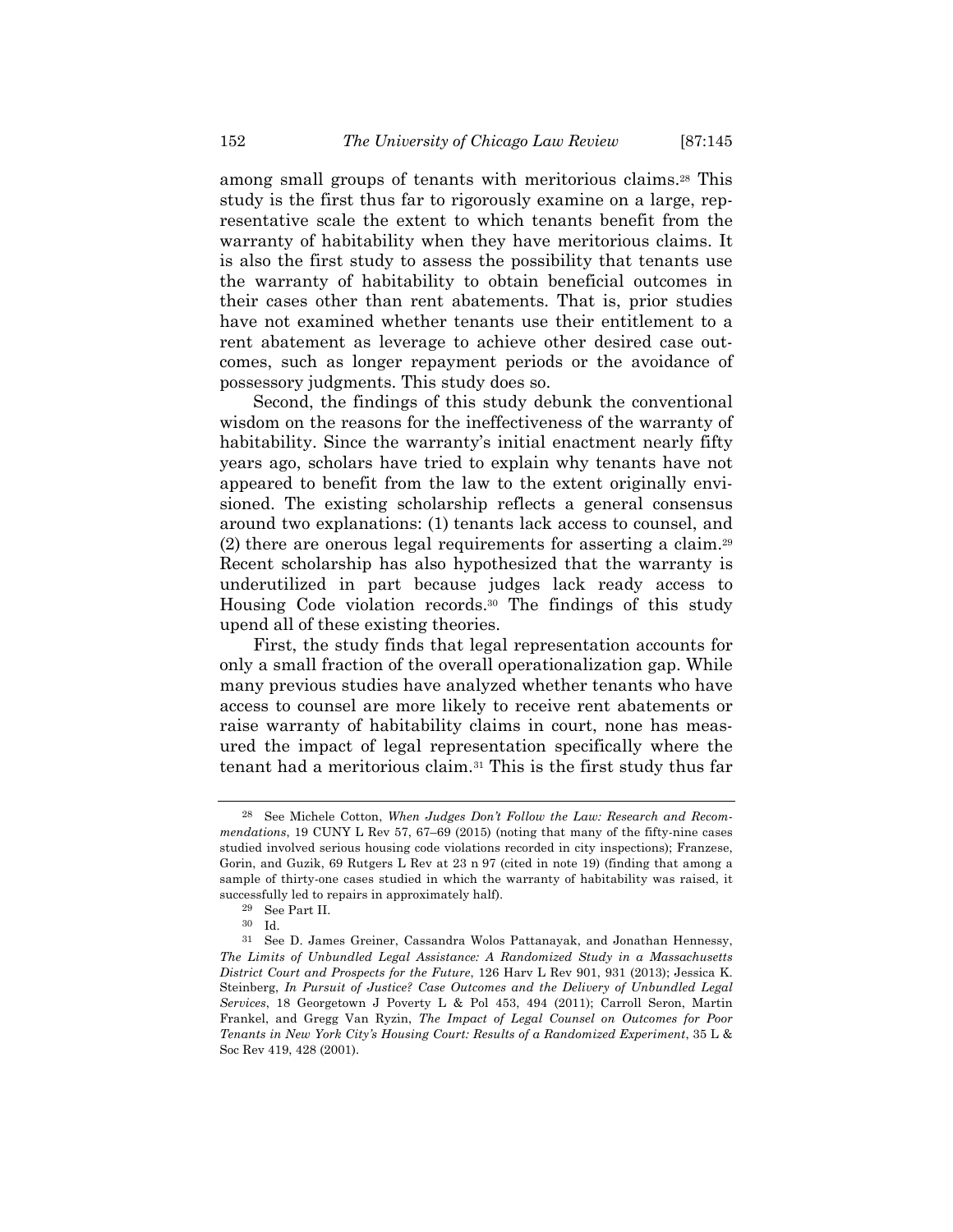among small groups of tenants with meritorious claims.[28] This study is the first thus far to rigorously examine on a large, representative scale the extent to which tenants benefit from the warranty of habitability when they have meritorious claims. It is also the first study to assess the possibility that tenants use the warranty of habitability to obtain beneficial outcomes in their cases other than rent abatements. That is, prior studies have not examined whether tenants use their entitlement to a rent abatement as leverage to achieve other desired case outcomes, such as longer repayment periods or the avoidance of possessory judgments. This study does so.

Second, the findings of this study debunk the conventional wisdom on the reasons for the ineffectiveness of the warranty of habitability. Since the warranty's initial enactment nearly fifty years ago, scholars have tried to explain why tenants have not appeared to benefit from the law to the extent originally envisioned. The existing scholarship reflects a general consensus around two explanations: (1) tenants lack access to counsel, and (2) there are onerous legal requirements for asserting a claim.[29] Recent scholarship has also hypothesized that the warranty is underutilized in part because judges lack ready access to Housing Code violation records.[30] The findings of this study upend all of these existing theories.

First, the study finds that legal representation accounts for only a small fraction of the overall operationalization gap. While many previous studies have analyzed whether tenants who have access to counsel are more likely to receive rent abatements or raise warranty of habitability claims in court, none has measured the impact of legal representation specifically where the tenant had a meritorious claim.[31] This is the first study thus far

---

[28] See Michele Cotton, *When Judges Don't Follow the Law: Research and Recommendations*, 19 CUNY L Rev 57, 67–69 (2015) (noting that many of the fifty-nine cases studied involved serious housing code violations recorded in city inspections); Franzese, Gorin, and Guzik, 69 Rutgers L Rev at 23 n 97 (cited in note 19) (finding that among a sample of thirty-one cases studied in which the warranty of habitability was raised, it successfully led to repairs in approximately half).

[29] See Part II.

[30] Id.

[31] See D. James Greiner, Cassandra Wolos Pattanayak, and Jonathan Hennessy, *The Limits of Unbundled Legal Assistance: A Randomized Study in a Massachusetts District Court and Prospects for the Future*, 126 Harv L Rev 901, 931 (2013); Jessica K. Steinberg, *In Pursuit of Justice? Case Outcomes and the Delivery of Unbundled Legal Services*, 18 Georgetown J Poverty L & Pol 453, 494 (2011); Carroll Seron, Martin Frankel, and Gregg Van Ryzin, *The Impact of Legal Counsel on Outcomes for Poor Tenants in New York City's Housing Court: Results of a Randomized Experiment*, 35 L & Soc Rev 419, 428 (2001).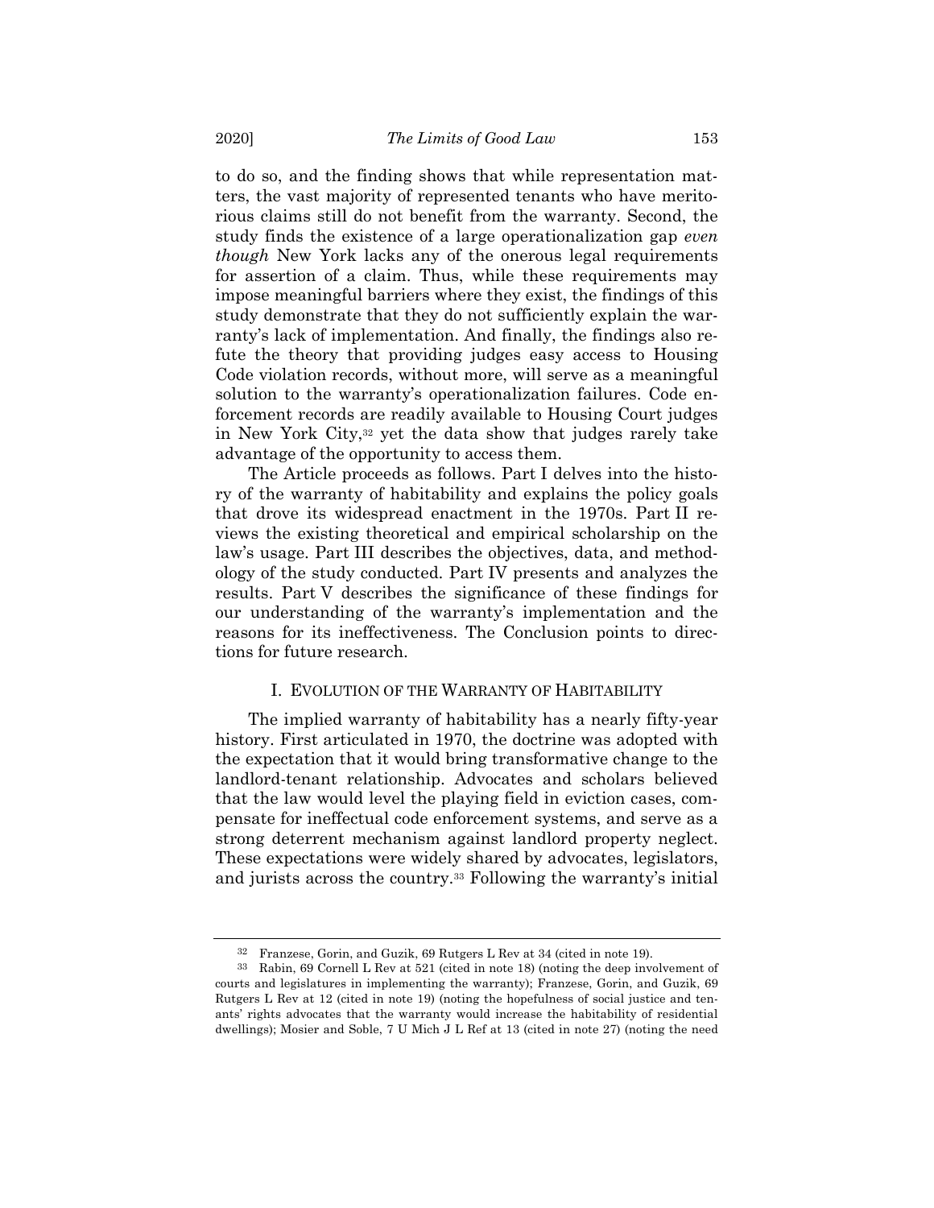to do so, and the finding shows that while representation matters, the vast majority of represented tenants who have meritorious claims still do not benefit from the warranty. Second, the study finds the existence of a large operationalization gap *even though* New York lacks any of the onerous legal requirements for assertion of a claim. Thus, while these requirements may impose meaningful barriers where they exist, the findings of this study demonstrate that they do not sufficiently explain the warranty's lack of implementation. And finally, the findings also refute the theory that providing judges easy access to Housing Code violation records, without more, will serve as a meaningful solution to the warranty's operationalization failures. Code enforcement records are readily available to Housing Court judges in New York City,[32] yet the data show that judges rarely take advantage of the opportunity to access them.

The Article proceeds as follows. Part I delves into the history of the warranty of habitability and explains the policy goals that drove its widespread enactment in the 1970s. Part II reviews the existing theoretical and empirical scholarship on the law's usage. Part III describes the objectives, data, and methodology of the study conducted. Part IV presents and analyzes the results. Part V describes the significance of these findings for our understanding of the warranty's implementation and the reasons for its ineffectiveness. The Conclusion points to directions for future research.

## I. Evolution of the Warranty of Habitability

The implied warranty of habitability has a nearly fifty-year history. First articulated in 1970, the doctrine was adopted with the expectation that it would bring transformative change to the landlord-tenant relationship. Advocates and scholars believed that the law would level the playing field in eviction cases, compensate for ineffectual code enforcement systems, and serve as a strong deterrent mechanism against landlord property neglect. These expectations were widely shared by advocates, legislators, and jurists across the country.[33] Following the warranty's initial

---

[32] Franzese, Gorin, and Guzik, 69 Rutgers L Rev at 34 (cited in note 19).

[33] Rabin, 69 Cornell L Rev at 521 (cited in note 18) (noting the deep involvement of courts and legislatures in implementing the warranty); Franzese, Gorin, and Guzik, 69 Rutgers L Rev at 12 (cited in note 19) (noting the hopefulness of social justice and tenants' rights advocates that the warranty would increase the habitability of residential dwellings); Mosier and Soble, 7 U Mich J L Ref at 13 (cited in note 27) (noting the need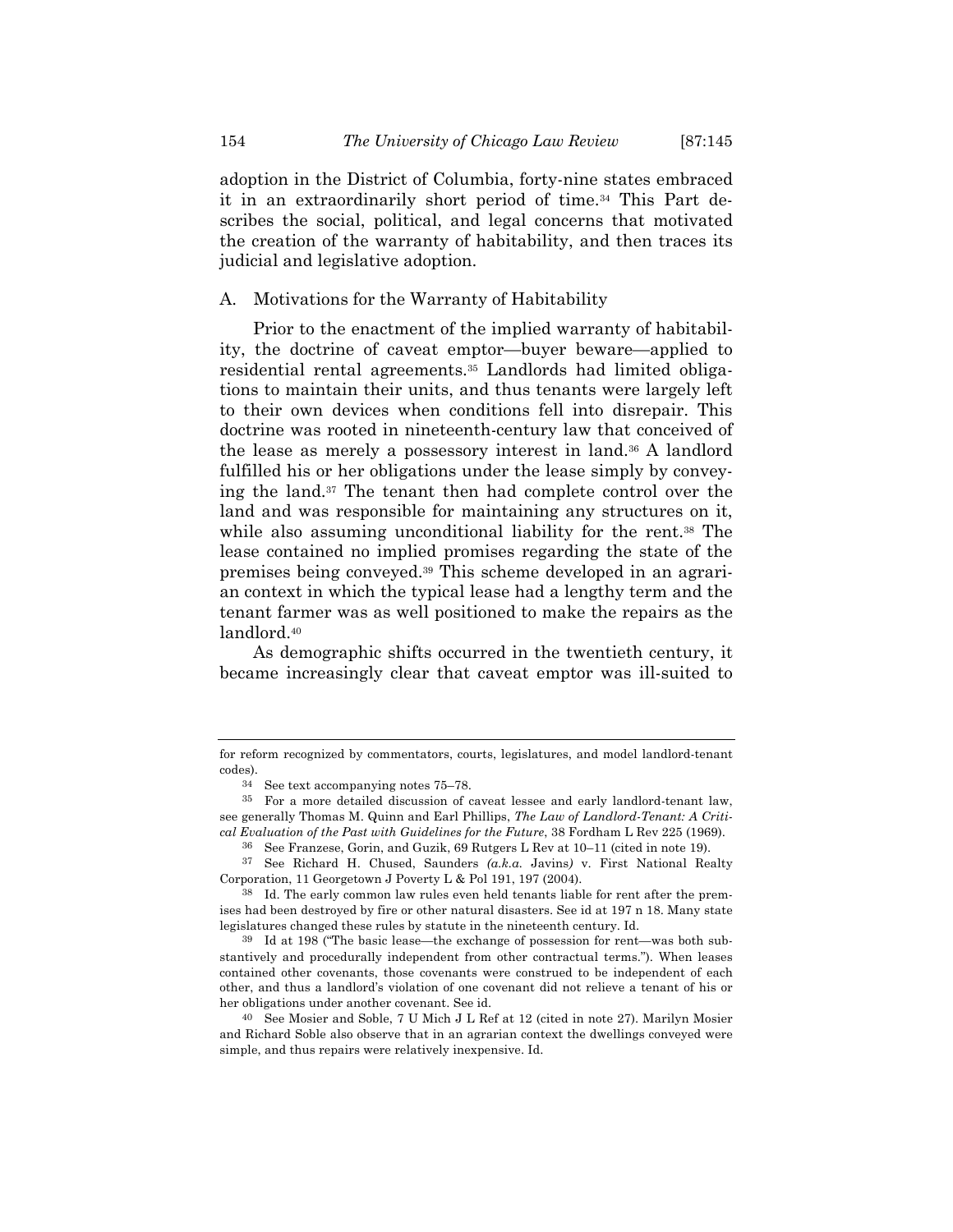adoption in the District of Columbia, forty-nine states embraced it in an extraordinarily short period of time.[34] This Part describes the social, political, and legal concerns that motivated the creation of the warranty of habitability, and then traces its judicial and legislative adoption.

## A. Motivations for the Warranty of Habitability

Prior to the enactment of the implied warranty of habitability, the doctrine of caveat emptor—buyer beware—applied to residential rental agreements.[35] Landlords had limited obligations to maintain their units, and thus tenants were largely left to their own devices when conditions fell into disrepair. This doctrine was rooted in nineteenth-century law that conceived of the lease as merely a possessory interest in land.[36] A landlord fulfilled his or her obligations under the lease simply by conveying the land.[37] The tenant then had complete control over the land and was responsible for maintaining any structures on it, while also assuming unconditional liability for the rent.[38] The lease contained no implied promises regarding the state of the premises being conveyed.[39] This scheme developed in an agrarian context in which the typical lease had a lengthy term and the tenant farmer was as well positioned to make the repairs as the landlord.[40]

As demographic shifts occurred in the twentieth century, it became increasingly clear that caveat emptor was ill-suited to

---

for reform recognized by commentators, courts, legislatures, and model landlord-tenant codes).

[34] See text accompanying notes 75–78.

[35] For a more detailed discussion of caveat lessee and early landlord-tenant law, see generally Thomas M. Quinn and Earl Phillips, *The Law of Landlord-Tenant: A Critical Evaluation of the Past with Guidelines for the Future*, 38 Fordham L Rev 225 (1969).

[36] See Franzese, Gorin, and Guzik, 69 Rutgers L Rev at 10–11 (cited in note 19).

[37] See Richard H. Chused, Saunders *(a.k.a.* Javins*)* v. First National Realty Corporation, 11 Georgetown J Poverty L & Pol 191, 197 (2004).

[38] Id. The early common law rules even held tenants liable for rent after the premises had been destroyed by fire or other natural disasters. See id at 197 n 18. Many state legislatures changed these rules by statute in the nineteenth century. Id.

[39] Id at 198 ("The basic lease—the exchange of possession for rent—was both substantively and procedurally independent from other contractual terms."). When leases contained other covenants, those covenants were construed to be independent of each other, and thus a landlord's violation of one covenant did not relieve a tenant of his or her obligations under another covenant. See id.

[40] See Mosier and Soble, 7 U Mich J L Ref at 12 (cited in note 27). Marilyn Mosier and Richard Soble also observe that in an agrarian context the dwellings conveyed were simple, and thus repairs were relatively inexpensive. Id.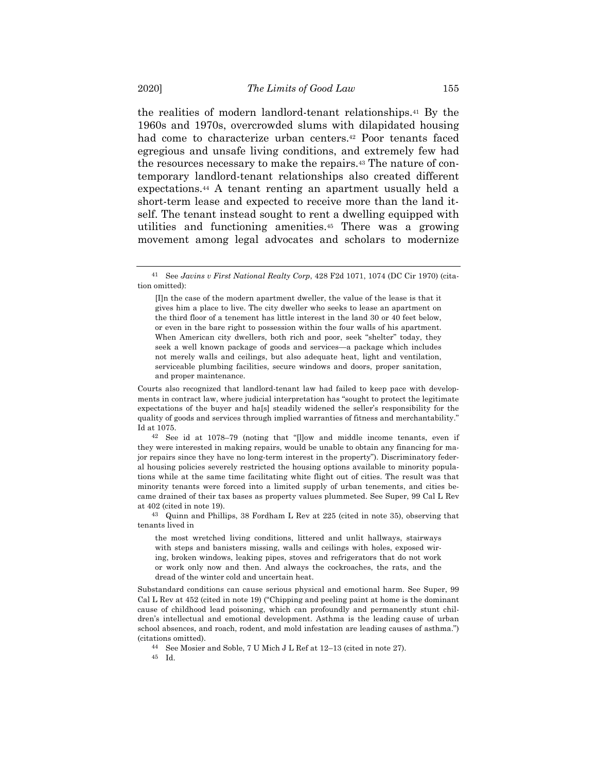the realities of modern landlord-tenant relationships.[41] By the 1960s and 1970s, overcrowded slums with dilapidated housing had come to characterize urban centers.[42] Poor tenants faced egregious and unsafe living conditions, and extremely few had the resources necessary to make the repairs.[43] The nature of contemporary landlord-tenant relationships also created different expectations.[44] A tenant renting an apartment usually held a short-term lease and expected to receive more than the land itself. The tenant instead sought to rent a dwelling equipped with utilities and functioning amenities.[45] There was a growing movement among legal advocates and scholars to modernize

---

[41] See *Javins v First National Realty Corp*, 428 F2d 1071, 1074 (DC Cir 1970) (citation omitted):

> [I]n the case of the modern apartment dweller, the value of the lease is that it gives him a place to live. The city dweller who seeks to lease an apartment on the third floor of a tenement has little interest in the land 30 or 40 feet below, or even in the bare right to possession within the four walls of his apartment. When American city dwellers, both rich and poor, seek "shelter" today, they seek a well known package of goods and services—a package which includes not merely walls and ceilings, but also adequate heat, light and ventilation, serviceable plumbing facilities, secure windows and doors, proper sanitation, and proper maintenance.

Courts also recognized that landlord-tenant law had failed to keep pace with developments in contract law, where judicial interpretation has "sought to protect the legitimate expectations of the buyer and ha[s] steadily widened the seller's responsibility for the quality of goods and services through implied warranties of fitness and merchantability." Id at 1075.

[42] See id at 1078–79 (noting that "[l]ow and middle income tenants, even if they were interested in making repairs, would be unable to obtain any financing for major repairs since they have no long-term interest in the property"). Discriminatory federal housing policies severely restricted the housing options available to minority populations while at the same time facilitating white flight out of cities. The result was that minority tenants were forced into a limited supply of urban tenements, and cities became drained of their tax bases as property values plummeted. See Super, 99 Cal L Rev at 402 (cited in note 19).

[43] Quinn and Phillips, 38 Fordham L Rev at 225 (cited in note 35), observing that tenants lived in

> the most wretched living conditions, littered and unlit hallways, stairways with steps and banisters missing, walls and ceilings with holes, exposed wiring, broken windows, leaking pipes, stoves and refrigerators that do not work or work only now and then. And always the cockroaches, the rats, and the dread of the winter cold and uncertain heat.

Substandard conditions can cause serious physical and emotional harm. See Super, 99 Cal L Rev at 452 (cited in note 19) ("Chipping and peeling paint at home is the dominant cause of childhood lead poisoning, which can profoundly and permanently stunt children's intellectual and emotional development. Asthma is the leading cause of urban school absences, and roach, rodent, and mold infestation are leading causes of asthma.") (citations omitted).

[44] See Mosier and Soble, 7 U Mich J L Ref at 12–13 (cited in note 27).

[45] Id.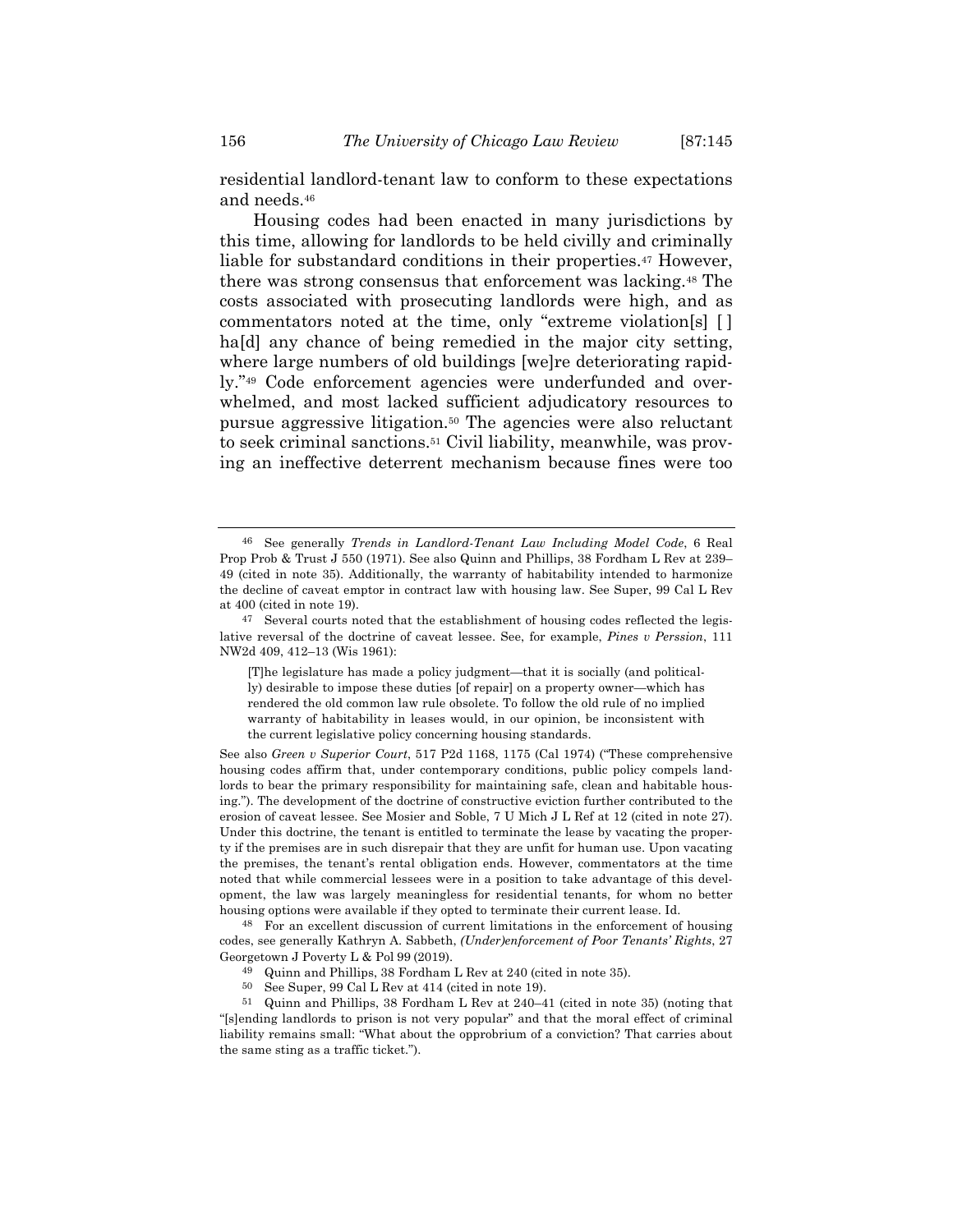residential landlord-tenant law to conform to these expectations and needs.[46]

Housing codes had been enacted in many jurisdictions by this time, allowing for landlords to be held civilly and criminally liable for substandard conditions in their properties.[47] However, there was strong consensus that enforcement was lacking.[48] The costs associated with prosecuting landlords were high, and as commentators noted at the time, only "extreme violation[s] [ ] ha[d] any chance of being remedied in the major city setting, where large numbers of old buildings [we]re deteriorating rapidly."[49] Code enforcement agencies were underfunded and overwhelmed, and most lacked sufficient adjudicatory resources to pursue aggressive litigation.[50] The agencies were also reluctant to seek criminal sanctions.[51] Civil liability, meanwhile, was proving an ineffective deterrent mechanism because fines were too

---

46 See generally *Trends in Landlord-Tenant Law Including Model Code*, 6 Real Prop Prob & Trust J 550 (1971). See also Quinn and Phillips, 38 Fordham L Rev at 239–49 (cited in note 35). Additionally, the warranty of habitability intended to harmonize the decline of caveat emptor in contract law with housing law. See Super, 99 Cal L Rev at 400 (cited in note 19).

47 Several courts noted that the establishment of housing codes reflected the legislative reversal of the doctrine of caveat lessee. See, for example, *Pines v Perssion*, 111 NW2d 409, 412–13 (Wis 1961):

> [T]he legislature has made a policy judgment—that it is socially (and politically) desirable to impose these duties [of repair] on a property owner—which has rendered the old common law rule obsolete. To follow the old rule of no implied warranty of habitability in leases would, in our opinion, be inconsistent with the current legislative policy concerning housing standards.

See also *Green v Superior Court*, 517 P2d 1168, 1175 (Cal 1974) ("These comprehensive housing codes affirm that, under contemporary conditions, public policy compels landlords to bear the primary responsibility for maintaining safe, clean and habitable housing."). The development of the doctrine of constructive eviction further contributed to the erosion of caveat lessee. See Mosier and Soble, 7 U Mich J L Ref at 12 (cited in note 27). Under this doctrine, the tenant is entitled to terminate the lease by vacating the property if the premises are in such disrepair that they are unfit for human use. Upon vacating the premises, the tenant's rental obligation ends. However, commentators at the time noted that while commercial lessees were in a position to take advantage of this development, the law was largely meaningless for residential tenants, for whom no better housing options were available if they opted to terminate their current lease. Id.

48 For an excellent discussion of current limitations in the enforcement of housing codes, see generally Kathryn A. Sabbeth, *(Under)enforcement of Poor Tenants' Rights*, 27 Georgetown J Poverty L & Pol 99 (2019).

49 Quinn and Phillips, 38 Fordham L Rev at 240 (cited in note 35).

50 See Super, 99 Cal L Rev at 414 (cited in note 19).

51 Quinn and Phillips, 38 Fordham L Rev at 240–41 (cited in note 35) (noting that "[s]ending landlords to prison is not very popular" and that the moral effect of criminal liability remains small: "What about the opprobrium of a conviction? That carries about the same sting as a traffic ticket.").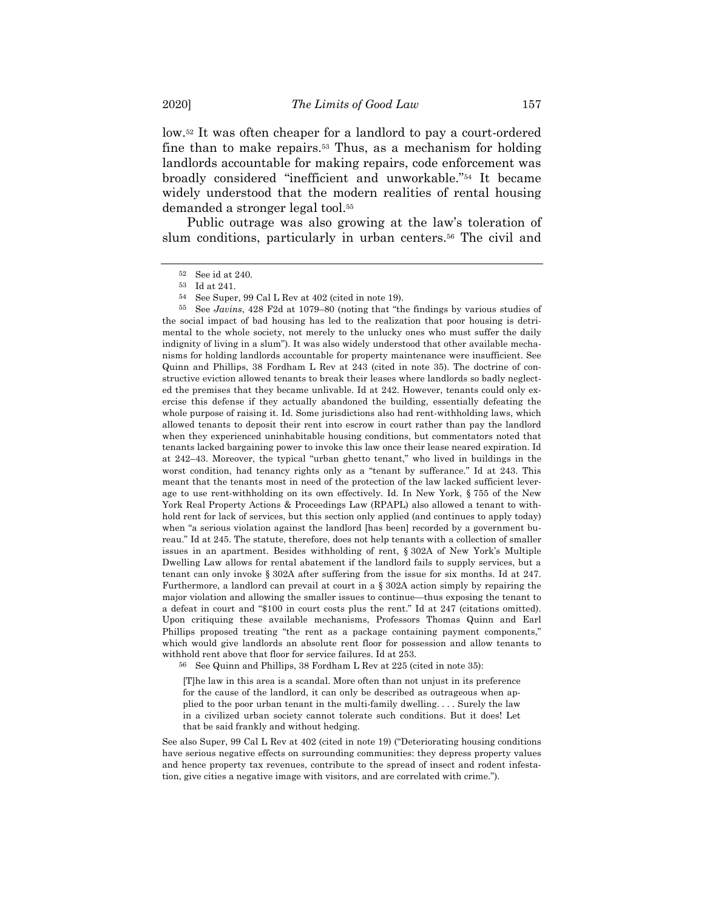low.[52] It was often cheaper for a landlord to pay a court-ordered fine than to make repairs.[53] Thus, as a mechanism for holding landlords accountable for making repairs, code enforcement was broadly considered "inefficient and unworkable."[54] It became widely understood that the modern realities of rental housing demanded a stronger legal tool.[55]

Public outrage was also growing at the law's toleration of slum conditions, particularly in urban centers.[56] The civil and

---

[52] See id at 240.

[53] Id at 241.

[54] See Super, 99 Cal L Rev at 402 (cited in note 19).

[55] See *Javins*, 428 F2d at 1079–80 (noting that "the findings by various studies of the social impact of bad housing has led to the realization that poor housing is detrimental to the whole society, not merely to the unlucky ones who must suffer the daily indignity of living in a slum"). It was also widely understood that other available mechanisms for holding landlords accountable for property maintenance were insufficient. See Quinn and Phillips, 38 Fordham L Rev at 243 (cited in note 35). The doctrine of constructive eviction allowed tenants to break their leases where landlords so badly neglected the premises that they became unlivable. Id at 242. However, tenants could only exercise this defense if they actually abandoned the building, essentially defeating the whole purpose of raising it. Id. Some jurisdictions also had rent-withholding laws, which allowed tenants to deposit their rent into escrow in court rather than pay the landlord when they experienced uninhabitable housing conditions, but commentators noted that tenants lacked bargaining power to invoke this law once their lease neared expiration. Id at 242–43. Moreover, the typical "urban ghetto tenant," who lived in buildings in the worst condition, had tenancy rights only as a "tenant by sufferance." Id at 243. This meant that the tenants most in need of the protection of the law lacked sufficient leverage to use rent-withholding on its own effectively. Id. In New York, § 755 of the New York Real Property Actions & Proceedings Law (RPAPL) also allowed a tenant to withhold rent for lack of services, but this section only applied (and continues to apply today) when "a serious violation against the landlord [has been] recorded by a government bureau." Id at 245. The statute, therefore, does not help tenants with a collection of smaller issues in an apartment. Besides withholding of rent, § 302A of New York's Multiple Dwelling Law allows for rental abatement if the landlord fails to supply services, but a tenant can only invoke § 302A after suffering from the issue for six months. Id at 247. Furthermore, a landlord can prevail at court in a § 302A action simply by repairing the major violation and allowing the smaller issues to continue—thus exposing the tenant to a defeat in court and "$100 in court costs plus the rent." Id at 247 (citations omitted). Upon critiquing these available mechanisms, Professors Thomas Quinn and Earl Phillips proposed treating "the rent as a package containing payment components," which would give landlords an absolute rent floor for possession and allow tenants to withhold rent above that floor for service failures. Id at 253.

[56] See Quinn and Phillips, 38 Fordham L Rev at 225 (cited in note 35):

> [T]he law in this area is a scandal. More often than not unjust in its preference for the cause of the landlord, it can only be described as outrageous when applied to the poor urban tenant in the multi-family dwelling. . . . Surely the law in a civilized urban society cannot tolerate such conditions. But it does! Let that be said frankly and without hedging.

See also Super, 99 Cal L Rev at 402 (cited in note 19) ("Deteriorating housing conditions have serious negative effects on surrounding communities: they depress property values and hence property tax revenues, contribute to the spread of insect and rodent infestation, give cities a negative image with visitors, and are correlated with crime.").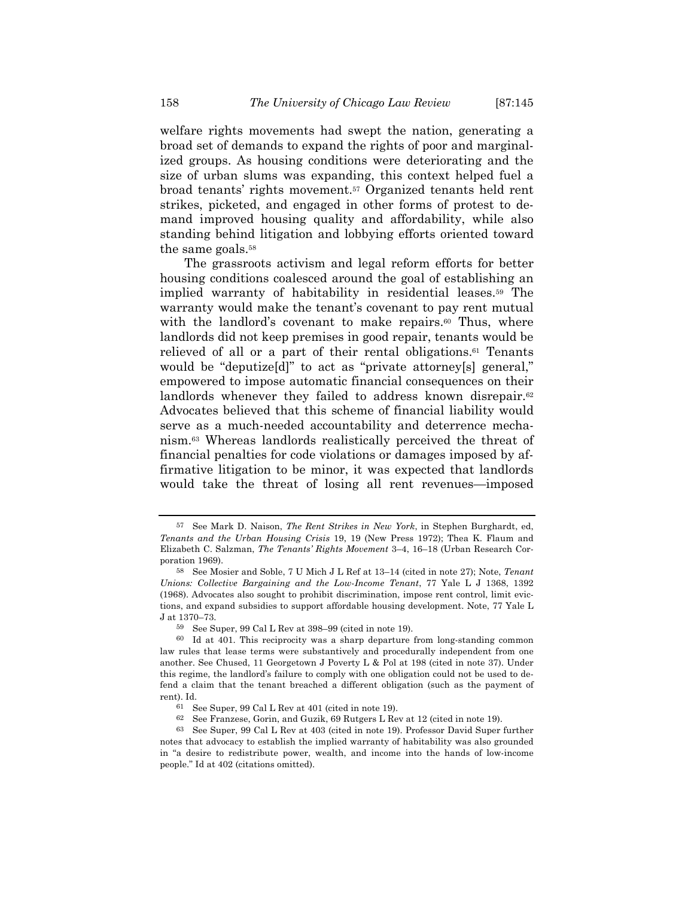welfare rights movements had swept the nation, generating a broad set of demands to expand the rights of poor and marginalized groups. As housing conditions were deteriorating and the size of urban slums was expanding, this context helped fuel a broad tenants' rights movement.[57] Organized tenants held rent strikes, picketed, and engaged in other forms of protest to demand improved housing quality and affordability, while also standing behind litigation and lobbying efforts oriented toward the same goals.[58]

The grassroots activism and legal reform efforts for better housing conditions coalesced around the goal of establishing an implied warranty of habitability in residential leases.[59] The warranty would make the tenant's covenant to pay rent mutual with the landlord's covenant to make repairs.[60] Thus, where landlords did not keep premises in good repair, tenants would be relieved of all or a part of their rental obligations.[61] Tenants would be "deputize[d]" to act as "private attorney[s] general," empowered to impose automatic financial consequences on their landlords whenever they failed to address known disrepair.[62] Advocates believed that this scheme of financial liability would serve as a much-needed accountability and deterrence mechanism.[63] Whereas landlords realistically perceived the threat of financial penalties for code violations or damages imposed by affirmative litigation to be minor, it was expected that landlords would take the threat of losing all rent revenues—imposed

---

[57] See Mark D. Naison, *The Rent Strikes in New York*, in Stephen Burghardt, ed, *Tenants and the Urban Housing Crisis* 19, 19 (New Press 1972); Thea K. Flaum and Elizabeth C. Salzman, *The Tenants' Rights Movement* 3–4, 16–18 (Urban Research Corporation 1969).

[58] See Mosier and Soble, 7 U Mich J L Ref at 13–14 (cited in note 27); Note, *Tenant Unions: Collective Bargaining and the Low-Income Tenant*, 77 Yale L J 1368, 1392 (1968). Advocates also sought to prohibit discrimination, impose rent control, limit evictions, and expand subsidies to support affordable housing development. Note, 77 Yale L J at 1370–73.

[59] See Super, 99 Cal L Rev at 398–99 (cited in note 19).

[60] Id at 401. This reciprocity was a sharp departure from long-standing common law rules that lease terms were substantively and procedurally independent from one another. See Chused, 11 Georgetown J Poverty L & Pol at 198 (cited in note 37). Under this regime, the landlord's failure to comply with one obligation could not be used to defend a claim that the tenant breached a different obligation (such as the payment of rent). Id.

[61] See Super, 99 Cal L Rev at 401 (cited in note 19).

[62] See Franzese, Gorin, and Guzik, 69 Rutgers L Rev at 12 (cited in note 19).

[63] See Super, 99 Cal L Rev at 403 (cited in note 19). Professor David Super further notes that advocacy to establish the implied warranty of habitability was also grounded in "a desire to redistribute power, wealth, and income into the hands of low-income people." Id at 402 (citations omitted).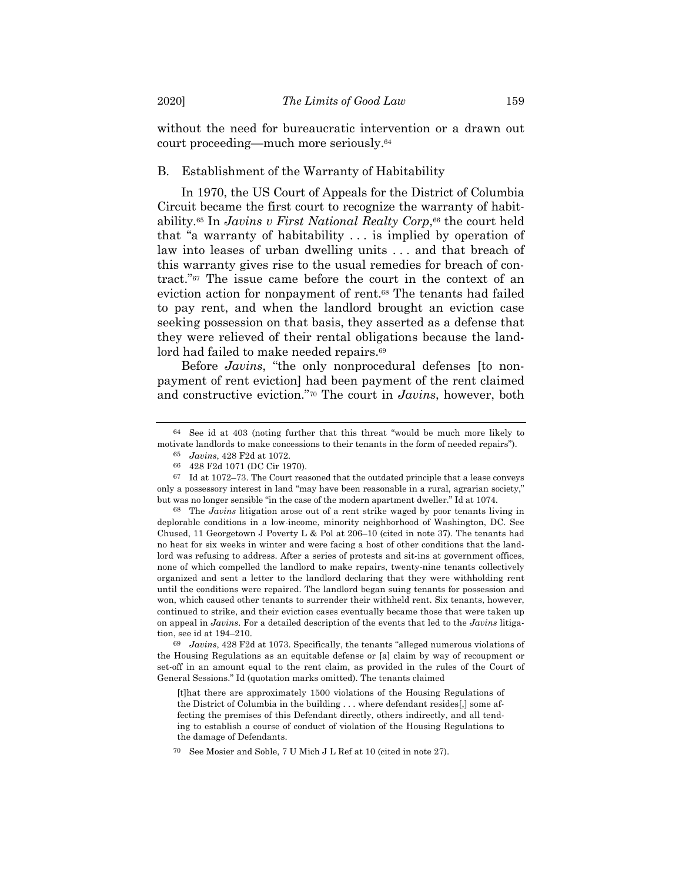without the need for bureaucratic intervention or a drawn out court proceeding—much more seriously.[64]

### B. Establishment of the Warranty of Habitability

In 1970, the US Court of Appeals for the District of Columbia Circuit became the first court to recognize the warranty of habitability.[65] In *Javins v First National Realty Corp*,[66] the court held that "a warranty of habitability . . . is implied by operation of law into leases of urban dwelling units . . . and that breach of this warranty gives rise to the usual remedies for breach of contract."[67] The issue came before the court in the context of an eviction action for nonpayment of rent.[68] The tenants had failed to pay rent, and when the landlord brought an eviction case seeking possession on that basis, they asserted as a defense that they were relieved of their rental obligations because the landlord had failed to make needed repairs.[69]

Before *Javins*, "the only nonprocedural defenses [to nonpayment of rent eviction] had been payment of the rent claimed and constructive eviction."[70] The court in *Javins*, however, both

---

[64] See id at 403 (noting further that this threat "would be much more likely to motivate landlords to make concessions to their tenants in the form of needed repairs").

[65] *Javins*, 428 F2d at 1072.

[66] 428 F2d 1071 (DC Cir 1970).

[67] Id at 1072–73. The Court reasoned that the outdated principle that a lease conveys only a possessory interest in land "may have been reasonable in a rural, agrarian society," but was no longer sensible "in the case of the modern apartment dweller." Id at 1074.

[68] The *Javins* litigation arose out of a rent strike waged by poor tenants living in deplorable conditions in a low-income, minority neighborhood of Washington, DC. See Chused, 11 Georgetown J Poverty L & Pol at 206–10 (cited in note 37). The tenants had no heat for six weeks in winter and were facing a host of other conditions that the landlord was refusing to address. After a series of protests and sit-ins at government offices, none of which compelled the landlord to make repairs, twenty-nine tenants collectively organized and sent a letter to the landlord declaring that they were withholding rent until the conditions were repaired. The landlord began suing tenants for possession and won, which caused other tenants to surrender their withheld rent. Six tenants, however, continued to strike, and their eviction cases eventually became those that were taken up on appeal in *Javins*. For a detailed description of the events that led to the *Javins* litigation, see id at 194–210.

[69] *Javins*, 428 F2d at 1073. Specifically, the tenants "alleged numerous violations of the Housing Regulations as an equitable defense or [a] claim by way of recoupment or set-off in an amount equal to the rent claim, as provided in the rules of the Court of General Sessions." Id (quotation marks omitted). The tenants claimed

> [t]hat there are approximately 1500 violations of the Housing Regulations of the District of Columbia in the building . . . where defendant resides[,] some affecting the premises of this Defendant directly, others indirectly, and all tending to establish a course of conduct of violation of the Housing Regulations to the damage of Defendants.

[70] See Mosier and Soble, 7 U Mich J L Ref at 10 (cited in note 27).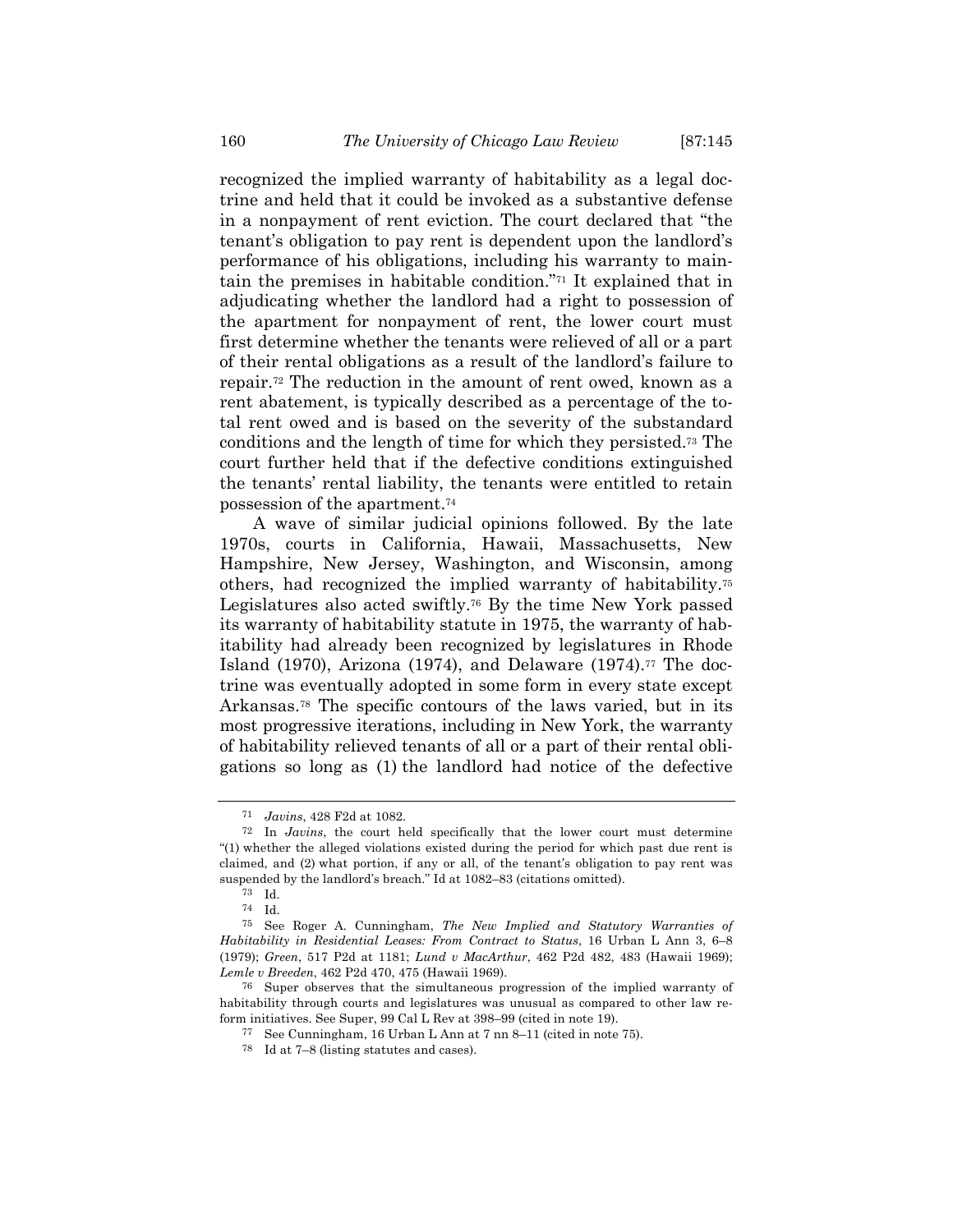recognized the implied warranty of habitability as a legal doctrine and held that it could be invoked as a substantive defense in a nonpayment of rent eviction. The court declared that "the tenant's obligation to pay rent is dependent upon the landlord's performance of his obligations, including his warranty to maintain the premises in habitable condition."[71] It explained that in adjudicating whether the landlord had a right to possession of the apartment for nonpayment of rent, the lower court must first determine whether the tenants were relieved of all or a part of their rental obligations as a result of the landlord's failure to repair.[72] The reduction in the amount of rent owed, known as a rent abatement, is typically described as a percentage of the total rent owed and is based on the severity of the substandard conditions and the length of time for which they persisted.[73] The court further held that if the defective conditions extinguished the tenants' rental liability, the tenants were entitled to retain possession of the apartment.[74]

A wave of similar judicial opinions followed. By the late 1970s, courts in California, Hawaii, Massachusetts, New Hampshire, New Jersey, Washington, and Wisconsin, among others, had recognized the implied warranty of habitability.[75] Legislatures also acted swiftly.[76] By the time New York passed its warranty of habitability statute in 1975, the warranty of habitability had already been recognized by legislatures in Rhode Island (1970), Arizona (1974), and Delaware (1974).[77] The doctrine was eventually adopted in some form in every state except Arkansas.[78] The specific contours of the laws varied, but in its most progressive iterations, including in New York, the warranty of habitability relieved tenants of all or a part of their rental obligations so long as (1) the landlord had notice of the defective

---

[71] *Javins*, 428 F2d at 1082.

[72] In *Javins*, the court held specifically that the lower court must determine "(1) whether the alleged violations existed during the period for which past due rent is claimed, and (2) what portion, if any or all, of the tenant's obligation to pay rent was suspended by the landlord's breach." Id at 1082–83 (citations omitted).

[73] Id.

[74] Id.

[75] See Roger A. Cunningham, *The New Implied and Statutory Warranties of Habitability in Residential Leases: From Contract to Status*, 16 Urban L Ann 3, 6–8 (1979); *Green*, 517 P2d at 1181; *Lund v MacArthur*, 462 P2d 482, 483 (Hawaii 1969); *Lemle v Breeden*, 462 P2d 470, 475 (Hawaii 1969).

[76] Super observes that the simultaneous progression of the implied warranty of habitability through courts and legislatures was unusual as compared to other law reform initiatives. See Super, 99 Cal L Rev at 398–99 (cited in note 19).

[77] See Cunningham, 16 Urban L Ann at 7 nn 8–11 (cited in note 75).

[78] Id at 7–8 (listing statutes and cases).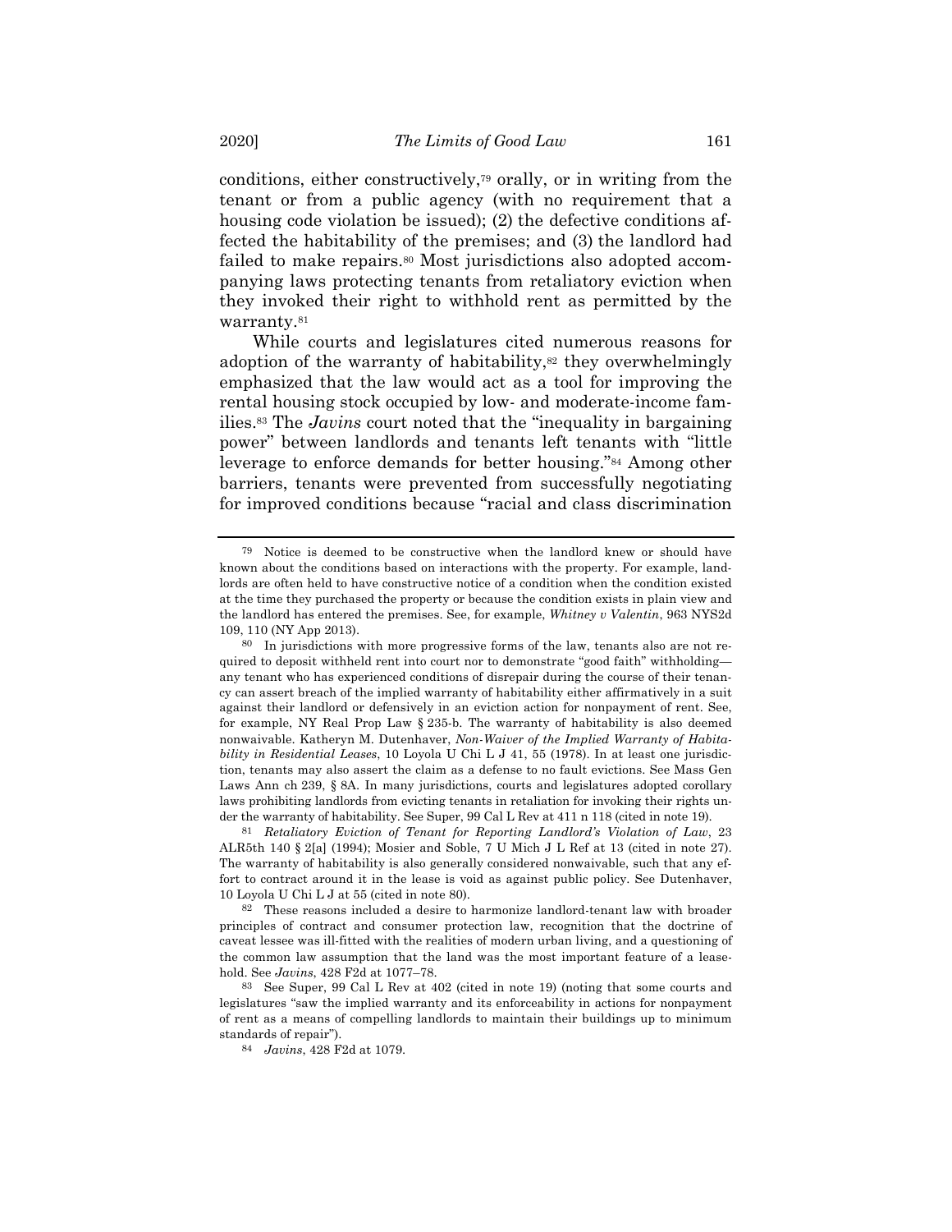conditions, either constructively,[79] orally, or in writing from the tenant or from a public agency (with no requirement that a housing code violation be issued); (2) the defective conditions affected the habitability of the premises; and (3) the landlord had failed to make repairs.[80] Most jurisdictions also adopted accompanying laws protecting tenants from retaliatory eviction when they invoked their right to withhold rent as permitted by the warranty.[81]

While courts and legislatures cited numerous reasons for adoption of the warranty of habitability,[82] they overwhelmingly emphasized that the law would act as a tool for improving the rental housing stock occupied by low- and moderate-income families.[83] The *Javins* court noted that the "inequality in bargaining power" between landlords and tenants left tenants with "little leverage to enforce demands for better housing."[84] Among other barriers, tenants were prevented from successfully negotiating for improved conditions because "racial and class discrimination

---

[79] Notice is deemed to be constructive when the landlord knew or should have known about the conditions based on interactions with the property. For example, landlords are often held to have constructive notice of a condition when the condition existed at the time they purchased the property or because the condition exists in plain view and the landlord has entered the premises. See, for example, *Whitney v Valentin*, 963 NYS2d 109, 110 (NY App 2013).

[80] In jurisdictions with more progressive forms of the law, tenants also are not required to deposit withheld rent into court nor to demonstrate "good faith" withholding—any tenant who has experienced conditions of disrepair during the course of their tenancy can assert breach of the implied warranty of habitability either affirmatively in a suit against their landlord or defensively in an eviction action for nonpayment of rent. See, for example, NY Real Prop Law § 235-b. The warranty of habitability is also deemed nonwaivable. Katheryn M. Dutenhaver, *Non-Waiver of the Implied Warranty of Habitability in Residential Leases*, 10 Loyola U Chi L J 41, 55 (1978). In at least one jurisdiction, tenants may also assert the claim as a defense to no fault evictions. See Mass Gen Laws Ann ch 239, § 8A. In many jurisdictions, courts and legislatures adopted corollary laws prohibiting landlords from evicting tenants in retaliation for invoking their rights under the warranty of habitability. See Super, 99 Cal L Rev at 411 n 118 (cited in note 19).

[81] *Retaliatory Eviction of Tenant for Reporting Landlord's Violation of Law*, 23 ALR5th 140 § 2[a] (1994); Mosier and Soble, 7 U Mich J L Ref at 13 (cited in note 27). The warranty of habitability is also generally considered nonwaivable, such that any effort to contract around it in the lease is void as against public policy. See Dutenhaver, 10 Loyola U Chi L J at 55 (cited in note 80).

[82] These reasons included a desire to harmonize landlord-tenant law with broader principles of contract and consumer protection law, recognition that the doctrine of caveat lessee was ill-fitted with the realities of modern urban living, and a questioning of the common law assumption that the land was the most important feature of a leasehold. See *Javins*, 428 F2d at 1077–78.

[83] See Super, 99 Cal L Rev at 402 (cited in note 19) (noting that some courts and legislatures "saw the implied warranty and its enforceability in actions for nonpayment of rent as a means of compelling landlords to maintain their buildings up to minimum standards of repair").

[84] *Javins*, 428 F2d at 1079.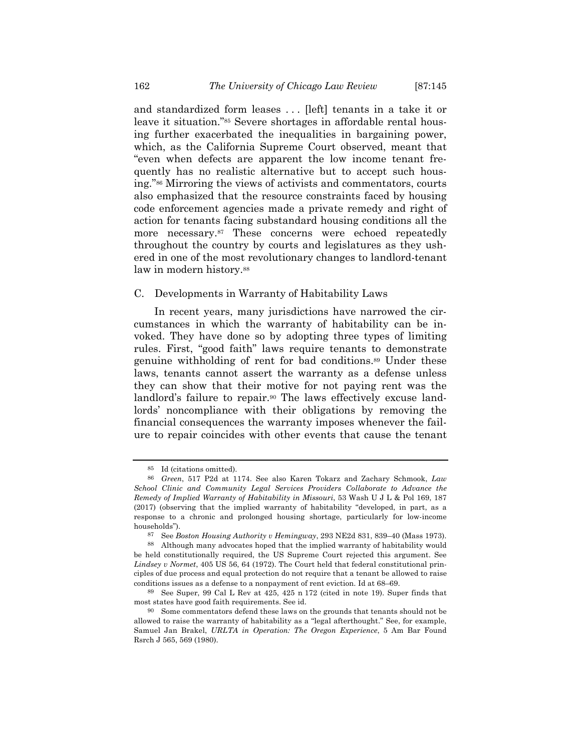and standardized form leases . . . [left] tenants in a take it or leave it situation."[85] Severe shortages in affordable rental housing further exacerbated the inequalities in bargaining power, which, as the California Supreme Court observed, meant that "even when defects are apparent the low income tenant frequently has no realistic alternative but to accept such housing."[86] Mirroring the views of activists and commentators, courts also emphasized that the resource constraints faced by housing code enforcement agencies made a private remedy and right of action for tenants facing substandard housing conditions all the more necessary.[87] These concerns were echoed repeatedly throughout the country by courts and legislatures as they ushered in one of the most revolutionary changes to landlord-tenant law in modern history.[88]

### C. Developments in Warranty of Habitability Laws

In recent years, many jurisdictions have narrowed the circumstances in which the warranty of habitability can be invoked. They have done so by adopting three types of limiting rules. First, "good faith" laws require tenants to demonstrate genuine withholding of rent for bad conditions.[89] Under these laws, tenants cannot assert the warranty as a defense unless they can show that their motive for not paying rent was the landlord's failure to repair.[90] The laws effectively excuse landlords' noncompliance with their obligations by removing the financial consequences the warranty imposes whenever the failure to repair coincides with other events that cause the tenant

---

[85] Id (citations omitted).

[86] *Green*, 517 P2d at 1174. See also Karen Tokarz and Zachary Schmook, *Law School Clinic and Community Legal Services Providers Collaborate to Advance the Remedy of Implied Warranty of Habitability in Missouri*, 53 Wash U J L & Pol 169, 187 (2017) (observing that the implied warranty of habitability "developed, in part, as a response to a chronic and prolonged housing shortage, particularly for low-income households").

[87] See *Boston Housing Authority v Hemingway*, 293 NE2d 831, 839–40 (Mass 1973).

[88] Although many advocates hoped that the implied warranty of habitability would be held constitutionally required, the US Supreme Court rejected this argument. See *Lindsey v Normet*, 405 US 56, 64 (1972). The Court held that federal constitutional principles of due process and equal protection do not require that a tenant be allowed to raise conditions issues as a defense to a nonpayment of rent eviction. Id at 68–69.

[89] See Super, 99 Cal L Rev at 425, 425 n 172 (cited in note 19). Super finds that most states have good faith requirements. See id.

[90] Some commentators defend these laws on the grounds that tenants should not be allowed to raise the warranty of habitability as a "legal afterthought." See, for example, Samuel Jan Brakel, *URLTA in Operation: The Oregon Experience*, 5 Am Bar Found Rsrch J 565, 569 (1980).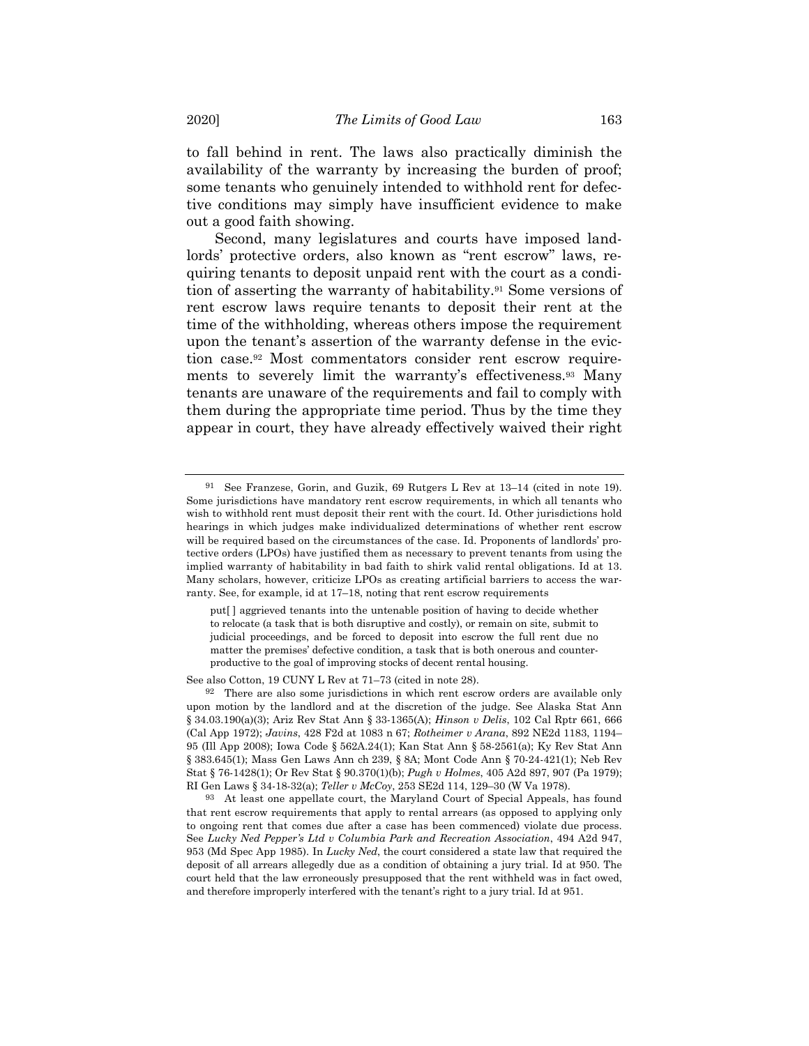to fall behind in rent. The laws also practically diminish the availability of the warranty by increasing the burden of proof; some tenants who genuinely intended to withhold rent for defective conditions may simply have insufficient evidence to make out a good faith showing.

Second, many legislatures and courts have imposed landlords' protective orders, also known as "rent escrow" laws, requiring tenants to deposit unpaid rent with the court as a condition of asserting the warranty of habitability.[91] Some versions of rent escrow laws require tenants to deposit their rent at the time of the withholding, whereas others impose the requirement upon the tenant's assertion of the warranty defense in the eviction case.[92] Most commentators consider rent escrow requirements to severely limit the warranty's effectiveness.[93] Many tenants are unaware of the requirements and fail to comply with them during the appropriate time period. Thus by the time they appear in court, they have already effectively waived their right

---

[91] See Franzese, Gorin, and Guzik, 69 Rutgers L Rev at 13–14 (cited in note 19). Some jurisdictions have mandatory rent escrow requirements, in which all tenants who wish to withhold rent must deposit their rent with the court. Id. Other jurisdictions hold hearings in which judges make individualized determinations of whether rent escrow will be required based on the circumstances of the case. Id. Proponents of landlords' protective orders (LPOs) have justified them as necessary to prevent tenants from using the implied warranty of habitability in bad faith to shirk valid rental obligations. Id at 13. Many scholars, however, criticize LPOs as creating artificial barriers to access the warranty. See, for example, id at 17–18, noting that rent escrow requirements

> put[ ] aggrieved tenants into the untenable position of having to decide whether to relocate (a task that is both disruptive and costly), or remain on site, submit to judicial proceedings, and be forced to deposit into escrow the full rent due no matter the premises' defective condition, a task that is both onerous and counterproductive to the goal of improving stocks of decent rental housing.

See also Cotton, 19 CUNY L Rev at 71–73 (cited in note 28).

[92] There are also some jurisdictions in which rent escrow orders are available only upon motion by the landlord and at the discretion of the judge. See Alaska Stat Ann § 34.03.190(a)(3); Ariz Rev Stat Ann § 33-1365(A); *Hinson v Delis*, 102 Cal Rptr 661, 666 (Cal App 1972); *Javins*, 428 F2d at 1083 n 67; *Rotheimer v Arana*, 892 NE2d 1183, 1194–95 (Ill App 2008); Iowa Code § 562A.24(1); Kan Stat Ann § 58-2561(a); Ky Rev Stat Ann § 383.645(1); Mass Gen Laws Ann ch 239, § 8A; Mont Code Ann § 70-24-421(1); Neb Rev Stat § 76-1428(1); Or Rev Stat § 90.370(1)(b); *Pugh v Holmes*, 405 A2d 897, 907 (Pa 1979); RI Gen Laws § 34-18-32(a); *Teller v McCoy*, 253 SE2d 114, 129–30 (W Va 1978).

[93] At least one appellate court, the Maryland Court of Special Appeals, has found that rent escrow requirements that apply to rental arrears (as opposed to applying only to ongoing rent that comes due after a case has been commenced) violate due process. See *Lucky Ned Pepper's Ltd v Columbia Park and Recreation Association*, 494 A2d 947, 953 (Md Spec App 1985). In *Lucky Ned*, the court considered a state law that required the deposit of all arrears allegedly due as a condition of obtaining a jury trial. Id at 950. The court held that the law erroneously presupposed that the rent withheld was in fact owed, and therefore improperly interfered with the tenant's right to a jury trial. Id at 951.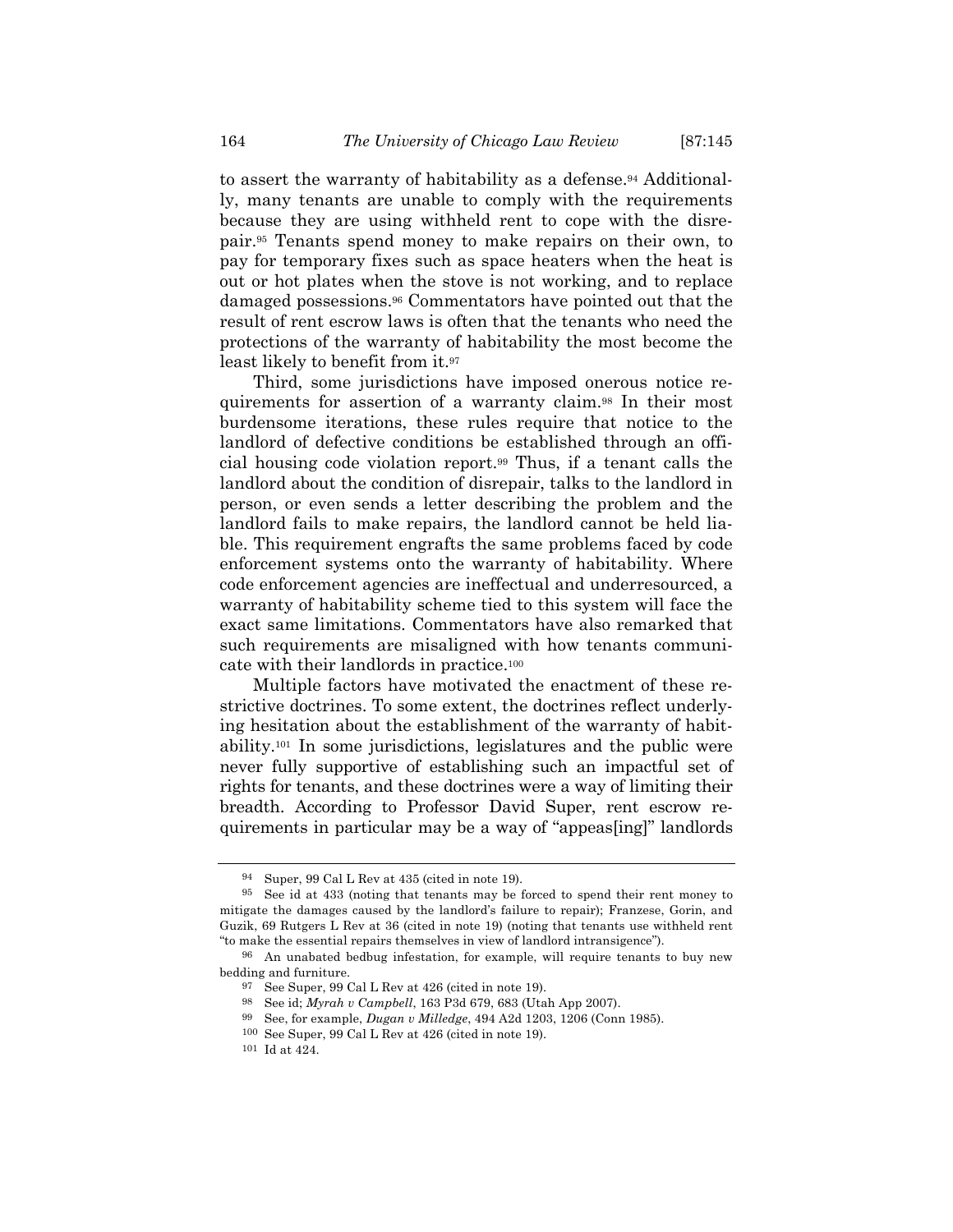to assert the warranty of habitability as a defense.[94] Additionally, many tenants are unable to comply with the requirements because they are using withheld rent to cope with the disrepair.[95] Tenants spend money to make repairs on their own, to pay for temporary fixes such as space heaters when the heat is out or hot plates when the stove is not working, and to replace damaged possessions.[96] Commentators have pointed out that the result of rent escrow laws is often that the tenants who need the protections of the warranty of habitability the most become the least likely to benefit from it.[97]

Third, some jurisdictions have imposed onerous notice requirements for assertion of a warranty claim.[98] In their most burdensome iterations, these rules require that notice to the landlord of defective conditions be established through an official housing code violation report.[99] Thus, if a tenant calls the landlord about the condition of disrepair, talks to the landlord in person, or even sends a letter describing the problem and the landlord fails to make repairs, the landlord cannot be held liable. This requirement engrafts the same problems faced by code enforcement systems onto the warranty of habitability. Where code enforcement agencies are ineffectual and underresourced, a warranty of habitability scheme tied to this system will face the exact same limitations. Commentators have also remarked that such requirements are misaligned with how tenants communicate with their landlords in practice.[100]

Multiple factors have motivated the enactment of these restrictive doctrines. To some extent, the doctrines reflect underlying hesitation about the establishment of the warranty of habitability.[101] In some jurisdictions, legislatures and the public were never fully supportive of establishing such an impactful set of rights for tenants, and these doctrines were a way of limiting their breadth. According to Professor David Super, rent escrow requirements in particular may be a way of "appeas[ing]" landlords

---

[94] Super, 99 Cal L Rev at 435 (cited in note 19).

[95] See id at 433 (noting that tenants may be forced to spend their rent money to mitigate the damages caused by the landlord's failure to repair); Franzese, Gorin, and Guzik, 69 Rutgers L Rev at 36 (cited in note 19) (noting that tenants use withheld rent "to make the essential repairs themselves in view of landlord intransigence").

[96] An unabated bedbug infestation, for example, will require tenants to buy new bedding and furniture.

[97] See Super, 99 Cal L Rev at 426 (cited in note 19).

[98] See id; *Myrah v Campbell*, 163 P3d 679, 683 (Utah App 2007).

[99] See, for example, *Dugan v Milledge*, 494 A2d 1203, 1206 (Conn 1985).

[100] See Super, 99 Cal L Rev at 426 (cited in note 19).

[101] Id at 424.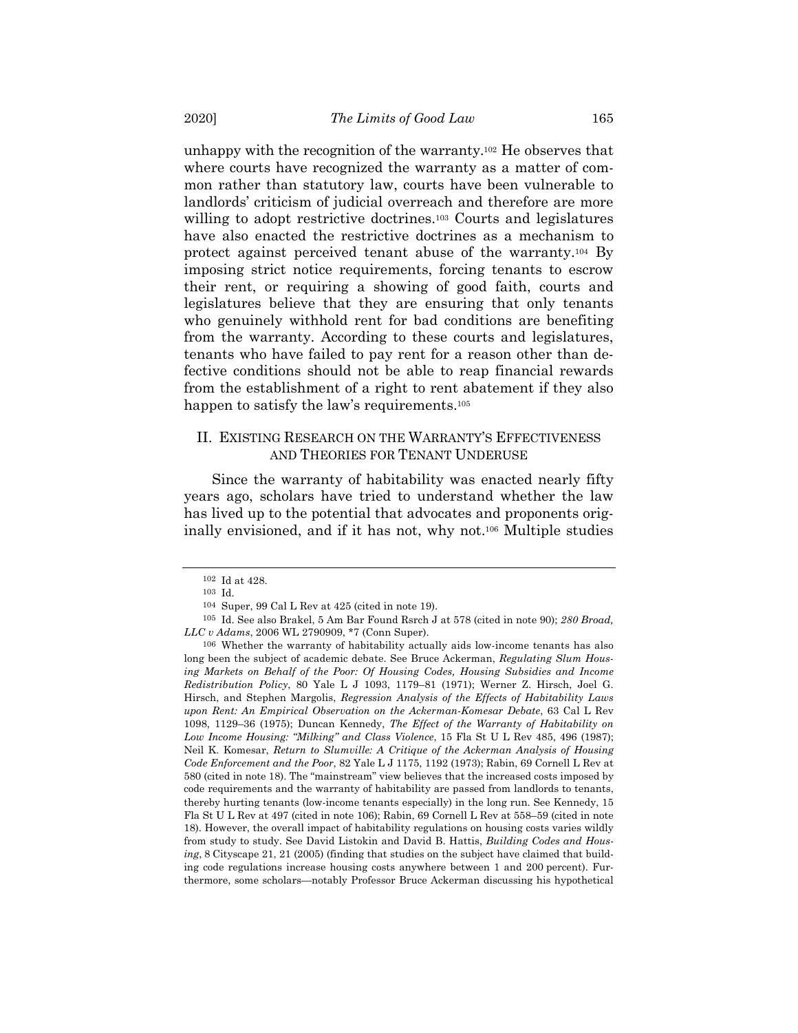unhappy with the recognition of the warranty.[102] He observes that where courts have recognized the warranty as a matter of common rather than statutory law, courts have been vulnerable to landlords' criticism of judicial overreach and therefore are more willing to adopt restrictive doctrines.[103] Courts and legislatures have also enacted the restrictive doctrines as a mechanism to protect against perceived tenant abuse of the warranty.[104] By imposing strict notice requirements, forcing tenants to escrow their rent, or requiring a showing of good faith, courts and legislatures believe that they are ensuring that only tenants who genuinely withhold rent for bad conditions are benefiting from the warranty. According to these courts and legislatures, tenants who have failed to pay rent for a reason other than defective conditions should not be able to reap financial rewards from the establishment of a right to rent abatement if they also happen to satisfy the law's requirements.[105]

## II. EXISTING RESEARCH ON THE WARRANTY'S EFFECTIVENESS AND THEORIES FOR TENANT UNDERUSE

Since the warranty of habitability was enacted nearly fifty years ago, scholars have tried to understand whether the law has lived up to the potential that advocates and proponents originally envisioned, and if it has not, why not.[106] Multiple studies

---

[102] Id at 428.

[103] Id.

[104] Super, 99 Cal L Rev at 425 (cited in note 19).

[105] Id. See also Brakel, 5 Am Bar Found Rsrch J at 578 (cited in note 90); *280 Broad, LLC v Adams*, 2006 WL 2790909, *7 (Conn Super).

[106] Whether the warranty of habitability actually aids low-income tenants has also long been the subject of academic debate. See Bruce Ackerman, *Regulating Slum Housing Markets on Behalf of the Poor: Of Housing Codes, Housing Subsidies and Income Redistribution Policy*, 80 Yale L J 1093, 1179–81 (1971); Werner Z. Hirsch, Joel G. Hirsch, and Stephen Margolis, *Regression Analysis of the Effects of Habitability Laws upon Rent: An Empirical Observation on the Ackerman-Komesar Debate*, 63 Cal L Rev 1098, 1129–36 (1975); Duncan Kennedy, *The Effect of the Warranty of Habitability on Low Income Housing: "Milking" and Class Violence*, 15 Fla St U L Rev 485, 496 (1987); Neil K. Komesar, *Return to Slumville: A Critique of the Ackerman Analysis of Housing Code Enforcement and the Poor*, 82 Yale L J 1175, 1192 (1973); Rabin, 69 Cornell L Rev at 580 (cited in note 18). The "mainstream" view believes that the increased costs imposed by code requirements and the warranty of habitability are passed from landlords to tenants, thereby hurting tenants (low-income tenants especially) in the long run. See Kennedy, 15 Fla St U L Rev at 497 (cited in note 106); Rabin, 69 Cornell L Rev at 558–59 (cited in note 18). However, the overall impact of habitability regulations on housing costs varies wildly from study to study. See David Listokin and David B. Hattis, *Building Codes and Housing*, 8 Cityscape 21, 21 (2005) (finding that studies on the subject have claimed that building code regulations increase housing costs anywhere between 1 and 200 percent). Furthermore, some scholars—notably Professor Bruce Ackerman discussing his hypothetical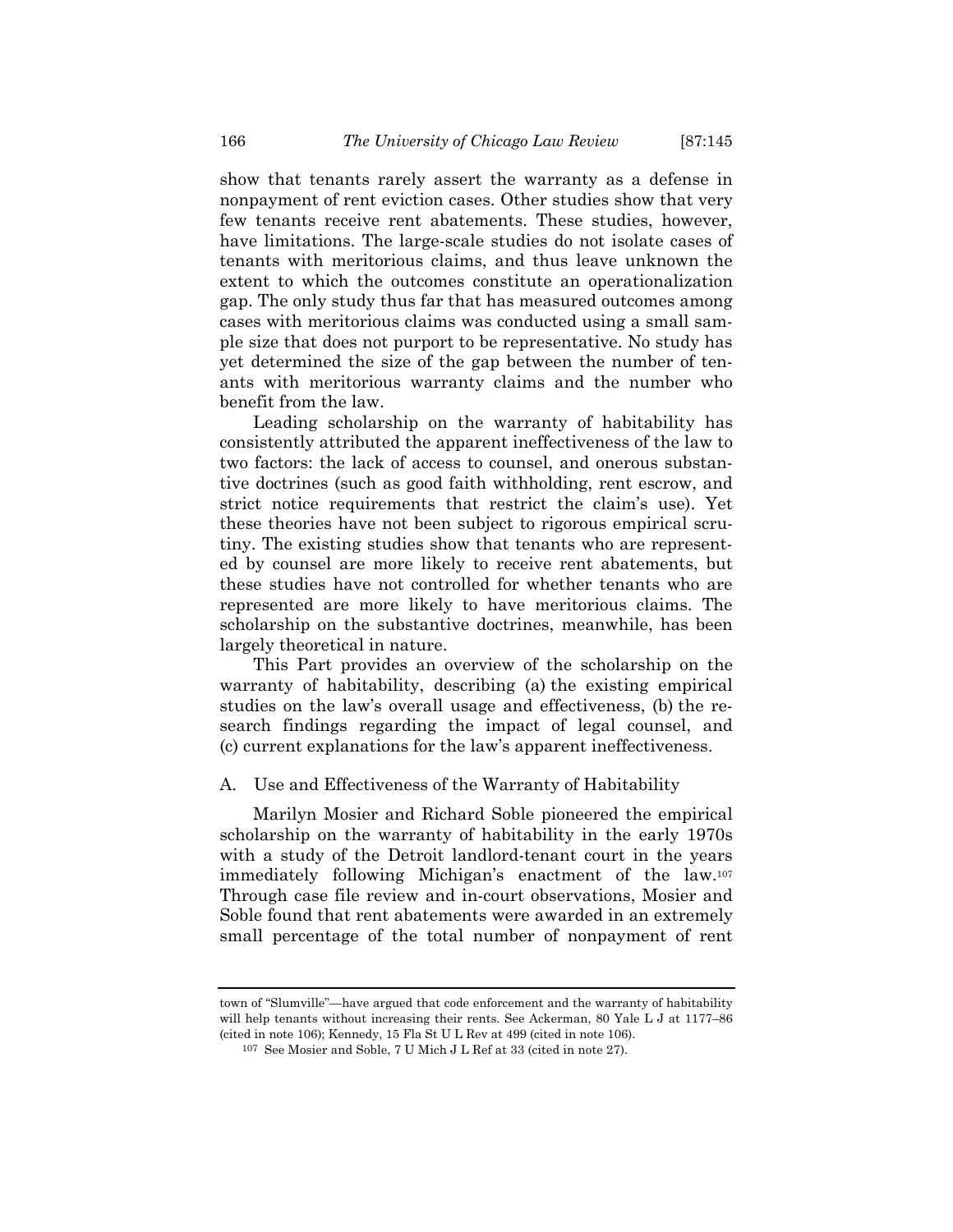show that tenants rarely assert the warranty as a defense in nonpayment of rent eviction cases. Other studies show that very few tenants receive rent abatements. These studies, however, have limitations. The large-scale studies do not isolate cases of tenants with meritorious claims, and thus leave unknown the extent to which the outcomes constitute an operationalization gap. The only study thus far that has measured outcomes among cases with meritorious claims was conducted using a small sample size that does not purport to be representative. No study has yet determined the size of the gap between the number of tenants with meritorious warranty claims and the number who benefit from the law.

Leading scholarship on the warranty of habitability has consistently attributed the apparent ineffectiveness of the law to two factors: the lack of access to counsel, and onerous substantive doctrines (such as good faith withholding, rent escrow, and strict notice requirements that restrict the claim's use). Yet these theories have not been subject to rigorous empirical scrutiny. The existing studies show that tenants who are represented by counsel are more likely to receive rent abatements, but these studies have not controlled for whether tenants who are represented are more likely to have meritorious claims. The scholarship on the substantive doctrines, meanwhile, has been largely theoretical in nature.

This Part provides an overview of the scholarship on the warranty of habitability, describing (a) the existing empirical studies on the law's overall usage and effectiveness, (b) the research findings regarding the impact of legal counsel, and (c) current explanations for the law's apparent ineffectiveness.

## A. Use and Effectiveness of the Warranty of Habitability

Marilyn Mosier and Richard Soble pioneered the empirical scholarship on the warranty of habitability in the early 1970s with a study of the Detroit landlord-tenant court in the years immediately following Michigan's enactment of the law.[107] Through case file review and in-court observations, Mosier and Soble found that rent abatements were awarded in an extremely small percentage of the total number of nonpayment of rent

---

town of "Slumville"—have argued that code enforcement and the warranty of habitability will help tenants without increasing their rents. See Ackerman, 80 Yale L J at 1177–86 (cited in note 106); Kennedy, 15 Fla St U L Rev at 499 (cited in note 106).

[107] See Mosier and Soble, 7 U Mich J L Ref at 33 (cited in note 27).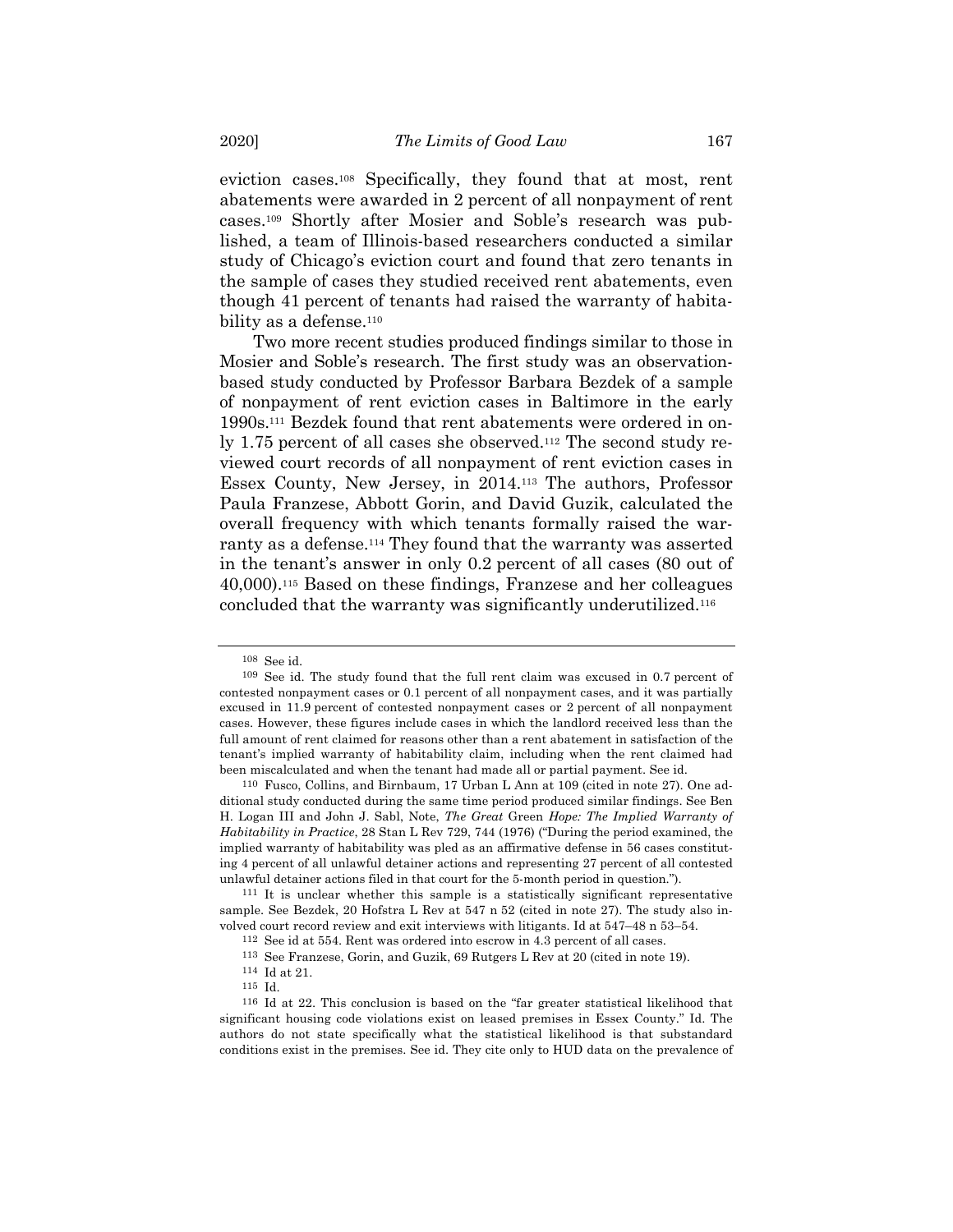eviction cases.[108] Specifically, they found that at most, rent abatements were awarded in 2 percent of all nonpayment of rent cases.[109] Shortly after Mosier and Soble's research was published, a team of Illinois-based researchers conducted a similar study of Chicago's eviction court and found that zero tenants in the sample of cases they studied received rent abatements, even though 41 percent of tenants had raised the warranty of habitability as a defense.[110]

Two more recent studies produced findings similar to those in Mosier and Soble's research. The first study was an observation-based study conducted by Professor Barbara Bezdek of a sample of nonpayment of rent eviction cases in Baltimore in the early 1990s.[111] Bezdek found that rent abatements were ordered in only 1.75 percent of all cases she observed.[112] The second study reviewed court records of all nonpayment of rent eviction cases in Essex County, New Jersey, in 2014.[113] The authors, Professor Paula Franzese, Abbott Gorin, and David Guzik, calculated the overall frequency with which tenants formally raised the warranty as a defense.[114] They found that the warranty was asserted in the tenant's answer in only 0.2 percent of all cases (80 out of 40,000).[115] Based on these findings, Franzese and her colleagues concluded that the warranty was significantly underutilized.[116]

---

108 See id.

109 See id. The study found that the full rent claim was excused in 0.7 percent of contested nonpayment cases or 0.1 percent of all nonpayment cases, and it was partially excused in 11.9 percent of contested nonpayment cases or 2 percent of all nonpayment cases. However, these figures include cases in which the landlord received less than the full amount of rent claimed for reasons other than a rent abatement in satisfaction of the tenant's implied warranty of habitability claim, including when the rent claimed had been miscalculated and when the tenant had made all or partial payment. See id.

110 Fusco, Collins, and Birnbaum, 17 Urban L Ann at 109 (cited in note 27). One additional study conducted during the same time period produced similar findings. See Ben H. Logan III and John J. Sabl, Note, *The Great* Green *Hope: The Implied Warranty of Habitability in Practice*, 28 Stan L Rev 729, 744 (1976) ("During the period examined, the implied warranty of habitability was pled as an affirmative defense in 56 cases constituting 4 percent of all unlawful detainer actions and representing 27 percent of all contested unlawful detainer actions filed in that court for the 5-month period in question.").

111 It is unclear whether this sample is a statistically significant representative sample. See Bezdek, 20 Hofstra L Rev at 547 n 52 (cited in note 27). The study also involved court record review and exit interviews with litigants. Id at 547–48 n 53–54.

112 See id at 554. Rent was ordered into escrow in 4.3 percent of all cases.

113 See Franzese, Gorin, and Guzik, 69 Rutgers L Rev at 20 (cited in note 19).

114 Id at 21.

115 Id.

116 Id at 22. This conclusion is based on the "far greater statistical likelihood that significant housing code violations exist on leased premises in Essex County." Id. The authors do not state specifically what the statistical likelihood is that substandard conditions exist in the premises. See id. They cite only to HUD data on the prevalence of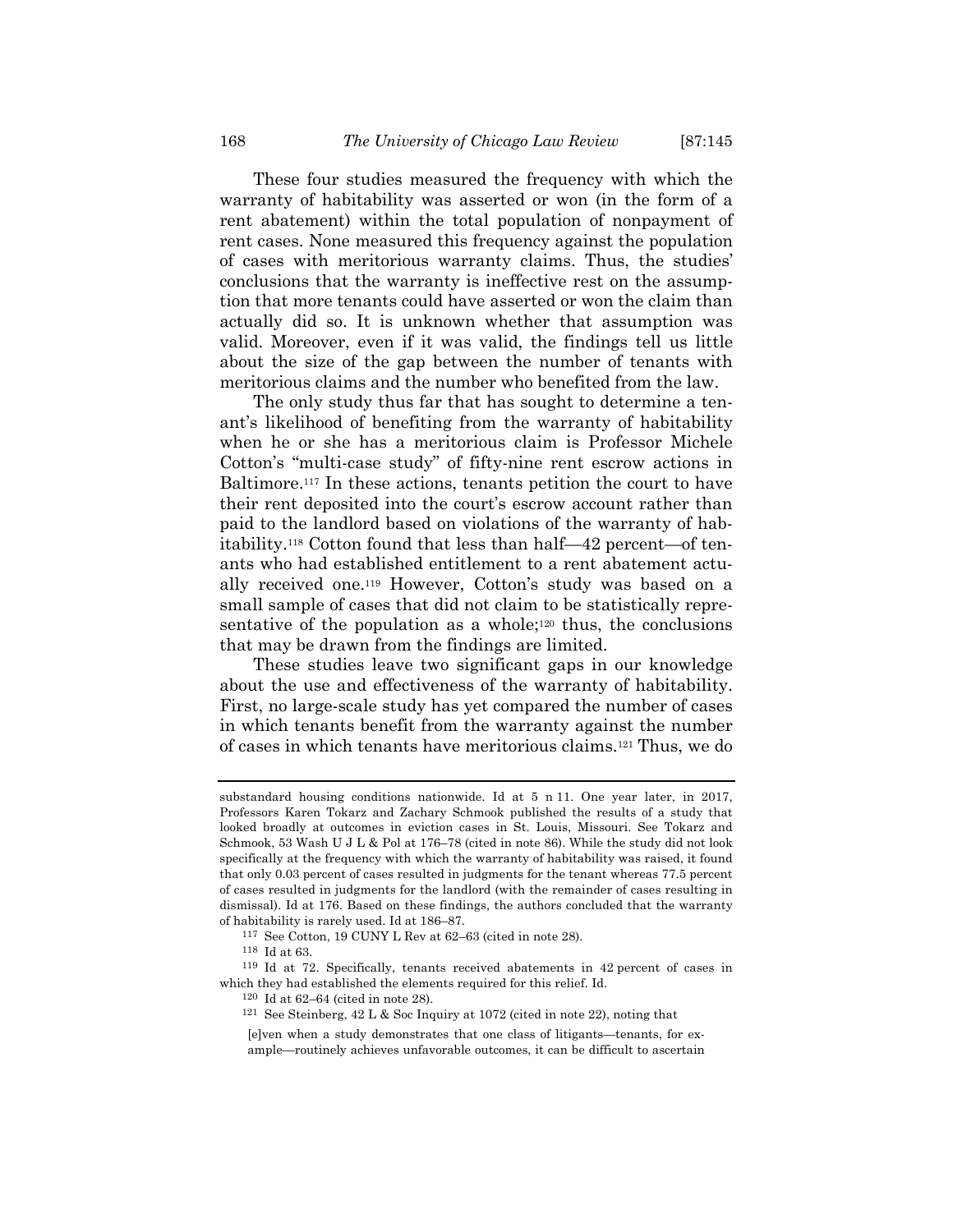These four studies measured the frequency with which the warranty of habitability was asserted or won (in the form of a rent abatement) within the total population of nonpayment of rent cases. None measured this frequency against the population of cases with meritorious warranty claims. Thus, the studies' conclusions that the warranty is ineffective rest on the assumption that more tenants could have asserted or won the claim than actually did so. It is unknown whether that assumption was valid. Moreover, even if it was valid, the findings tell us little about the size of the gap between the number of tenants with meritorious claims and the number who benefited from the law.

The only study thus far that has sought to determine a tenant's likelihood of benefiting from the warranty of habitability when he or she has a meritorious claim is Professor Michele Cotton's "multi-case study" of fifty-nine rent escrow actions in Baltimore.[117] In these actions, tenants petition the court to have their rent deposited into the court's escrow account rather than paid to the landlord based on violations of the warranty of habitability.[118] Cotton found that less than half—42 percent—of tenants who had established entitlement to a rent abatement actually received one.[119] However, Cotton's study was based on a small sample of cases that did not claim to be statistically representative of the population as a whole;[120] thus, the conclusions that may be drawn from the findings are limited.

These studies leave two significant gaps in our knowledge about the use and effectiveness of the warranty of habitability. First, no large-scale study has yet compared the number of cases in which tenants benefit from the warranty against the number of cases in which tenants have meritorious claims.[121] Thus, we do

---

substandard housing conditions nationwide. Id at 5 n 11. One year later, in 2017, Professors Karen Tokarz and Zachary Schmook published the results of a study that looked broadly at outcomes in eviction cases in St. Louis, Missouri. See Tokarz and Schmook, 53 Wash U J L & Pol at 176–78 (cited in note 86). While the study did not look specifically at the frequency with which the warranty of habitability was raised, it found that only 0.03 percent of cases resulted in judgments for the tenant whereas 77.5 percent of cases resulted in judgments for the landlord (with the remainder of cases resulting in dismissal). Id at 176. Based on these findings, the authors concluded that the warranty of habitability is rarely used. Id at 186–87.

[117] See Cotton, 19 CUNY L Rev at 62–63 (cited in note 28).

[118] Id at 63.

[119] Id at 72. Specifically, tenants received abatements in 42 percent of cases in which they had established the elements required for this relief. Id.

[120] Id at 62–64 (cited in note 28).

[121] See Steinberg, 42 L & Soc Inquiry at 1072 (cited in note 22), noting that

> [e]ven when a study demonstrates that one class of litigants—tenants, for example—routinely achieves unfavorable outcomes, it can be difficult to ascertain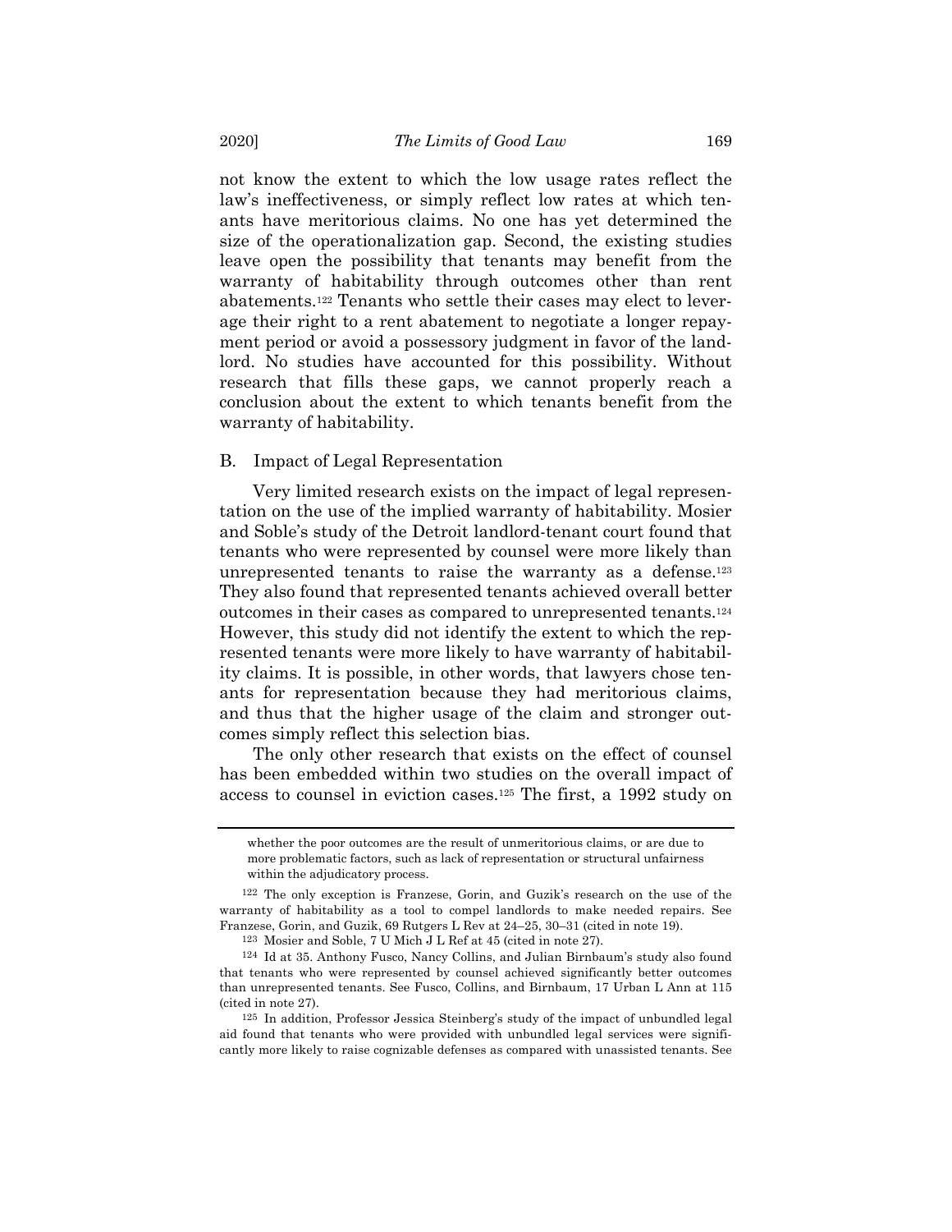not know the extent to which the low usage rates reflect the law's ineffectiveness, or simply reflect low rates at which tenants have meritorious claims. No one has yet determined the size of the operationalization gap. Second, the existing studies leave open the possibility that tenants may benefit from the warranty of habitability through outcomes other than rent abatements.[122] Tenants who settle their cases may elect to leverage their right to a rent abatement to negotiate a longer repayment period or avoid a possessory judgment in favor of the landlord. No studies have accounted for this possibility. Without research that fills these gaps, we cannot properly reach a conclusion about the extent to which tenants benefit from the warranty of habitability.

## B. Impact of Legal Representation

Very limited research exists on the impact of legal representation on the use of the implied warranty of habitability. Mosier and Soble's study of the Detroit landlord-tenant court found that tenants who were represented by counsel were more likely than unrepresented tenants to raise the warranty as a defense.[123] They also found that represented tenants achieved overall better outcomes in their cases as compared to unrepresented tenants.[124] However, this study did not identify the extent to which the represented tenants were more likely to have warranty of habitability claims. It is possible, in other words, that lawyers chose tenants for representation because they had meritorious claims, and thus that the higher usage of the claim and stronger outcomes simply reflect this selection bias.

The only other research that exists on the effect of counsel has been embedded within two studies on the overall impact of access to counsel in eviction cases.[125] The first, a 1992 study on

---

whether the poor outcomes are the result of unmeritorious claims, or are due to more problematic factors, such as lack of representation or structural unfairness within the adjudicatory process.

[122] The only exception is Franzese, Gorin, and Guzik's research on the use of the warranty of habitability as a tool to compel landlords to make needed repairs. See Franzese, Gorin, and Guzik, 69 Rutgers L Rev at 24–25, 30–31 (cited in note 19).

[123] Mosier and Soble, 7 U Mich J L Ref at 45 (cited in note 27).

[124] Id at 35. Anthony Fusco, Nancy Collins, and Julian Birnbaum's study also found that tenants who were represented by counsel achieved significantly better outcomes than unrepresented tenants. See Fusco, Collins, and Birnbaum, 17 Urban L Ann at 115 (cited in note 27).

[125] In addition, Professor Jessica Steinberg's study of the impact of unbundled legal aid found that tenants who were provided with unbundled legal services were significantly more likely to raise cognizable defenses as compared with unassisted tenants. See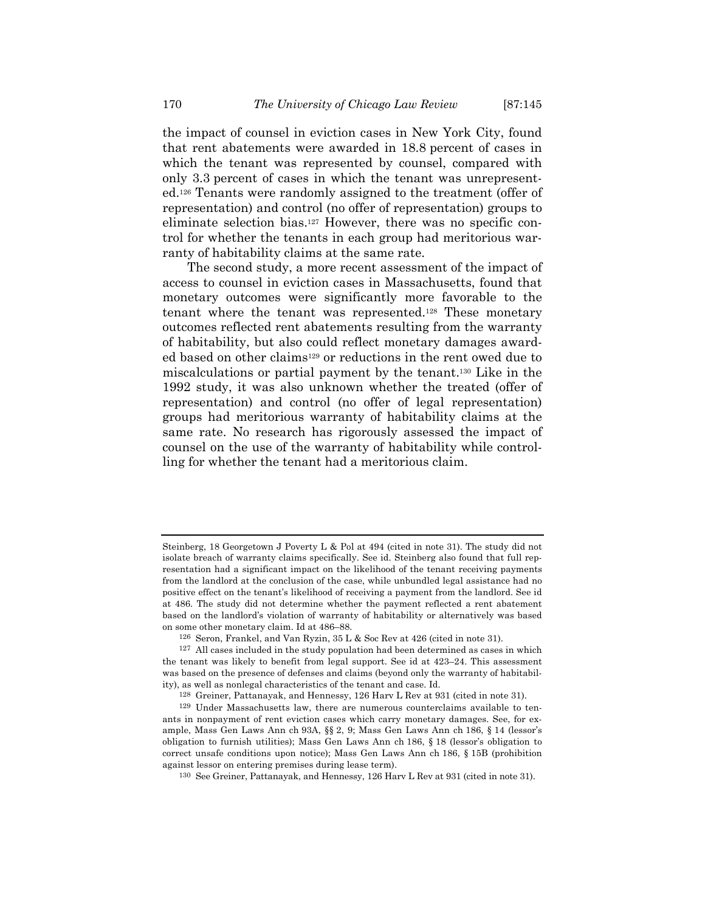the impact of counsel in eviction cases in New York City, found that rent abatements were awarded in 18.8 percent of cases in which the tenant was represented by counsel, compared with only 3.3 percent of cases in which the tenant was unrepresented.[126] Tenants were randomly assigned to the treatment (offer of representation) and control (no offer of representation) groups to eliminate selection bias.[127] However, there was no specific control for whether the tenants in each group had meritorious warranty of habitability claims at the same rate.

The second study, a more recent assessment of the impact of access to counsel in eviction cases in Massachusetts, found that monetary outcomes were significantly more favorable to the tenant where the tenant was represented.[128] These monetary outcomes reflected rent abatements resulting from the warranty of habitability, but also could reflect monetary damages awarded based on other claims[129] or reductions in the rent owed due to miscalculations or partial payment by the tenant.[130] Like in the 1992 study, it was also unknown whether the treated (offer of representation) and control (no offer of legal representation) groups had meritorious warranty of habitability claims at the same rate. No research has rigorously assessed the impact of counsel on the use of the warranty of habitability while controlling for whether the tenant had a meritorious claim.

---

Steinberg, 18 Georgetown J Poverty L & Pol at 494 (cited in note 31). The study did not isolate breach of warranty claims specifically. See id. Steinberg also found that full representation had a significant impact on the likelihood of the tenant receiving payments from the landlord at the conclusion of the case, while unbundled legal assistance had no positive effect on the tenant's likelihood of receiving a payment from the landlord. See id at 486. The study did not determine whether the payment reflected a rent abatement based on the landlord's violation of warranty of habitability or alternatively was based on some other monetary claim. Id at 486–88.

[126] Seron, Frankel, and Van Ryzin, 35 L & Soc Rev at 426 (cited in note 31).

[127] All cases included in the study population had been determined as cases in which the tenant was likely to benefit from legal support. See id at 423–24. This assessment was based on the presence of defenses and claims (beyond only the warranty of habitability), as well as nonlegal characteristics of the tenant and case. Id.

[128] Greiner, Pattanayak, and Hennessy, 126 Harv L Rev at 931 (cited in note 31).

[129] Under Massachusetts law, there are numerous counterclaims available to tenants in nonpayment of rent eviction cases which carry monetary damages. See, for example, Mass Gen Laws Ann ch 93A, §§ 2, 9; Mass Gen Laws Ann ch 186, § 14 (lessor's obligation to furnish utilities); Mass Gen Laws Ann ch 186, § 18 (lessor's obligation to correct unsafe conditions upon notice); Mass Gen Laws Ann ch 186, § 15B (prohibition against lessor on entering premises during lease term).

[130] See Greiner, Pattanayak, and Hennessy, 126 Harv L Rev at 931 (cited in note 31).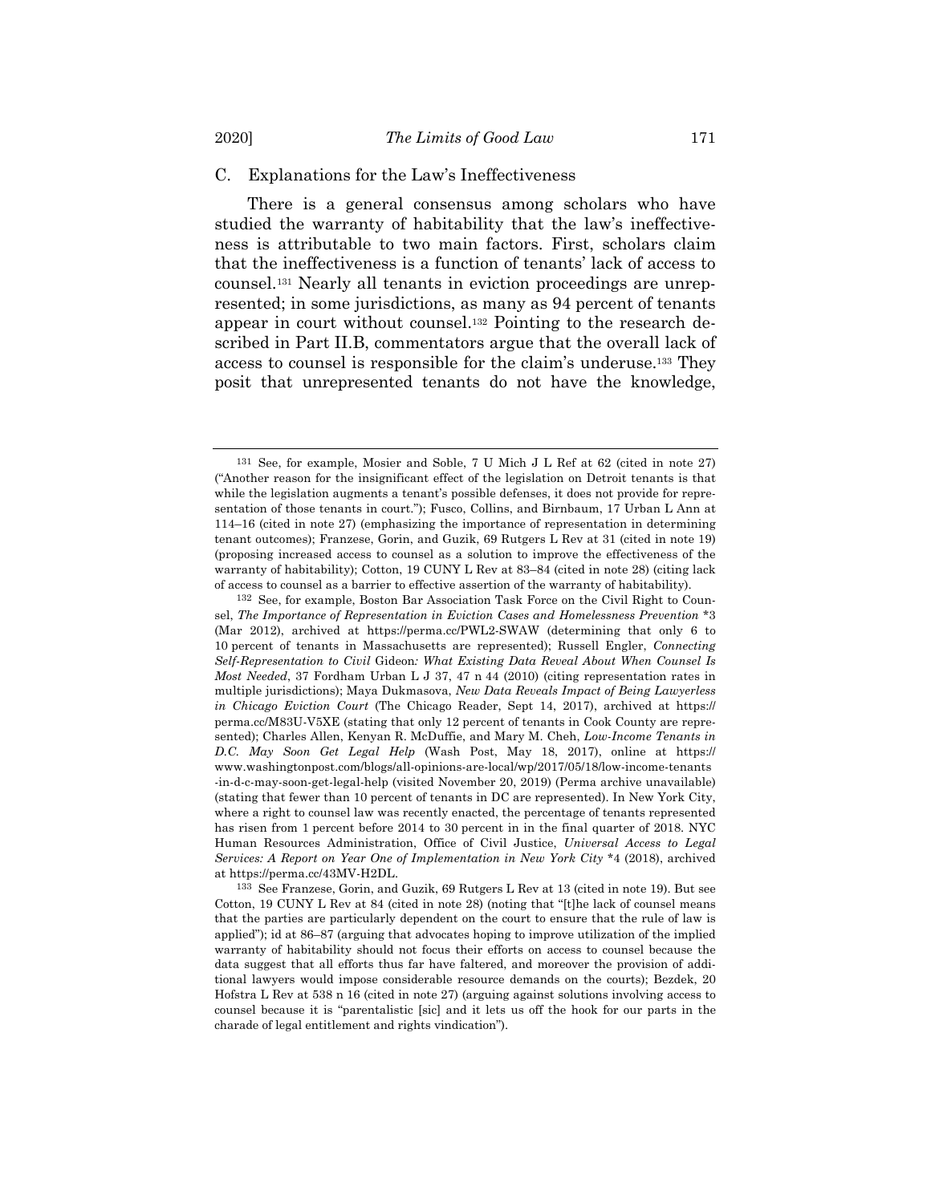### C. Explanations for the Law's Ineffectiveness

There is a general consensus among scholars who have studied the warranty of habitability that the law's ineffectiveness is attributable to two main factors. First, scholars claim that the ineffectiveness is a function of tenants' lack of access to counsel.[131] Nearly all tenants in eviction proceedings are unrepresented; in some jurisdictions, as many as 94 percent of tenants appear in court without counsel.[132] Pointing to the research described in Part II.B, commentators argue that the overall lack of access to counsel is responsible for the claim's underuse.[133] They posit that unrepresented tenants do not have the knowledge,

---

[131] See, for example, Mosier and Soble, 7 U Mich J L Ref at 62 (cited in note 27) ("Another reason for the insignificant effect of the legislation on Detroit tenants is that while the legislation augments a tenant's possible defenses, it does not provide for representation of those tenants in court."); Fusco, Collins, and Birnbaum, 17 Urban L Ann at 114–16 (cited in note 27) (emphasizing the importance of representation in determining tenant outcomes); Franzese, Gorin, and Guzik, 69 Rutgers L Rev at 31 (cited in note 19) (proposing increased access to counsel as a solution to improve the effectiveness of the warranty of habitability); Cotton, 19 CUNY L Rev at 83–84 (cited in note 28) (citing lack of access to counsel as a barrier to effective assertion of the warranty of habitability).

[132] See, for example, Boston Bar Association Task Force on the Civil Right to Counsel, *The Importance of Representation in Eviction Cases and Homelessness Prevention* *3 (Mar 2012), archived at https://perma.cc/PWL2-SWAW (determining that only 6 to 10 percent of tenants in Massachusetts are represented); Russell Engler, *Connecting Self-Representation to Civil* Gideon*: What Existing Data Reveal About When Counsel Is Most Needed*, 37 Fordham Urban L J 37, 47 n 44 (2010) (citing representation rates in multiple jurisdictions); Maya Dukmasova, *New Data Reveals Impact of Being Lawyerless in Chicago Eviction Court* (The Chicago Reader, Sept 14, 2017), archived at https://perma.cc/M83U-V5XE (stating that only 12 percent of tenants in Cook County are represented); Charles Allen, Kenyan R. McDuffie, and Mary M. Cheh, *Low-Income Tenants in D.C. May Soon Get Legal Help* (Wash Post, May 18, 2017), online at https://www.washingtonpost.com/blogs/all-opinions-are-local/wp/2017/05/18/low-income-tenants-in-d-c-may-soon-get-legal-help (visited November 20, 2019) (Perma archive unavailable) (stating that fewer than 10 percent of tenants in DC are represented). In New York City, where a right to counsel law was recently enacted, the percentage of tenants represented has risen from 1 percent before 2014 to 30 percent in in the final quarter of 2018. NYC Human Resources Administration, Office of Civil Justice, *Universal Access to Legal Services: A Report on Year One of Implementation in New York City* *4 (2018), archived at https://perma.cc/43MV-H2DL.

[133] See Franzese, Gorin, and Guzik, 69 Rutgers L Rev at 13 (cited in note 19). But see Cotton, 19 CUNY L Rev at 84 (cited in note 28) (noting that "[t]he lack of counsel means that the parties are particularly dependent on the court to ensure that the rule of law is applied"); id at 86–87 (arguing that advocates hoping to improve utilization of the implied warranty of habitability should not focus their efforts on access to counsel because the data suggest that all efforts thus far have faltered, and moreover the provision of additional lawyers would impose considerable resource demands on the courts); Bezdek, 20 Hofstra L Rev at 538 n 16 (cited in note 27) (arguing against solutions involving access to counsel because it is "parentalistic [sic] and it lets us off the hook for our parts in the charade of legal entitlement and rights vindication").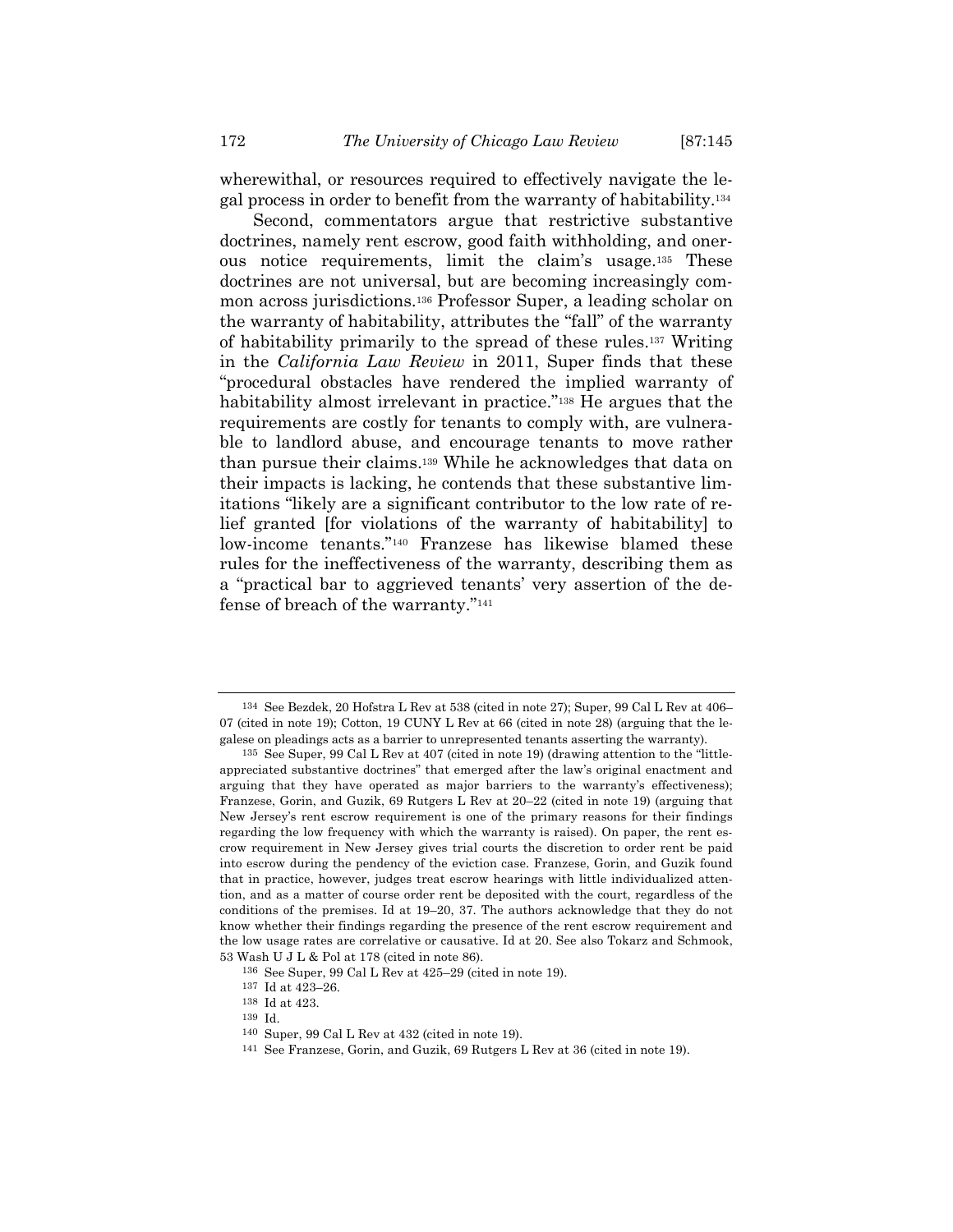wherewithal, or resources required to effectively navigate the legal process in order to benefit from the warranty of habitability.[134]

Second, commentators argue that restrictive substantive doctrines, namely rent escrow, good faith withholding, and onerous notice requirements, limit the claim's usage.[135] These doctrines are not universal, but are becoming increasingly common across jurisdictions.[136] Professor Super, a leading scholar on the warranty of habitability, attributes the "fall" of the warranty of habitability primarily to the spread of these rules.[137] Writing in the *California Law Review* in 2011, Super finds that these "procedural obstacles have rendered the implied warranty of habitability almost irrelevant in practice."[138] He argues that the requirements are costly for tenants to comply with, are vulnerable to landlord abuse, and encourage tenants to move rather than pursue their claims.[139] While he acknowledges that data on their impacts is lacking, he contends that these substantive limitations "likely are a significant contributor to the low rate of relief granted [for violations of the warranty of habitability] to low-income tenants."[140] Franzese has likewise blamed these rules for the ineffectiveness of the warranty, describing them as a "practical bar to aggrieved tenants' very assertion of the defense of breach of the warranty."[141]

---

[134] See Bezdek, 20 Hofstra L Rev at 538 (cited in note 27); Super, 99 Cal L Rev at 406–07 (cited in note 19); Cotton, 19 CUNY L Rev at 66 (cited in note 28) (arguing that the legalese on pleadings acts as a barrier to unrepresented tenants asserting the warranty).

[135] See Super, 99 Cal L Rev at 407 (cited in note 19) (drawing attention to the "little-appreciated substantive doctrines" that emerged after the law's original enactment and arguing that they have operated as major barriers to the warranty's effectiveness); Franzese, Gorin, and Guzik, 69 Rutgers L Rev at 20–22 (cited in note 19) (arguing that New Jersey's rent escrow requirement is one of the primary reasons for their findings regarding the low frequency with which the warranty is raised). On paper, the rent escrow requirement in New Jersey gives trial courts the discretion to order rent be paid into escrow during the pendency of the eviction case. Franzese, Gorin, and Guzik found that in practice, however, judges treat escrow hearings with little individualized attention, and as a matter of course order rent be deposited with the court, regardless of the conditions of the premises. Id at 19–20, 37. The authors acknowledge that they do not know whether their findings regarding the presence of the rent escrow requirement and the low usage rates are correlative or causative. Id at 20. See also Tokarz and Schmook, 53 Wash U J L & Pol at 178 (cited in note 86).

[136] See Super, 99 Cal L Rev at 425–29 (cited in note 19).

[137] Id at 423–26.

[138] Id at 423.

[139] Id.

[140] Super, 99 Cal L Rev at 432 (cited in note 19).

[141] See Franzese, Gorin, and Guzik, 69 Rutgers L Rev at 36 (cited in note 19).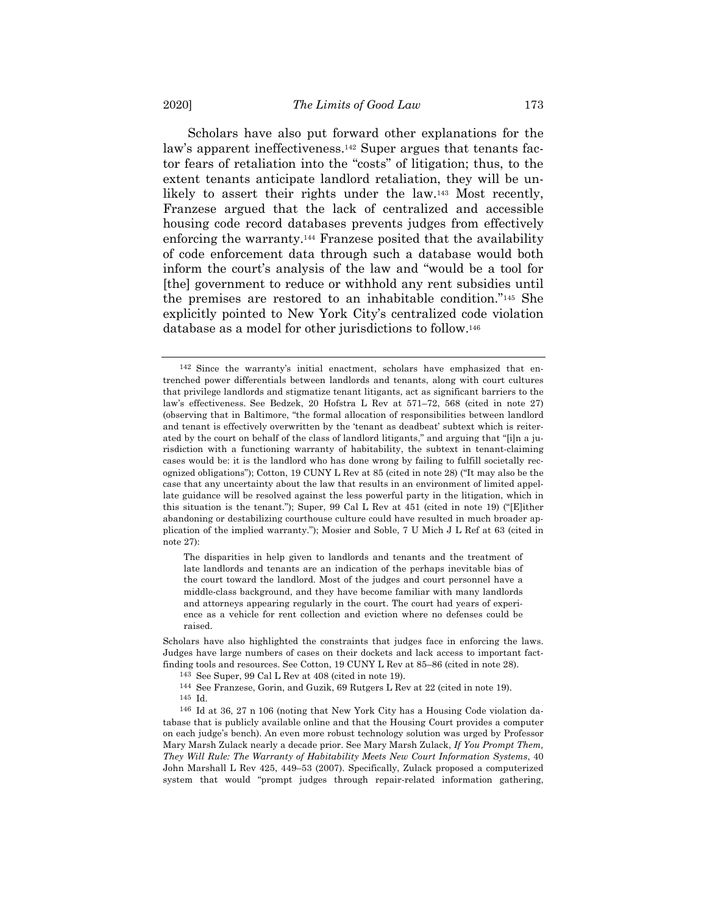Scholars have also put forward other explanations for the law's apparent ineffectiveness.[142] Super argues that tenants factor fears of retaliation into the "costs" of litigation; thus, to the extent tenants anticipate landlord retaliation, they will be unlikely to assert their rights under the law.[143] Most recently, Franzese argued that the lack of centralized and accessible housing code record databases prevents judges from effectively enforcing the warranty.[144] Franzese posited that the availability of code enforcement data through such a database would both inform the court's analysis of the law and "would be a tool for [the] government to reduce or withhold any rent subsidies until the premises are restored to an inhabitable condition."[145] She explicitly pointed to New York City's centralized code violation database as a model for other jurisdictions to follow.[146]

---

[142] Since the warranty's initial enactment, scholars have emphasized that entrenched power differentials between landlords and tenants, along with court cultures that privilege landlords and stigmatize tenant litigants, act as significant barriers to the law's effectiveness. See Bedzek, 20 Hofstra L Rev at 571–72, 568 (cited in note 27) (observing that in Baltimore, "the formal allocation of responsibilities between landlord and tenant is effectively overwritten by the 'tenant as deadbeat' subtext which is reiterated by the court on behalf of the class of landlord litigants," and arguing that "[i]n a jurisdiction with a functioning warranty of habitability, the subtext in tenant-claiming cases would be: it is the landlord who has done wrong by failing to fulfill societally recognized obligations"); Cotton, 19 CUNY L Rev at 85 (cited in note 28) ("It may also be the case that any uncertainty about the law that results in an environment of limited appellate guidance will be resolved against the less powerful party in the litigation, which in this situation is the tenant."); Super, 99 Cal L Rev at 451 (cited in note 19) ("[E]ither abandoning or destabilizing courthouse culture could have resulted in much broader application of the implied warranty."); Mosier and Soble, 7 U Mich J L Ref at 63 (cited in note 27):

> The disparities in help given to landlords and tenants and the treatment of late landlords and tenants are an indication of the perhaps inevitable bias of the court toward the landlord. Most of the judges and court personnel have a middle-class background, and they have become familiar with many landlords and attorneys appearing regularly in the court. The court had years of experience as a vehicle for rent collection and eviction where no defenses could be raised.

Scholars have also highlighted the constraints that judges face in enforcing the laws. Judges have large numbers of cases on their dockets and lack access to important fact-finding tools and resources. See Cotton, 19 CUNY L Rev at 85–86 (cited in note 28).

[143] See Super, 99 Cal L Rev at 408 (cited in note 19).

[144] See Franzese, Gorin, and Guzik, 69 Rutgers L Rev at 22 (cited in note 19).

[145] Id.

[146] Id at 36, 27 n 106 (noting that New York City has a Housing Code violation database that is publicly available online and that the Housing Court provides a computer on each judge's bench). An even more robust technology solution was urged by Professor Mary Marsh Zulack nearly a decade prior. See Mary Marsh Zulack, *If You Prompt Them, They Will Rule: The Warranty of Habitability Meets New Court Information Systems*, 40 John Marshall L Rev 425, 449–53 (2007). Specifically, Zulack proposed a computerized system that would "prompt judges through repair-related information gathering,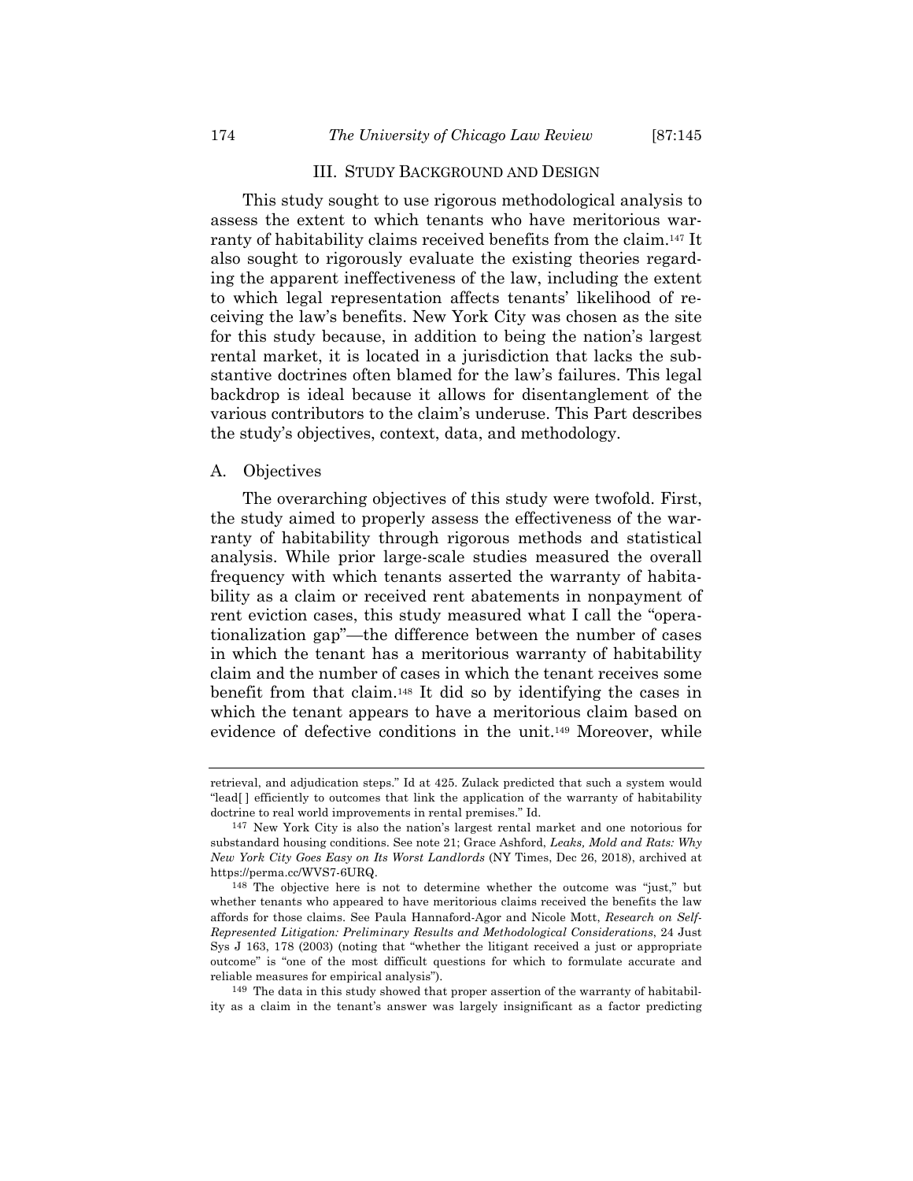## III. Study Background and Design

This study sought to use rigorous methodological analysis to assess the extent to which tenants who have meritorious warranty of habitability claims received benefits from the claim.[147] It also sought to rigorously evaluate the existing theories regarding the apparent ineffectiveness of the law, including the extent to which legal representation affects tenants' likelihood of receiving the law's benefits. New York City was chosen as the site for this study because, in addition to being the nation's largest rental market, it is located in a jurisdiction that lacks the substantive doctrines often blamed for the law's failures. This legal backdrop is ideal because it allows for disentanglement of the various contributors to the claim's underuse. This Part describes the study's objectives, context, data, and methodology.

### A. Objectives

The overarching objectives of this study were twofold. First, the study aimed to properly assess the effectiveness of the warranty of habitability through rigorous methods and statistical analysis. While prior large-scale studies measured the overall frequency with which tenants asserted the warranty of habitability as a claim or received rent abatements in nonpayment of rent eviction cases, this study measured what I call the "operationalization gap"—the difference between the number of cases in which the tenant has a meritorious warranty of habitability claim and the number of cases in which the tenant receives some benefit from that claim.[148] It did so by identifying the cases in which the tenant appears to have a meritorious claim based on evidence of defective conditions in the unit.[149] Moreover, while

---

retrieval, and adjudication steps." Id at 425. Zulack predicted that such a system would "lead[ ] efficiently to outcomes that link the application of the warranty of habitability doctrine to real world improvements in rental premises." Id.

[147] New York City is also the nation's largest rental market and one notorious for substandard housing conditions. See note 21; Grace Ashford, *Leaks, Mold and Rats: Why New York City Goes Easy on Its Worst Landlords* (NY Times, Dec 26, 2018), archived at https://perma.cc/WVS7-6URQ.

[148] The objective here is not to determine whether the outcome was "just," but whether tenants who appeared to have meritorious claims received the benefits the law affords for those claims. See Paula Hannaford-Agor and Nicole Mott, *Research on Self-Represented Litigation: Preliminary Results and Methodological Considerations*, 24 Just Sys J 163, 178 (2003) (noting that "whether the litigant received a just or appropriate outcome" is "one of the most difficult questions for which to formulate accurate and reliable measures for empirical analysis").

[149] The data in this study showed that proper assertion of the warranty of habitability as a claim in the tenant's answer was largely insignificant as a factor predicting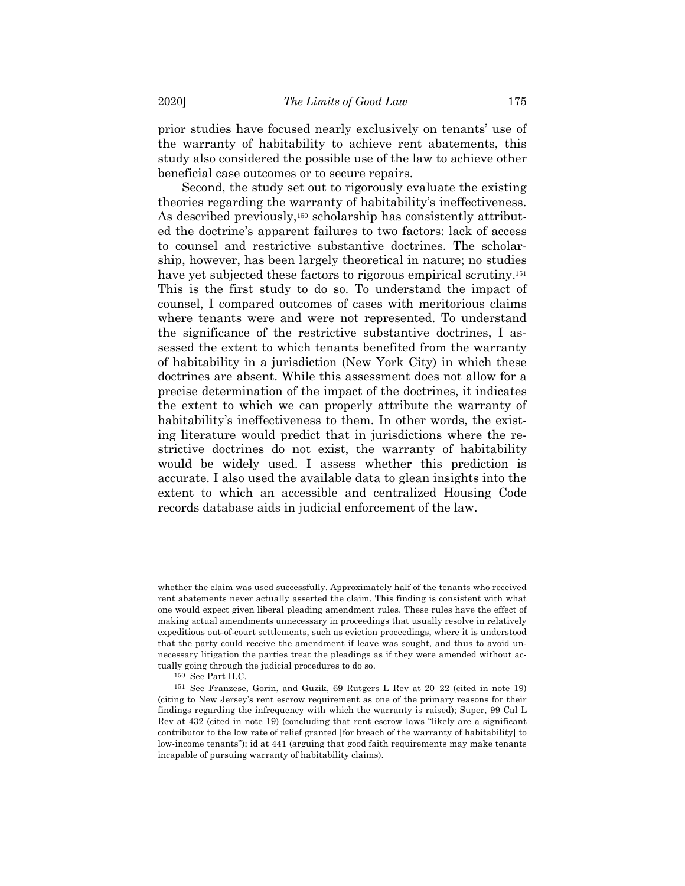prior studies have focused nearly exclusively on tenants' use of the warranty of habitability to achieve rent abatements, this study also considered the possible use of the law to achieve other beneficial case outcomes or to secure repairs.

Second, the study set out to rigorously evaluate the existing theories regarding the warranty of habitability's ineffectiveness. As described previously,[150] scholarship has consistently attributed the doctrine's apparent failures to two factors: lack of access to counsel and restrictive substantive doctrines. The scholarship, however, has been largely theoretical in nature; no studies have yet subjected these factors to rigorous empirical scrutiny.[151] This is the first study to do so. To understand the impact of counsel, I compared outcomes of cases with meritorious claims where tenants were and were not represented. To understand the significance of the restrictive substantive doctrines, I assessed the extent to which tenants benefited from the warranty of habitability in a jurisdiction (New York City) in which these doctrines are absent. While this assessment does not allow for a precise determination of the impact of the doctrines, it indicates the extent to which we can properly attribute the warranty of habitability's ineffectiveness to them. In other words, the existing literature would predict that in jurisdictions where the restrictive doctrines do not exist, the warranty of habitability would be widely used. I assess whether this prediction is accurate. I also used the available data to glean insights into the extent to which an accessible and centralized Housing Code records database aids in judicial enforcement of the law.

---

whether the claim was used successfully. Approximately half of the tenants who received rent abatements never actually asserted the claim. This finding is consistent with what one would expect given liberal pleading amendment rules. These rules have the effect of making actual amendments unnecessary in proceedings that usually resolve in relatively expeditious out-of-court settlements, such as eviction proceedings, where it is understood that the party could receive the amendment if leave was sought, and thus to avoid unnecessary litigation the parties treat the pleadings as if they were amended without actually going through the judicial procedures to do so.

[150] See Part II.C.

[151] See Franzese, Gorin, and Guzik, 69 Rutgers L Rev at 20–22 (cited in note 19) (citing to New Jersey's rent escrow requirement as one of the primary reasons for their findings regarding the infrequency with which the warranty is raised); Super, 99 Cal L Rev at 432 (cited in note 19) (concluding that rent escrow laws "likely are a significant contributor to the low rate of relief granted [for breach of the warranty of habitability] to low-income tenants"); id at 441 (arguing that good faith requirements may make tenants incapable of pursuing warranty of habitability claims).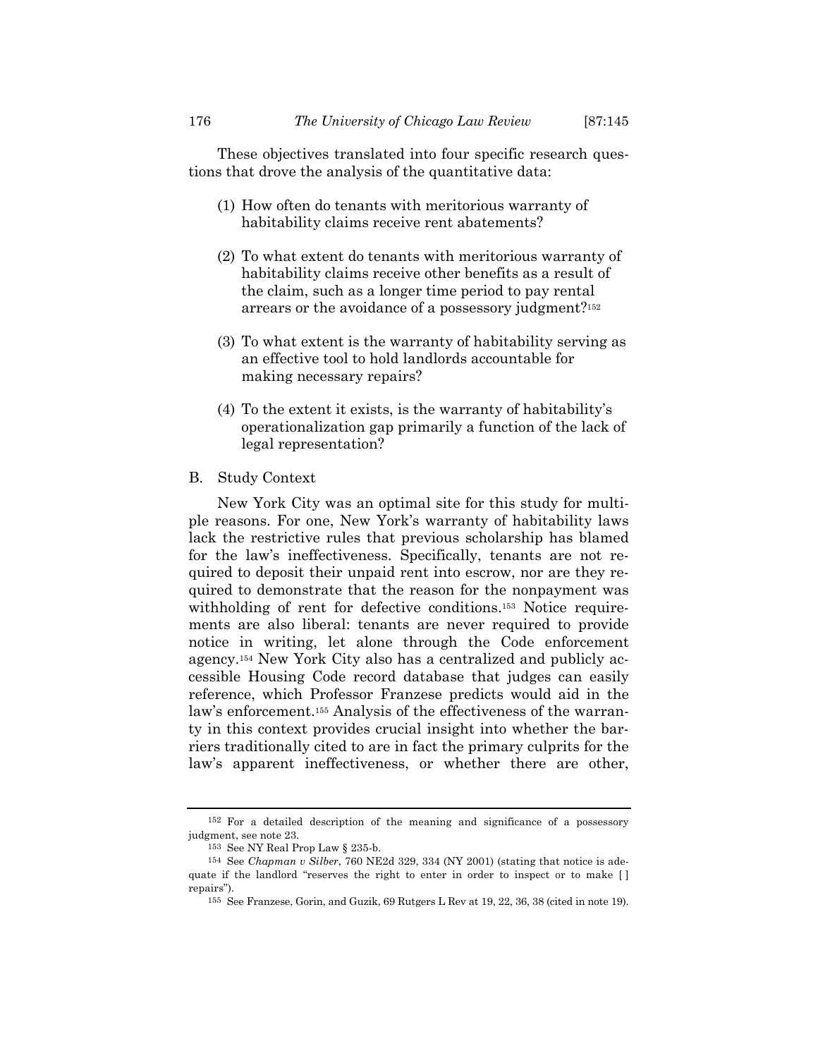These objectives translated into four specific research questions that drove the analysis of the quantitative data:

(1) How often do tenants with meritorious warranty of habitability claims receive rent abatements?

(2) To what extent do tenants with meritorious warranty of habitability claims receive other benefits as a result of the claim, such as a longer time period to pay rental arrears or the avoidance of a possessory judgment?[152]

(3) To what extent is the warranty of habitability serving as an effective tool to hold landlords accountable for making necessary repairs?

(4) To the extent it exists, is the warranty of habitability's operationalization gap primarily a function of the lack of legal representation?

## B. Study Context

New York City was an optimal site for this study for multiple reasons. For one, New York's warranty of habitability laws lack the restrictive rules that previous scholarship has blamed for the law's ineffectiveness. Specifically, tenants are not required to deposit their unpaid rent into escrow, nor are they required to demonstrate that the reason for the nonpayment was withholding of rent for defective conditions.[153] Notice requirements are also liberal: tenants are never required to provide notice in writing, let alone through the Code enforcement agency.[154] New York City also has a centralized and publicly accessible Housing Code record database that judges can easily reference, which Professor Franzese predicts would aid in the law's enforcement.[155] Analysis of the effectiveness of the warranty in this context provides crucial insight into whether the barriers traditionally cited to are in fact the primary culprits for the law's apparent ineffectiveness, or whether there are other,

---

[152] For a detailed description of the meaning and significance of a possessory judgment, see note 23.

[153] See NY Real Prop Law § 235-b.

[154] See *Chapman v Silber*, 760 NE2d 329, 334 (NY 2001) (stating that notice is adequate if the landlord "reserves the right to enter in order to inspect or to make [ ] repairs").

[155] See Franzese, Gorin, and Guzik, 69 Rutgers L Rev at 19, 22, 36, 38 (cited in note 19).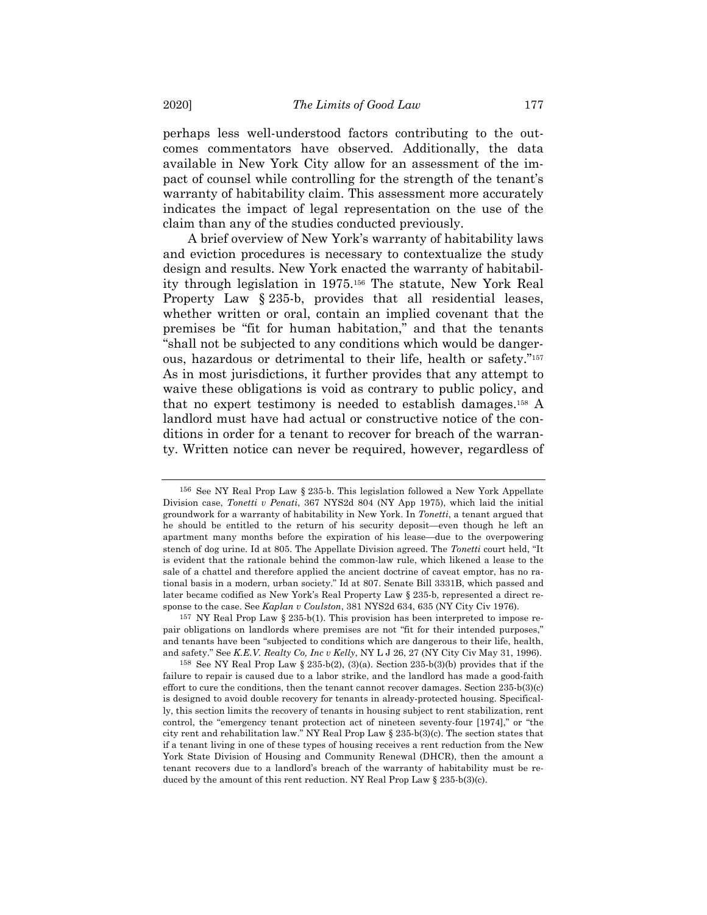perhaps less well-understood factors contributing to the outcomes commentators have observed. Additionally, the data available in New York City allow for an assessment of the impact of counsel while controlling for the strength of the tenant's warranty of habitability claim. This assessment more accurately indicates the impact of legal representation on the use of the claim than any of the studies conducted previously.

A brief overview of New York's warranty of habitability laws and eviction procedures is necessary to contextualize the study design and results. New York enacted the warranty of habitability through legislation in 1975.[156] The statute, New York Real Property Law § 235-b, provides that all residential leases, whether written or oral, contain an implied covenant that the premises be "fit for human habitation," and that the tenants "shall not be subjected to any conditions which would be dangerous, hazardous or detrimental to their life, health or safety."[157] As in most jurisdictions, it further provides that any attempt to waive these obligations is void as contrary to public policy, and that no expert testimony is needed to establish damages.[158] A landlord must have had actual or constructive notice of the conditions in order for a tenant to recover for breach of the warranty. Written notice can never be required, however, regardless of

---

[156] See NY Real Prop Law § 235-b. This legislation followed a New York Appellate Division case, *Tonetti v Penati*, 367 NYS2d 804 (NY App 1975), which laid the initial groundwork for a warranty of habitability in New York. In *Tonetti*, a tenant argued that he should be entitled to the return of his security deposit—even though he left an apartment many months before the expiration of his lease—due to the overpowering stench of dog urine. Id at 805. The Appellate Division agreed. The *Tonetti* court held, "It is evident that the rationale behind the common-law rule, which likened a lease to the sale of a chattel and therefore applied the ancient doctrine of caveat emptor, has no rational basis in a modern, urban society." Id at 807. Senate Bill 3331B, which passed and later became codified as New York's Real Property Law § 235-b, represented a direct response to the case. See *Kaplan v Coulston*, 381 NYS2d 634, 635 (NY City Civ 1976).

[157] NY Real Prop Law § 235-b(1). This provision has been interpreted to impose repair obligations on landlords where premises are not "fit for their intended purposes," and tenants have been "subjected to conditions which are dangerous to their life, health, and safety." See *K.E.V. Realty Co, Inc v Kelly*, NY L J 26, 27 (NY City Civ May 31, 1996).

[158] See NY Real Prop Law § 235-b(2), (3)(a). Section 235-b(3)(b) provides that if the failure to repair is caused due to a labor strike, and the landlord has made a good-faith effort to cure the conditions, then the tenant cannot recover damages. Section 235-b(3)(c) is designed to avoid double recovery for tenants in already-protected housing. Specifically, this section limits the recovery of tenants in housing subject to rent stabilization, rent control, the "emergency tenant protection act of nineteen seventy-four [1974]," or "the city rent and rehabilitation law." NY Real Prop Law § 235-b(3)(c). The section states that if a tenant living in one of these types of housing receives a rent reduction from the New York State Division of Housing and Community Renewal (DHCR), then the amount a tenant recovers due to a landlord's breach of the warranty of habitability must be reduced by the amount of this rent reduction. NY Real Prop Law § 235-b(3)(c).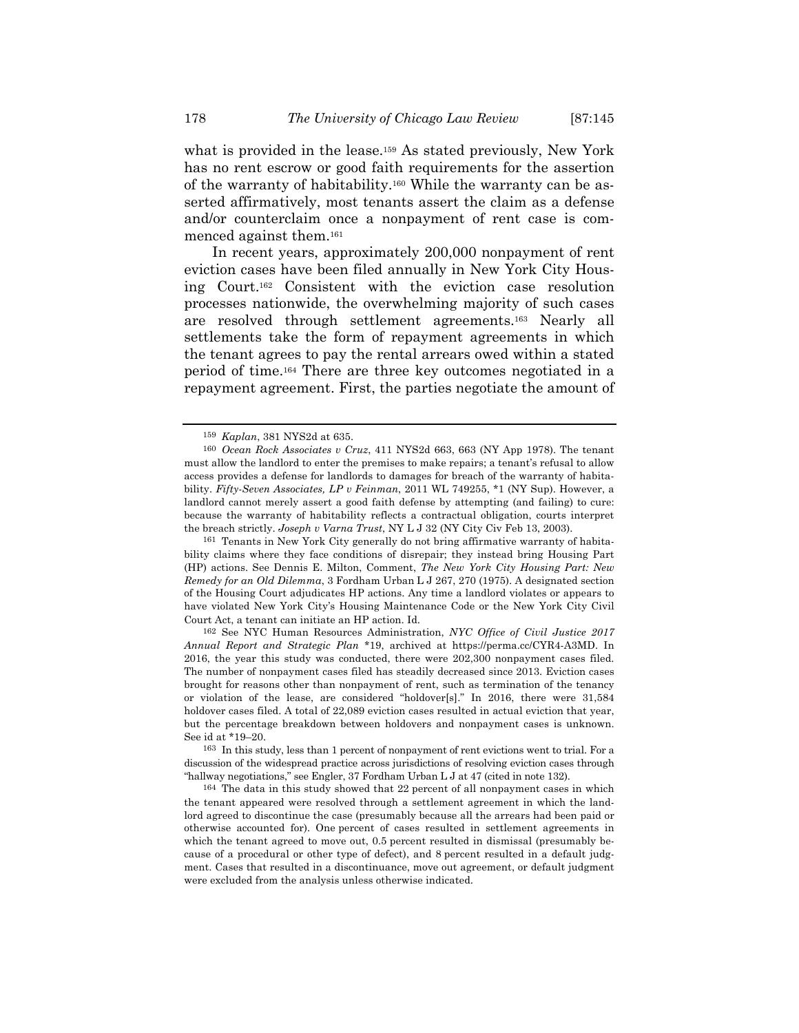what is provided in the lease.[159] As stated previously, New York has no rent escrow or good faith requirements for the assertion of the warranty of habitability.[160] While the warranty can be asserted affirmatively, most tenants assert the claim as a defense and/or counterclaim once a nonpayment of rent case is commenced against them.[161]

In recent years, approximately 200,000 nonpayment of rent eviction cases have been filed annually in New York City Housing Court.[162] Consistent with the eviction case resolution processes nationwide, the overwhelming majority of such cases are resolved through settlement agreements.[163] Nearly all settlements take the form of repayment agreements in which the tenant agrees to pay the rental arrears owed within a stated period of time.[164] There are three key outcomes negotiated in a repayment agreement. First, the parties negotiate the amount of

---

[159] *Kaplan*, 381 NYS2d at 635.

[160] *Ocean Rock Associates v Cruz*, 411 NYS2d 663, 663 (NY App 1978). The tenant must allow the landlord to enter the premises to make repairs; a tenant's refusal to allow access provides a defense for landlords to damages for breach of the warranty of habitability. *Fifty-Seven Associates, LP v Feinman*, 2011 WL 749255, *1 (NY Sup). However, a landlord cannot merely assert a good faith defense by attempting (and failing) to cure: because the warranty of habitability reflects a contractual obligation, courts interpret the breach strictly. *Joseph v Varna Trust*, NY L J 32 (NY City Civ Feb 13, 2003).

[161] Tenants in New York City generally do not bring affirmative warranty of habitability claims where they face conditions of disrepair; they instead bring Housing Part (HP) actions. See Dennis E. Milton, Comment, *The New York City Housing Part: New Remedy for an Old Dilemma*, 3 Fordham Urban L J 267, 270 (1975). A designated section of the Housing Court adjudicates HP actions. Any time a landlord violates or appears to have violated New York City's Housing Maintenance Code or the New York City Civil Court Act, a tenant can initiate an HP action. Id.

[162] See NYC Human Resources Administration, *NYC Office of Civil Justice 2017 Annual Report and Strategic Plan* *19, archived at https://perma.cc/CYR4-A3MD. In 2016, the year this study was conducted, there were 202,300 nonpayment cases filed. The number of nonpayment cases filed has steadily decreased since 2013. Eviction cases brought for reasons other than nonpayment of rent, such as termination of the tenancy or violation of the lease, are considered "holdover[s]." In 2016, there were 31,584 holdover cases filed. A total of 22,089 eviction cases resulted in actual eviction that year, but the percentage breakdown between holdovers and nonpayment cases is unknown. See id at *19–20.

[163] In this study, less than 1 percent of nonpayment of rent evictions went to trial. For a discussion of the widespread practice across jurisdictions of resolving eviction cases through "hallway negotiations," see Engler, 37 Fordham Urban L J at 47 (cited in note 132).

[164] The data in this study showed that 22 percent of all nonpayment cases in which the tenant appeared were resolved through a settlement agreement in which the landlord agreed to discontinue the case (presumably because all the arrears had been paid or otherwise accounted for). One percent of cases resulted in settlement agreements in which the tenant agreed to move out, 0.5 percent resulted in dismissal (presumably because of a procedural or other type of defect), and 8 percent resulted in a default judgment. Cases that resulted in a discontinuance, move out agreement, or default judgment were excluded from the analysis unless otherwise indicated.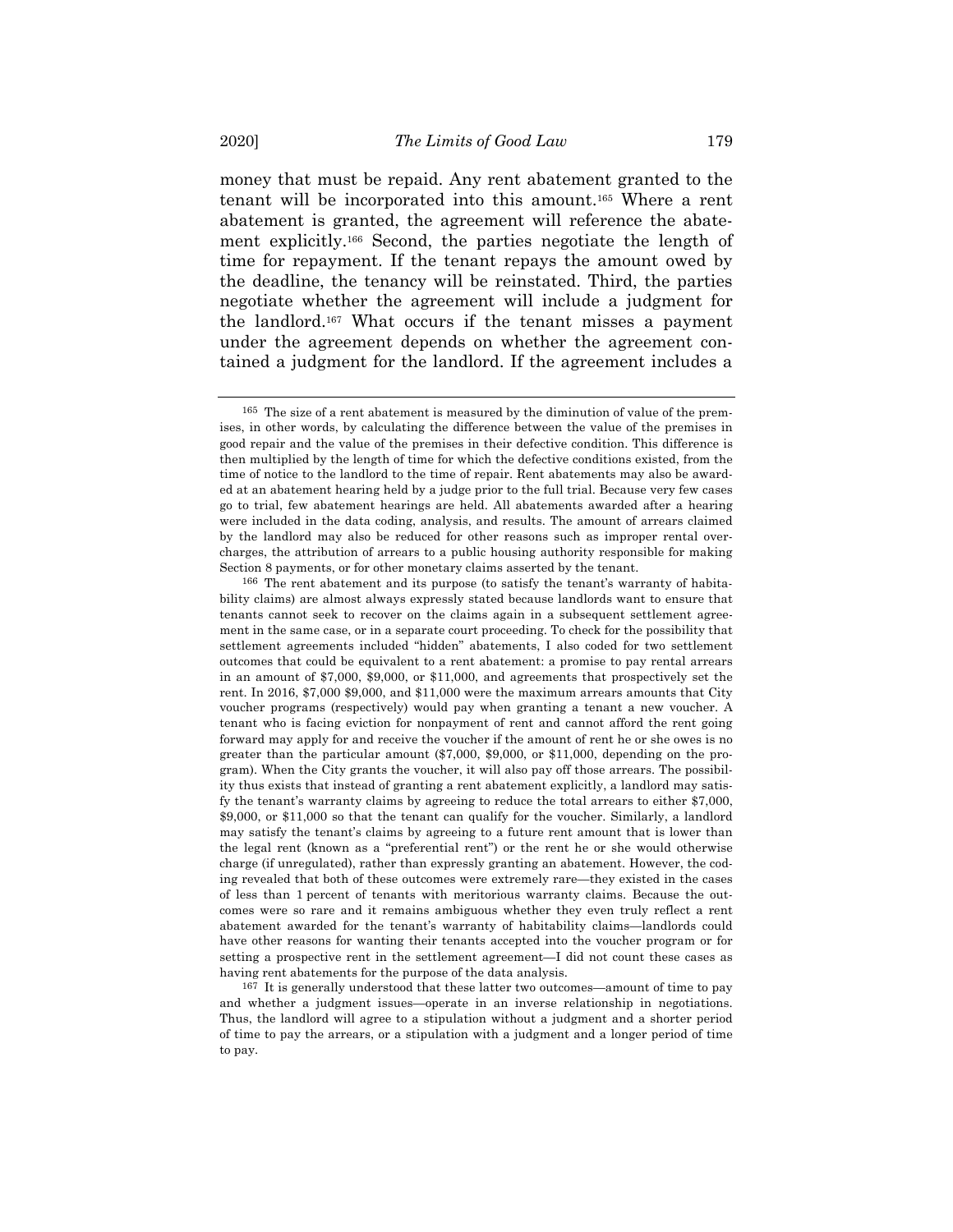money that must be repaid. Any rent abatement granted to the tenant will be incorporated into this amount.[165] Where a rent abatement is granted, the agreement will reference the abatement explicitly.[166] Second, the parties negotiate the length of time for repayment. If the tenant repays the amount owed by the deadline, the tenancy will be reinstated. Third, the parties negotiate whether the agreement will include a judgment for the landlord.[167] What occurs if the tenant misses a payment under the agreement depends on whether the agreement contained a judgment for the landlord. If the agreement includes a

---

[165] The size of a rent abatement is measured by the diminution of value of the premises, in other words, by calculating the difference between the value of the premises in good repair and the value of the premises in their defective condition. This difference is then multiplied by the length of time for which the defective conditions existed, from the time of notice to the landlord to the time of repair. Rent abatements may also be awarded at an abatement hearing held by a judge prior to the full trial. Because very few cases go to trial, few abatement hearings are held. All abatements awarded after a hearing were included in the data coding, analysis, and results. The amount of arrears claimed by the landlord may also be reduced for other reasons such as improper rental overcharges, the attribution of arrears to a public housing authority responsible for making Section 8 payments, or for other monetary claims asserted by the tenant.

[166] The rent abatement and its purpose (to satisfy the tenant's warranty of habitability claims) are almost always expressly stated because landlords want to ensure that tenants cannot seek to recover on the claims again in a subsequent settlement agreement in the same case, or in a separate court proceeding. To check for the possibility that settlement agreements included "hidden" abatements, I also coded for two settlement outcomes that could be equivalent to a rent abatement: a promise to pay rental arrears in an amount of $7,000, $9,000, or $11,000, and agreements that prospectively set the rent. In 2016, $7,000 $9,000, and $11,000 were the maximum arrears amounts that City voucher programs (respectively) would pay when granting a tenant a new voucher. A tenant who is facing eviction for nonpayment of rent and cannot afford the rent going forward may apply for and receive the voucher if the amount of rent he or she owes is no greater than the particular amount ($7,000, $9,000, or $11,000, depending on the program). When the City grants the voucher, it will also pay off those arrears. The possibility thus exists that instead of granting a rent abatement explicitly, a landlord may satisfy the tenant's warranty claims by agreeing to reduce the total arrears to either $7,000, $9,000, or $11,000 so that the tenant can qualify for the voucher. Similarly, a landlord may satisfy the tenant's claims by agreeing to a future rent amount that is lower than the legal rent (known as a "preferential rent") or the rent he or she would otherwise charge (if unregulated), rather than expressly granting an abatement. However, the coding revealed that both of these outcomes were extremely rare—they existed in the cases of less than 1 percent of tenants with meritorious warranty claims. Because the outcomes were so rare and it remains ambiguous whether they even truly reflect a rent abatement awarded for the tenant's warranty of habitability claims—landlords could have other reasons for wanting their tenants accepted into the voucher program or for setting a prospective rent in the settlement agreement—I did not count these cases as having rent abatements for the purpose of the data analysis.

[167] It is generally understood that these latter two outcomes—amount of time to pay and whether a judgment issues—operate in an inverse relationship in negotiations. Thus, the landlord will agree to a stipulation without a judgment and a shorter period of time to pay the arrears, or a stipulation with a judgment and a longer period of time to pay.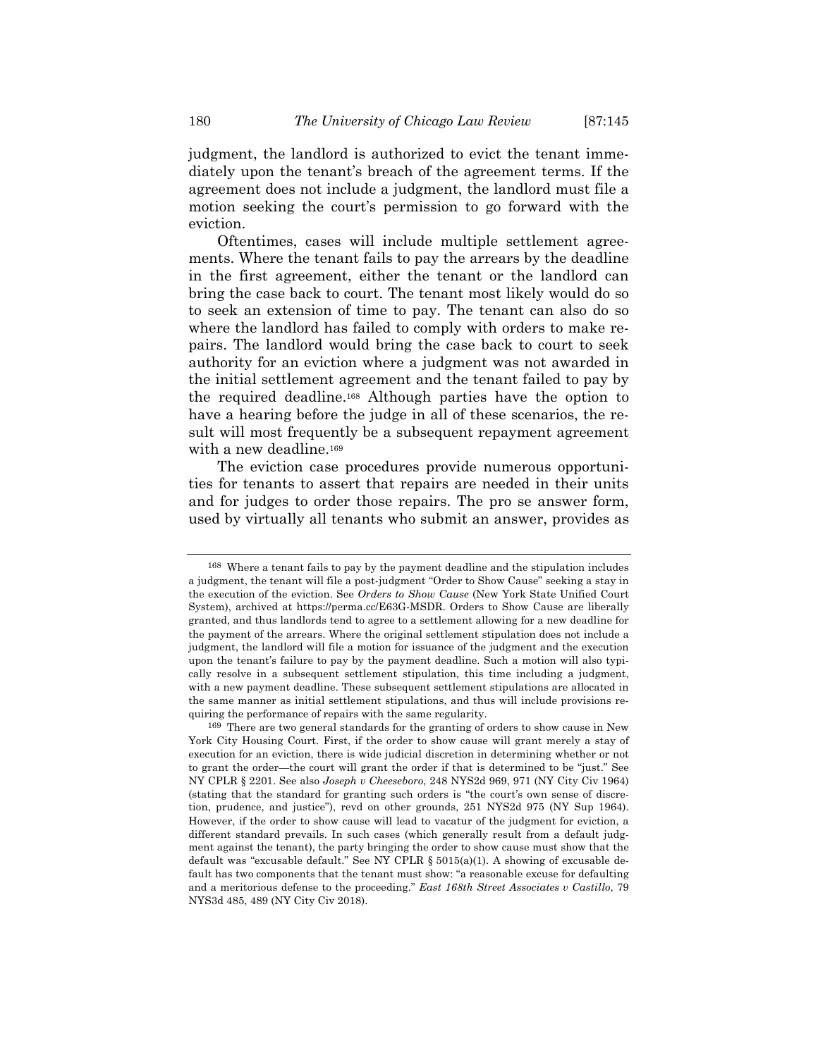judgment, the landlord is authorized to evict the tenant immediately upon the tenant's breach of the agreement terms. If the agreement does not include a judgment, the landlord must file a motion seeking the court's permission to go forward with the eviction.

Oftentimes, cases will include multiple settlement agreements. Where the tenant fails to pay the arrears by the deadline in the first agreement, either the tenant or the landlord can bring the case back to court. The tenant most likely would do so to seek an extension of time to pay. The tenant can also do so where the landlord has failed to comply with orders to make repairs. The landlord would bring the case back to court to seek authority for an eviction where a judgment was not awarded in the initial settlement agreement and the tenant failed to pay by the required deadline.[168] Although parties have the option to have a hearing before the judge in all of these scenarios, the result will most frequently be a subsequent repayment agreement with a new deadline.[169]

The eviction case procedures provide numerous opportunities for tenants to assert that repairs are needed in their units and for judges to order those repairs. The pro se answer form, used by virtually all tenants who submit an answer, provides as

---

[168] Where a tenant fails to pay by the payment deadline and the stipulation includes a judgment, the tenant will file a post-judgment "Order to Show Cause" seeking a stay in the execution of the eviction. See *Orders to Show Cause* (New York State Unified Court System), archived at https://perma.cc/E63G-MSDR. Orders to Show Cause are liberally granted, and thus landlords tend to agree to a settlement allowing for a new deadline for the payment of the arrears. Where the original settlement stipulation does not include a judgment, the landlord will file a motion for issuance of the judgment and the execution upon the tenant's failure to pay by the payment deadline. Such a motion will also typically resolve in a subsequent settlement stipulation, this time including a judgment, with a new payment deadline. These subsequent settlement stipulations are allocated in the same manner as initial settlement stipulations, and thus will include provisions requiring the performance of repairs with the same regularity.

[169] There are two general standards for the granting of orders to show cause in New York City Housing Court. First, if the order to show cause will grant merely a stay of execution for an eviction, there is wide judicial discretion in determining whether or not to grant the order—the court will grant the order if that is determined to be "just." See NY CPLR § 2201. See also *Joseph v Cheeseboro*, 248 NYS2d 969, 971 (NY City Civ 1964) (stating that the standard for granting such orders is "the court's own sense of discretion, prudence, and justice"), revd on other grounds, 251 NYS2d 975 (NY Sup 1964). However, if the order to show cause will lead to vacatur of the judgment for eviction, a different standard prevails. In such cases (which generally result from a default judgment against the tenant), the party bringing the order to show cause must show that the default was "excusable default." See NY CPLR § 5015(a)(1). A showing of excusable default has two components that the tenant must show: "a reasonable excuse for defaulting and a meritorious defense to the proceeding." *East 168th Street Associates v Castillo*, 79 NYS3d 485, 489 (NY City Civ 2018).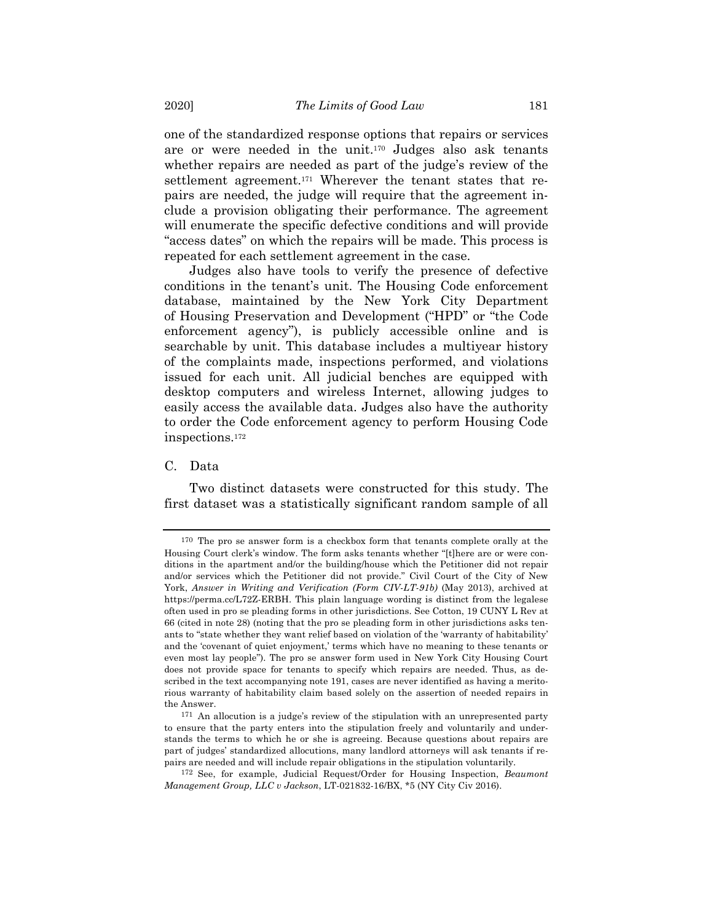one of the standardized response options that repairs or services are or were needed in the unit.[170] Judges also ask tenants whether repairs are needed as part of the judge's review of the settlement agreement.[171] Wherever the tenant states that repairs are needed, the judge will require that the agreement include a provision obligating their performance. The agreement will enumerate the specific defective conditions and will provide "access dates" on which the repairs will be made. This process is repeated for each settlement agreement in the case.

Judges also have tools to verify the presence of defective conditions in the tenant's unit. The Housing Code enforcement database, maintained by the New York City Department of Housing Preservation and Development ("HPD" or "the Code enforcement agency"), is publicly accessible online and is searchable by unit. This database includes a multiyear history of the complaints made, inspections performed, and violations issued for each unit. All judicial benches are equipped with desktop computers and wireless Internet, allowing judges to easily access the available data. Judges also have the authority to order the Code enforcement agency to perform Housing Code inspections.[172]

### C. Data

Two distinct datasets were constructed for this study. The first dataset was a statistically significant random sample of all

---

[170] The pro se answer form is a checkbox form that tenants complete orally at the Housing Court clerk's window. The form asks tenants whether "[t]here are or were conditions in the apartment and/or the building/house which the Petitioner did not repair and/or services which the Petitioner did not provide." Civil Court of the City of New York, *Answer in Writing and Verification (Form CIV-LT-91b)* (May 2013), archived at https://perma.cc/L72Z-ERBH. This plain language wording is distinct from the legalese often used in pro se pleading forms in other jurisdictions. See Cotton, 19 CUNY L Rev at 66 (cited in note 28) (noting that the pro se pleading form in other jurisdictions asks tenants to "state whether they want relief based on violation of the 'warranty of habitability' and the 'covenant of quiet enjoyment,' terms which have no meaning to these tenants or even most lay people"). The pro se answer form used in New York City Housing Court does not provide space for tenants to specify which repairs are needed. Thus, as described in the text accompanying note 191, cases are never identified as having a meritorious warranty of habitability claim based solely on the assertion of needed repairs in the Answer.

[171] An allocution is a judge's review of the stipulation with an unrepresented party to ensure that the party enters into the stipulation freely and voluntarily and understands the terms to which he or she is agreeing. Because questions about repairs are part of judges' standardized allocutions, many landlord attorneys will ask tenants if repairs are needed and will include repair obligations in the stipulation voluntarily.

[172] See, for example, Judicial Request/Order for Housing Inspection, *Beaumont Management Group, LLC v Jackson*, LT-021832-16/BX, *5 (NY City Civ 2016).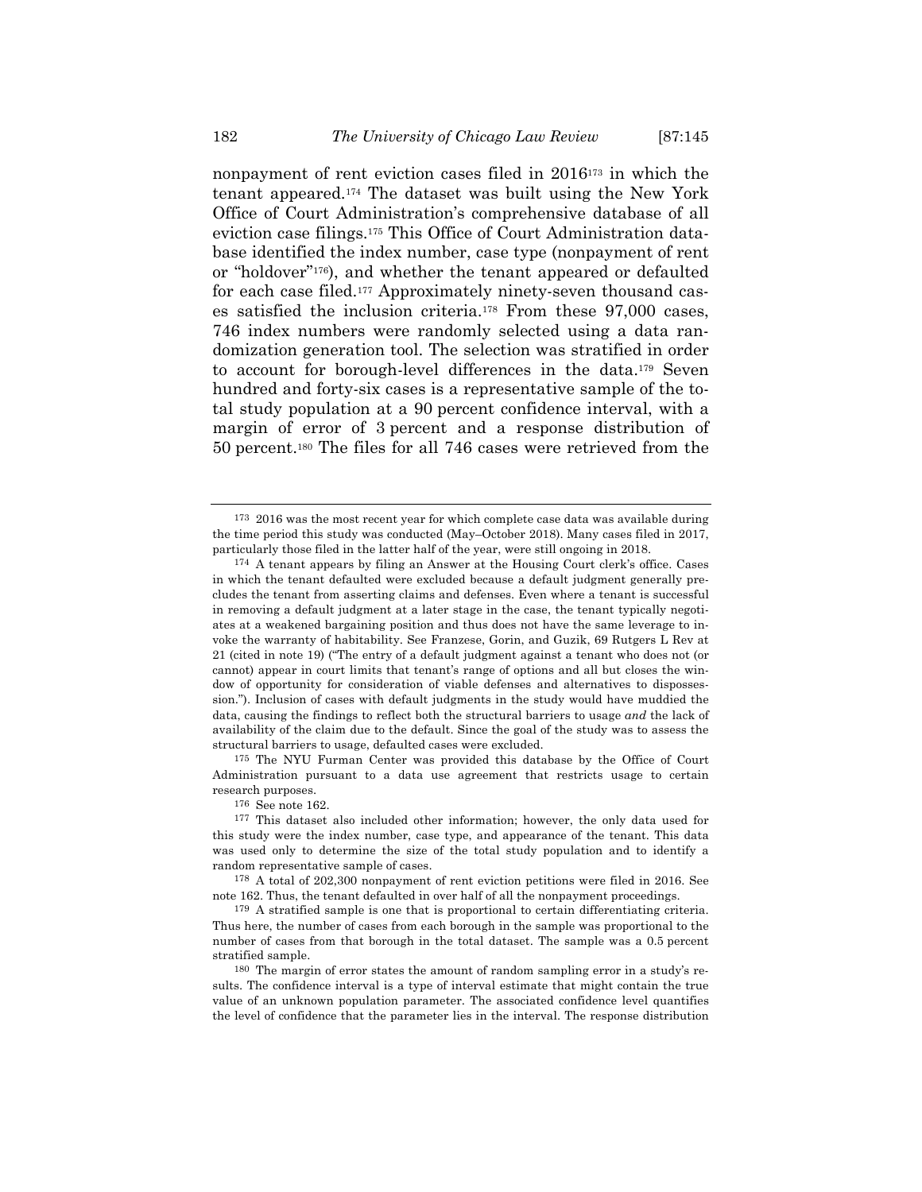nonpayment of rent eviction cases filed in 2016[173] in which the tenant appeared.[174] The dataset was built using the New York Office of Court Administration's comprehensive database of all eviction case filings.[175] This Office of Court Administration database identified the index number, case type (nonpayment of rent or "holdover"[176]), and whether the tenant appeared or defaulted for each case filed.[177] Approximately ninety-seven thousand cases satisfied the inclusion criteria.[178] From these 97,000 cases, 746 index numbers were randomly selected using a data randomization generation tool. The selection was stratified in order to account for borough-level differences in the data.[179] Seven hundred and forty-six cases is a representative sample of the total study population at a 90 percent confidence interval, with a margin of error of 3 percent and a response distribution of 50 percent.[180] The files for all 746 cases were retrieved from the

---

173 2016 was the most recent year for which complete case data was available during the time period this study was conducted (May–October 2018). Many cases filed in 2017, particularly those filed in the latter half of the year, were still ongoing in 2018.

174 A tenant appears by filing an Answer at the Housing Court clerk's office. Cases in which the tenant defaulted were excluded because a default judgment generally precludes the tenant from asserting claims and defenses. Even where a tenant is successful in removing a default judgment at a later stage in the case, the tenant typically negotiates at a weakened bargaining position and thus does not have the same leverage to invoke the warranty of habitability. See Franzese, Gorin, and Guzik, 69 Rutgers L Rev at 21 (cited in note 19) ("The entry of a default judgment against a tenant who does not (or cannot) appear in court limits that tenant's range of options and all but closes the window of opportunity for consideration of viable defenses and alternatives to dispossession."). Inclusion of cases with default judgments in the study would have muddied the data, causing the findings to reflect both the structural barriers to usage *and* the lack of availability of the claim due to the default. Since the goal of the study was to assess the structural barriers to usage, defaulted cases were excluded.

175 The NYU Furman Center was provided this database by the Office of Court Administration pursuant to a data use agreement that restricts usage to certain research purposes.

176 See note 162.

177 This dataset also included other information; however, the only data used for this study were the index number, case type, and appearance of the tenant. This data was used only to determine the size of the total study population and to identify a random representative sample of cases.

178 A total of 202,300 nonpayment of rent eviction petitions were filed in 2016. See note 162. Thus, the tenant defaulted in over half of all the nonpayment proceedings.

179 A stratified sample is one that is proportional to certain differentiating criteria. Thus here, the number of cases from each borough in the sample was proportional to the number of cases from that borough in the total dataset. The sample was a 0.5 percent stratified sample.

180 The margin of error states the amount of random sampling error in a study's results. The confidence interval is a type of interval estimate that might contain the true value of an unknown population parameter. The associated confidence level quantifies the level of confidence that the parameter lies in the interval. The response distribution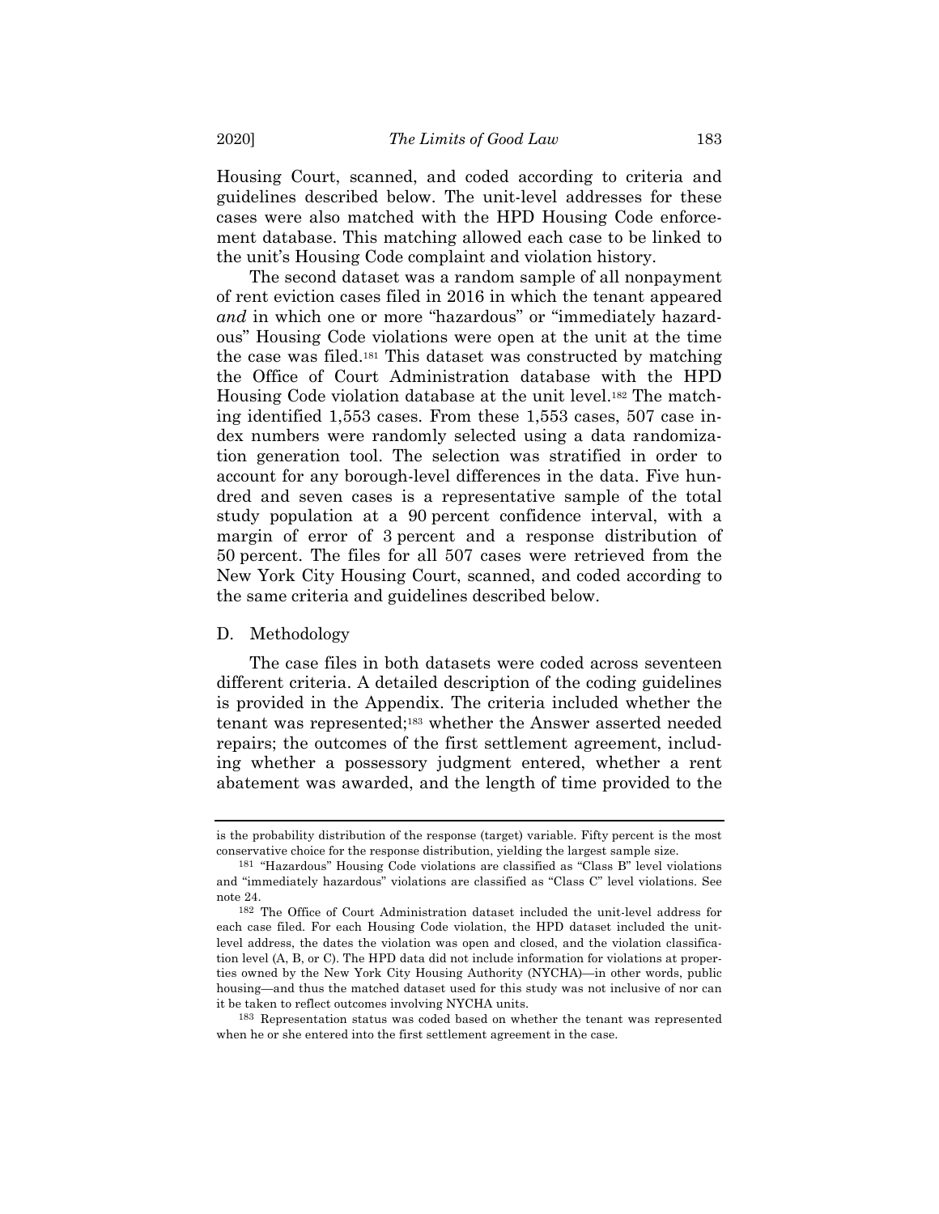Housing Court, scanned, and coded according to criteria and guidelines described below. The unit-level addresses for these cases were also matched with the HPD Housing Code enforcement database. This matching allowed each case to be linked to the unit's Housing Code complaint and violation history.

The second dataset was a random sample of all nonpayment of rent eviction cases filed in 2016 in which the tenant appeared *and* in which one or more "hazardous" or "immediately hazardous" Housing Code violations were open at the unit at the time the case was filed.[181] This dataset was constructed by matching the Office of Court Administration database with the HPD Housing Code violation database at the unit level.[182] The matching identified 1,553 cases. From these 1,553 cases, 507 case index numbers were randomly selected using a data randomization generation tool. The selection was stratified in order to account for any borough-level differences in the data. Five hundred and seven cases is a representative sample of the total study population at a 90 percent confidence interval, with a margin of error of 3 percent and a response distribution of 50 percent. The files for all 507 cases were retrieved from the New York City Housing Court, scanned, and coded according to the same criteria and guidelines described below.

## D. Methodology

The case files in both datasets were coded across seventeen different criteria. A detailed description of the coding guidelines is provided in the Appendix. The criteria included whether the tenant was represented;[183] whether the Answer asserted needed repairs; the outcomes of the first settlement agreement, including whether a possessory judgment entered, whether a rent abatement was awarded, and the length of time provided to the

---

is the probability distribution of the response (target) variable. Fifty percent is the most conservative choice for the response distribution, yielding the largest sample size.

[181] "Hazardous" Housing Code violations are classified as "Class B" level violations and "immediately hazardous" violations are classified as "Class C" level violations. See note 24.

[182] The Office of Court Administration dataset included the unit-level address for each case filed. For each Housing Code violation, the HPD dataset included the unit-level address, the dates the violation was open and closed, and the violation classification level (A, B, or C). The HPD data did not include information for violations at properties owned by the New York City Housing Authority (NYCHA)—in other words, public housing—and thus the matched dataset used for this study was not inclusive of nor can it be taken to reflect outcomes involving NYCHA units.

[183] Representation status was coded based on whether the tenant was represented when he or she entered into the first settlement agreement in the case.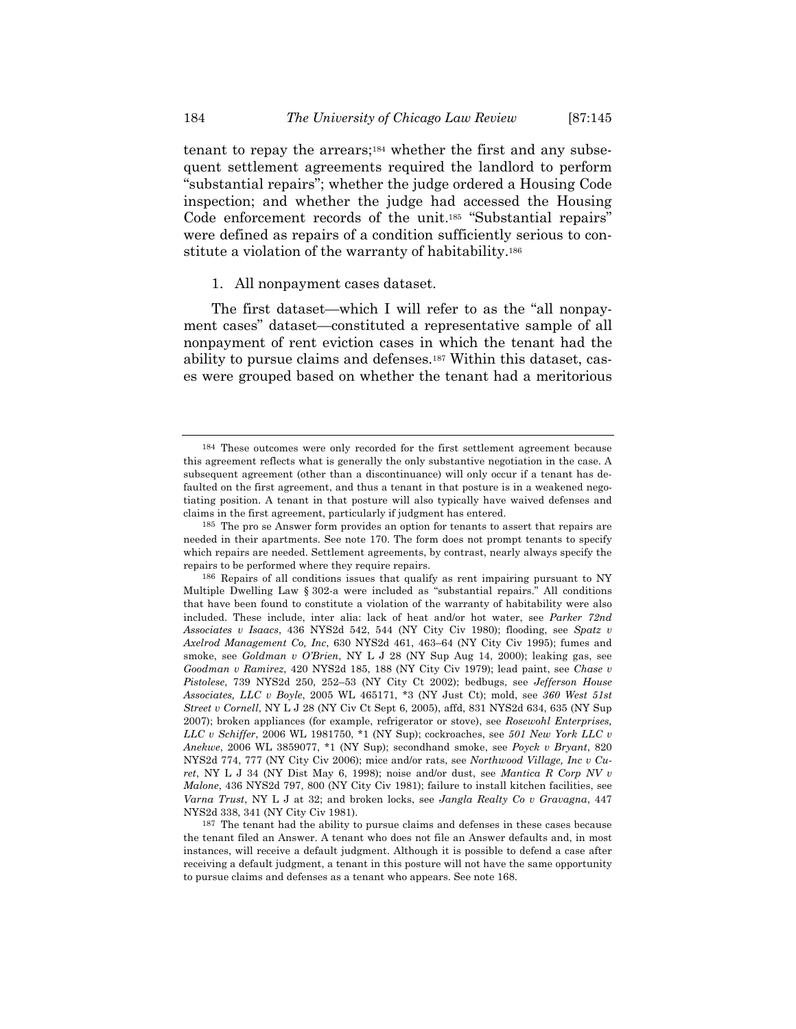tenant to repay the arrears;[184] whether the first and any subsequent settlement agreements required the landlord to perform "substantial repairs"; whether the judge ordered a Housing Code inspection; and whether the judge had accessed the Housing Code enforcement records of the unit.[185] "Substantial repairs" were defined as repairs of a condition sufficiently serious to constitute a violation of the warranty of habitability.[186]

1. All nonpayment cases dataset.

The first dataset—which I will refer to as the "all nonpayment cases" dataset—constituted a representative sample of all nonpayment of rent eviction cases in which the tenant had the ability to pursue claims and defenses.[187] Within this dataset, cases were grouped based on whether the tenant had a meritorious

---

[184] These outcomes were only recorded for the first settlement agreement because this agreement reflects what is generally the only substantive negotiation in the case. A subsequent agreement (other than a discontinuance) will only occur if a tenant has defaulted on the first agreement, and thus a tenant in that posture is in a weakened negotiating position. A tenant in that posture will also typically have waived defenses and claims in the first agreement, particularly if judgment has entered.

[185] The pro se Answer form provides an option for tenants to assert that repairs are needed in their apartments. See note 170. The form does not prompt tenants to specify which repairs are needed. Settlement agreements, by contrast, nearly always specify the repairs to be performed where they require repairs.

[186] Repairs of all conditions issues that qualify as rent impairing pursuant to NY Multiple Dwelling Law § 302-a were included as "substantial repairs." All conditions that have been found to constitute a violation of the warranty of habitability were also included. These include, inter alia: lack of heat and/or hot water, see *Parker 72nd Associates v Isaacs*, 436 NYS2d 542, 544 (NY City Civ 1980); flooding, see *Spatz v Axelrod Management Co, Inc*, 630 NYS2d 461, 463–64 (NY City Civ 1995); fumes and smoke, see *Goldman v O'Brien*, NY L J 28 (NY Sup Aug 14, 2000); leaking gas, see *Goodman v Ramirez*, 420 NYS2d 185, 188 (NY City Civ 1979); lead paint, see *Chase v Pistolese*, 739 NYS2d 250, 252–53 (NY City Ct 2002); bedbugs, see *Jefferson House Associates, LLC v Boyle*, 2005 WL 465171, *3 (NY Just Ct); mold, see *360 West 51st Street v Cornell*, NY L J 28 (NY Civ Ct Sept 6, 2005), affd, 831 NYS2d 634, 635 (NY Sup 2007); broken appliances (for example, refrigerator or stove), see *Rosewohl Enterprises, LLC v Schiffer*, 2006 WL 1981750, *1 (NY Sup); cockroaches, see *501 New York LLC v Anekwe*, 2006 WL 3859077, *1 (NY Sup); secondhand smoke, see *Poyck v Bryant*, 820 NYS2d 774, 777 (NY City Civ 2006); mice and/or rats, see *Northwood Village, Inc v Curet*, NY L J 34 (NY Dist May 6, 1998); noise and/or dust, see *Mantica R Corp NV v Malone*, 436 NYS2d 797, 800 (NY City Civ 1981); failure to install kitchen facilities, see *Varna Trust*, NY L J at 32; and broken locks, see *Jangla Realty Co v Gravagna*, 447 NYS2d 338, 341 (NY City Civ 1981).

[187] The tenant had the ability to pursue claims and defenses in these cases because the tenant filed an Answer. A tenant who does not file an Answer defaults and, in most instances, will receive a default judgment. Although it is possible to defend a case after receiving a default judgment, a tenant in this posture will not have the same opportunity to pursue claims and defenses as a tenant who appears. See note 168.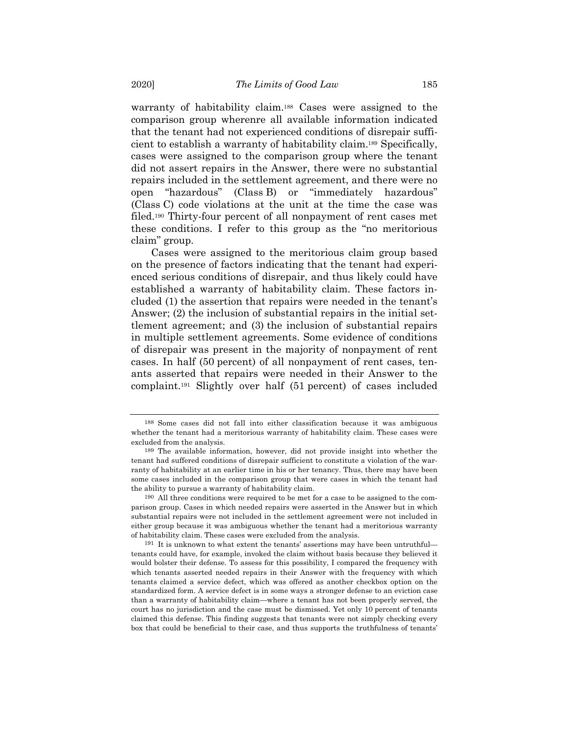warranty of habitability claim.[188] Cases were assigned to the comparison group wherenre all available information indicated that the tenant had not experienced conditions of disrepair sufficient to establish a warranty of habitability claim.[189] Specifically, cases were assigned to the comparison group where the tenant did not assert repairs in the Answer, there were no substantial repairs included in the settlement agreement, and there were no open "hazardous" (Class B) or "immediately hazardous" (Class C) code violations at the unit at the time the case was filed.[190] Thirty-four percent of all nonpayment of rent cases met these conditions. I refer to this group as the "no meritorious claim" group.

Cases were assigned to the meritorious claim group based on the presence of factors indicating that the tenant had experienced serious conditions of disrepair, and thus likely could have established a warranty of habitability claim. These factors included (1) the assertion that repairs were needed in the tenant's Answer; (2) the inclusion of substantial repairs in the initial settlement agreement; and (3) the inclusion of substantial repairs in multiple settlement agreements. Some evidence of conditions of disrepair was present in the majority of nonpayment of rent cases. In half (50 percent) of all nonpayment of rent cases, tenants asserted that repairs were needed in their Answer to the complaint.[191] Slightly over half (51 percent) of cases included

---

[188] Some cases did not fall into either classification because it was ambiguous whether the tenant had a meritorious warranty of habitability claim. These cases were excluded from the analysis.

[189] The available information, however, did not provide insight into whether the tenant had suffered conditions of disrepair sufficient to constitute a violation of the warranty of habitability at an earlier time in his or her tenancy. Thus, there may have been some cases included in the comparison group that were cases in which the tenant had the ability to pursue a warranty of habitability claim.

[190] All three conditions were required to be met for a case to be assigned to the comparison group. Cases in which needed repairs were asserted in the Answer but in which substantial repairs were not included in the settlement agreement were not included in either group because it was ambiguous whether the tenant had a meritorious warranty of habitability claim. These cases were excluded from the analysis.

[191] It is unknown to what extent the tenants' assertions may have been untruthful—tenants could have, for example, invoked the claim without basis because they believed it would bolster their defense. To assess for this possibility, I compared the frequency with which tenants asserted needed repairs in their Answer with the frequency with which tenants claimed a service defect, which was offered as another checkbox option on the standardized form. A service defect is in some ways a stronger defense to an eviction case than a warranty of habitability claim—where a tenant has not been properly served, the court has no jurisdiction and the case must be dismissed. Yet only 10 percent of tenants claimed this defense. This finding suggests that tenants were not simply checking every box that could be beneficial to their case, and thus supports the truthfulness of tenants'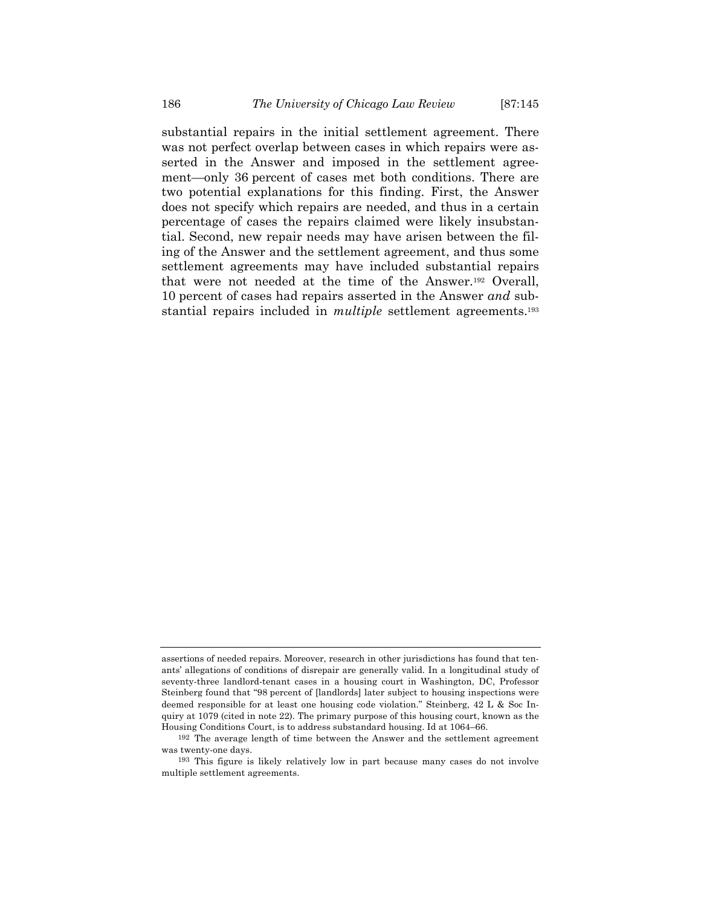substantial repairs in the initial settlement agreement. There was not perfect overlap between cases in which repairs were asserted in the Answer and imposed in the settlement agreement—only 36 percent of cases met both conditions. There are two potential explanations for this finding. First, the Answer does not specify which repairs are needed, and thus in a certain percentage of cases the repairs claimed were likely insubstantial. Second, new repair needs may have arisen between the filing of the Answer and the settlement agreement, and thus some settlement agreements may have included substantial repairs that were not needed at the time of the Answer.[192] Overall, 10 percent of cases had repairs asserted in the Answer *and* substantial repairs included in *multiple* settlement agreements.[193]

---

assertions of needed repairs. Moreover, research in other jurisdictions has found that tenants' allegations of conditions of disrepair are generally valid. In a longitudinal study of seventy-three landlord-tenant cases in a housing court in Washington, DC, Professor Steinberg found that "98 percent of [landlords] later subject to housing inspections were deemed responsible for at least one housing code violation." Steinberg, 42 L & Soc Inquiry at 1079 (cited in note 22). The primary purpose of this housing court, known as the Housing Conditions Court, is to address substandard housing. Id at 1064–66.

[192] The average length of time between the Answer and the settlement agreement was twenty-one days.

[193] This figure is likely relatively low in part because many cases do not involve multiple settlement agreements.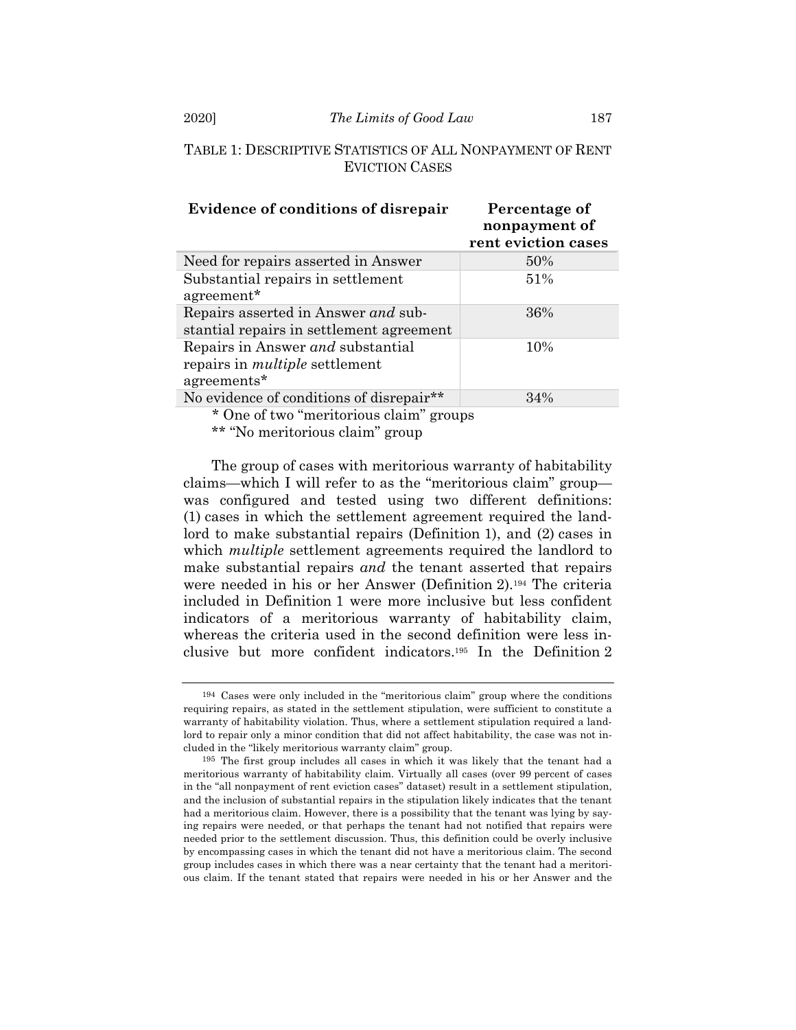TABLE 1: DESCRIPTIVE STATISTICS OF ALL NONPAYMENT OF RENT EVICTION CASES

| Evidence of conditions of disrepair | Percentage of nonpayment of rent eviction cases |
|---|---|
| Need for repairs asserted in Answer | 50% |
| Substantial repairs in settlement agreement* | 51% |
| Repairs asserted in Answer *and* substantial repairs in settlement agreement | 36% |
| Repairs in Answer *and* substantial repairs in *multiple* settlement agreements* | 10% |
| No evidence of conditions of disrepair** | 34% |

\* One of two "meritorious claim" groups

\** "No meritorious claim" group

The group of cases with meritorious warranty of habitability claims—which I will refer to as the "meritorious claim" group—was configured and tested using two different definitions: (1) cases in which the settlement agreement required the landlord to make substantial repairs (Definition 1), and (2) cases in which *multiple* settlement agreements required the landlord to make substantial repairs *and* the tenant asserted that repairs were needed in his or her Answer (Definition 2).[194] The criteria included in Definition 1 were more inclusive but less confident indicators of a meritorious warranty of habitability claim, whereas the criteria used in the second definition were less inclusive but more confident indicators.[195] In the Definition 2

---

[194] Cases were only included in the "meritorious claim" group where the conditions requiring repairs, as stated in the settlement stipulation, were sufficient to constitute a warranty of habitability violation. Thus, where a settlement stipulation required a landlord to repair only a minor condition that did not affect habitability, the case was not included in the "likely meritorious warranty claim" group.

[195] The first group includes all cases in which it was likely that the tenant had a meritorious warranty of habitability claim. Virtually all cases (over 99 percent of cases in the "all nonpayment of rent eviction cases" dataset) result in a settlement stipulation, and the inclusion of substantial repairs in the stipulation likely indicates that the tenant had a meritorious claim. However, there is a possibility that the tenant was lying by saying repairs were needed, or that perhaps the tenant had not notified that repairs were needed prior to the settlement discussion. Thus, this definition could be overly inclusive by encompassing cases in which the tenant did not have a meritorious claim. The second group includes cases in which there was a near certainty that the tenant had a meritorious claim. If the tenant stated that repairs were needed in his or her Answer and the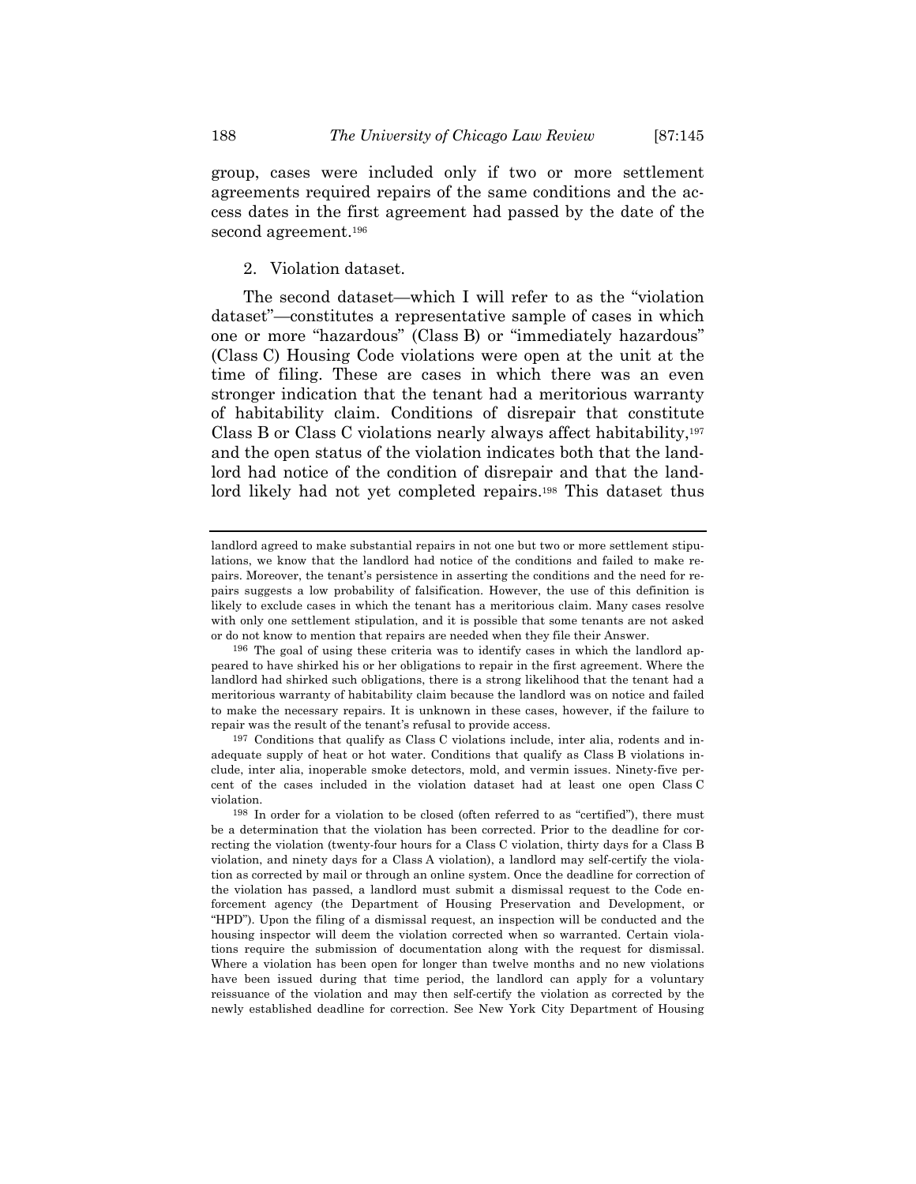group, cases were included only if two or more settlement agreements required repairs of the same conditions and the access dates in the first agreement had passed by the date of the second agreement.[196]

2. Violation dataset.

The second dataset—which I will refer to as the "violation dataset"—constitutes a representative sample of cases in which one or more "hazardous" (Class B) or "immediately hazardous" (Class C) Housing Code violations were open at the unit at the time of filing. These are cases in which there was an even stronger indication that the tenant had a meritorious warranty of habitability claim. Conditions of disrepair that constitute Class B or Class C violations nearly always affect habitability,[197] and the open status of the violation indicates both that the landlord had notice of the condition of disrepair and that the landlord likely had not yet completed repairs.[198] This dataset thus

---

landlord agreed to make substantial repairs in not one but two or more settlement stipulations, we know that the landlord had notice of the conditions and failed to make repairs. Moreover, the tenant's persistence in asserting the conditions and the need for repairs suggests a low probability of falsification. However, the use of this definition is likely to exclude cases in which the tenant has a meritorious claim. Many cases resolve with only one settlement stipulation, and it is possible that some tenants are not asked or do not know to mention that repairs are needed when they file their Answer.

[196] The goal of using these criteria was to identify cases in which the landlord appeared to have shirked his or her obligations to repair in the first agreement. Where the landlord had shirked such obligations, there is a strong likelihood that the tenant had a meritorious warranty of habitability claim because the landlord was on notice and failed to make the necessary repairs. It is unknown in these cases, however, if the failure to repair was the result of the tenant's refusal to provide access.

[197] Conditions that qualify as Class C violations include, inter alia, rodents and inadequate supply of heat or hot water. Conditions that qualify as Class B violations include, inter alia, inoperable smoke detectors, mold, and vermin issues. Ninety-five percent of the cases included in the violation dataset had at least one open Class C violation.

[198] In order for a violation to be closed (often referred to as "certified"), there must be a determination that the violation has been corrected. Prior to the deadline for correcting the violation (twenty-four hours for a Class C violation, thirty days for a Class B violation, and ninety days for a Class A violation), a landlord may self-certify the violation as corrected by mail or through an online system. Once the deadline for correction of the violation has passed, a landlord must submit a dismissal request to the Code enforcement agency (the Department of Housing Preservation and Development, or "HPD"). Upon the filing of a dismissal request, an inspection will be conducted and the housing inspector will deem the violation corrected when so warranted. Certain violations require the submission of documentation along with the request for dismissal. Where a violation has been open for longer than twelve months and no new violations have been issued during that time period, the landlord can apply for a voluntary reissuance of the violation and may then self-certify the violation as corrected by the newly established deadline for correction. See New York City Department of Housing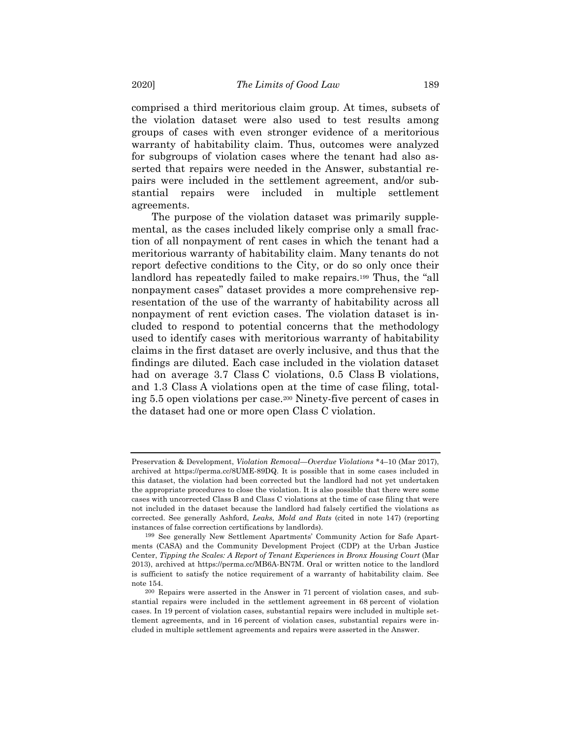comprised a third meritorious claim group. At times, subsets of the violation dataset were also used to test results among groups of cases with even stronger evidence of a meritorious warranty of habitability claim. Thus, outcomes were analyzed for subgroups of violation cases where the tenant had also asserted that repairs were needed in the Answer, substantial repairs were included in the settlement agreement, and/or substantial repairs were included in multiple settlement agreements.

The purpose of the violation dataset was primarily supplemental, as the cases included likely comprise only a small fraction of all nonpayment of rent cases in which the tenant had a meritorious warranty of habitability claim. Many tenants do not report defective conditions to the City, or do so only once their landlord has repeatedly failed to make repairs.[199] Thus, the "all nonpayment cases" dataset provides a more comprehensive representation of the use of the warranty of habitability across all nonpayment of rent eviction cases. The violation dataset is included to respond to potential concerns that the methodology used to identify cases with meritorious warranty of habitability claims in the first dataset are overly inclusive, and thus that the findings are diluted. Each case included in the violation dataset had on average 3.7 Class C violations, 0.5 Class B violations, and 1.3 Class A violations open at the time of case filing, totaling 5.5 open violations per case.[200] Ninety-five percent of cases in the dataset had one or more open Class C violation.

---

Preservation & Development, *Violation Removal—Overdue Violations* *4–10 (Mar 2017), archived at https://perma.cc/8UME-89DQ. It is possible that in some cases included in this dataset, the violation had been corrected but the landlord had not yet undertaken the appropriate procedures to close the violation. It is also possible that there were some cases with uncorrected Class B and Class C violations at the time of case filing that were not included in the dataset because the landlord had falsely certified the violations as corrected. See generally Ashford, *Leaks, Mold and Rats* (cited in note 147) (reporting instances of false correction certifications by landlords).

[199] See generally New Settlement Apartments' Community Action for Safe Apartments (CASA) and the Community Development Project (CDP) at the Urban Justice Center, *Tipping the Scales: A Report of Tenant Experiences in Bronx Housing Court* (Mar 2013), archived at https://perma.cc/MB6A-BN7M. Oral or written notice to the landlord is sufficient to satisfy the notice requirement of a warranty of habitability claim. See note 154.

[200] Repairs were asserted in the Answer in 71 percent of violation cases, and substantial repairs were included in the settlement agreement in 68 percent of violation cases. In 19 percent of violation cases, substantial repairs were included in multiple settlement agreements, and in 16 percent of violation cases, substantial repairs were included in multiple settlement agreements and repairs were asserted in the Answer.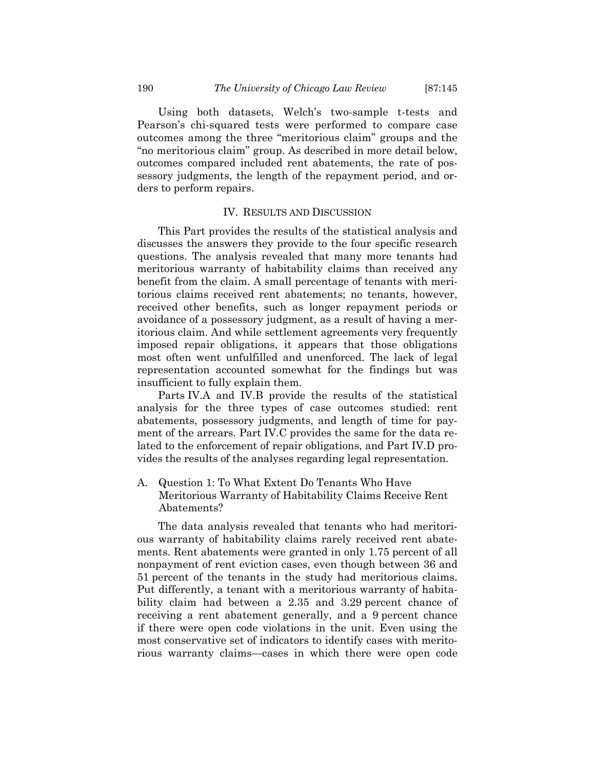Using both datasets, Welch's two-sample t-tests and Pearson's chi-squared tests were performed to compare case outcomes among the three "meritorious claim" groups and the "no meritorious claim" group. As described in more detail below, outcomes compared included rent abatements, the rate of possessory judgments, the length of the repayment period, and orders to perform repairs.

## IV. RESULTS AND DISCUSSION

This Part provides the results of the statistical analysis and discusses the answers they provide to the four specific research questions. The analysis revealed that many more tenants had meritorious warranty of habitability claims than received any benefit from the claim. A small percentage of tenants with meritorious claims received rent abatements; no tenants, however, received other benefits, such as longer repayment periods or avoidance of a possessory judgment, as a result of having a meritorious claim. And while settlement agreements very frequently imposed repair obligations, it appears that those obligations most often went unfulfilled and unenforced. The lack of legal representation accounted somewhat for the findings but was insufficient to fully explain them.

Parts IV.A and IV.B provide the results of the statistical analysis for the three types of case outcomes studied: rent abatements, possessory judgments, and length of time for payment of the arrears. Part IV.C provides the same for the data related to the enforcement of repair obligations, and Part IV.D provides the results of the analyses regarding legal representation.

### A. Question 1: To What Extent Do Tenants Who Have Meritorious Warranty of Habitability Claims Receive Rent Abatements?

The data analysis revealed that tenants who had meritorious warranty of habitability claims rarely received rent abatements. Rent abatements were granted in only 1.75 percent of all nonpayment of rent eviction cases, even though between 36 and 51 percent of the tenants in the study had meritorious claims. Put differently, a tenant with a meritorious warranty of habitability claim had between a 2.35 and 3.29 percent chance of receiving a rent abatement generally, and a 9 percent chance if there were open code violations in the unit. Even using the most conservative set of indicators to identify cases with meritorious warranty claims—cases in which there were open code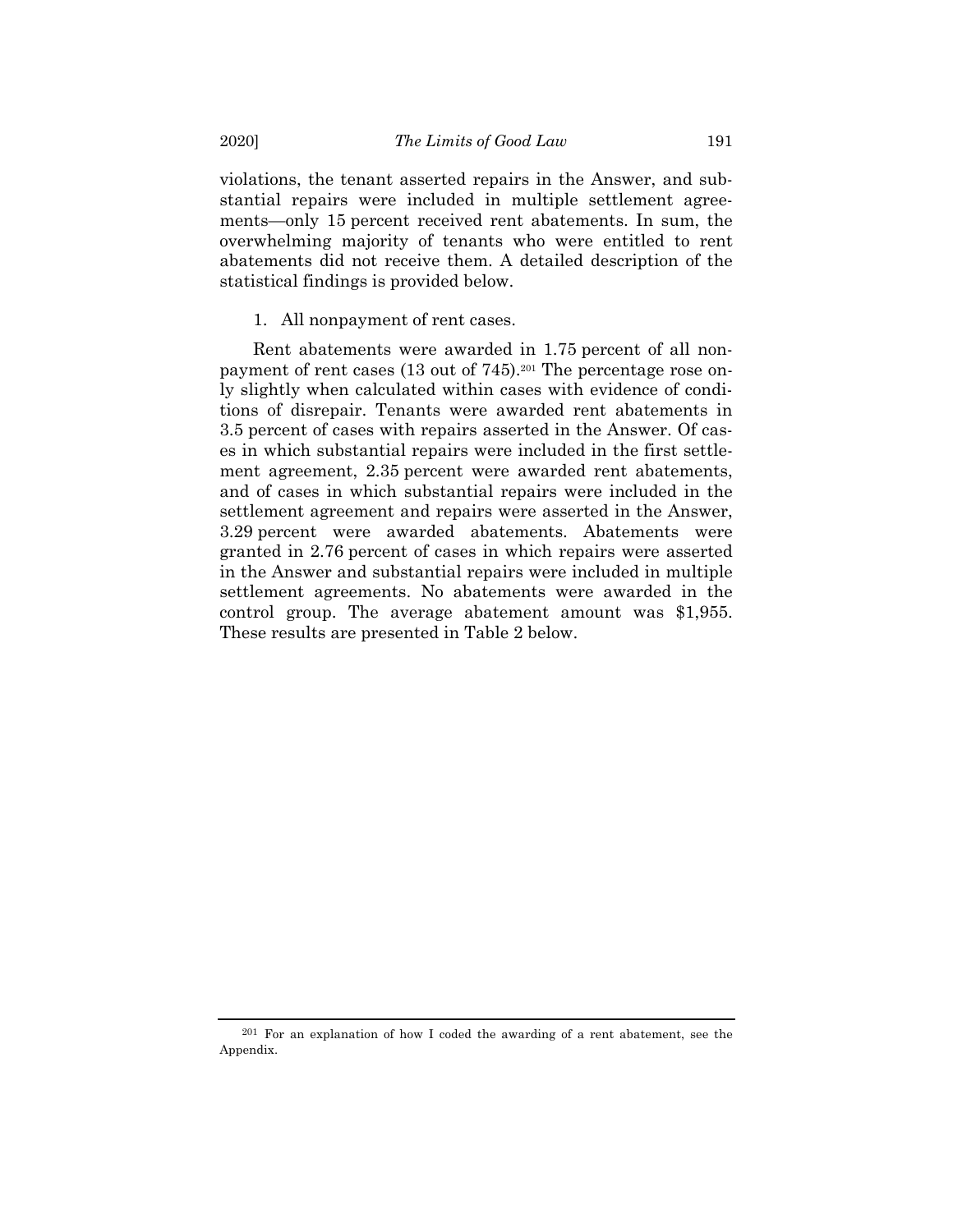violations, the tenant asserted repairs in the Answer, and substantial repairs were included in multiple settlement agreements—only 15 percent received rent abatements. In sum, the overwhelming majority of tenants who were entitled to rent abatements did not receive them. A detailed description of the statistical findings is provided below.

1. All nonpayment of rent cases.

Rent abatements were awarded in 1.75 percent of all nonpayment of rent cases (13 out of 745).[201] The percentage rose only slightly when calculated within cases with evidence of conditions of disrepair. Tenants were awarded rent abatements in 3.5 percent of cases with repairs asserted in the Answer. Of cases in which substantial repairs were included in the first settlement agreement, 2.35 percent were awarded rent abatements, and of cases in which substantial repairs were included in the settlement agreement and repairs were asserted in the Answer, 3.29 percent were awarded abatements. Abatements were granted in 2.76 percent of cases in which repairs were asserted in the Answer and substantial repairs were included in multiple settlement agreements. No abatements were awarded in the control group. The average abatement amount was $1,955. These results are presented in Table 2 below.

[201] For an explanation of how I coded the awarding of a rent abatement, see the Appendix.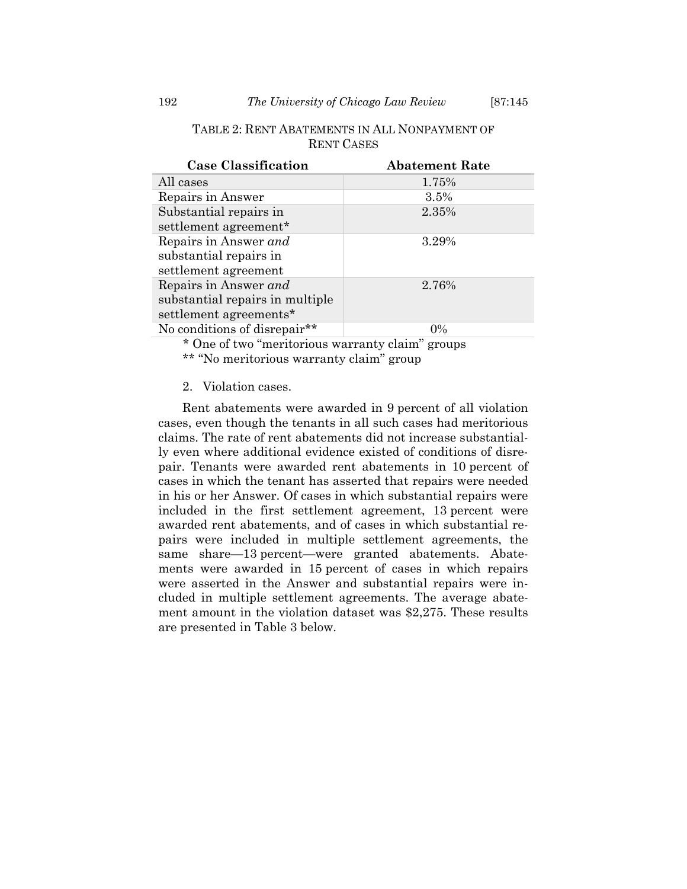TABLE 2: RENT ABATEMENTS IN ALL NONPAYMENT OF RENT CASES

| Case Classification | Abatement Rate |
|---|---|
| All cases | 1.75% |
| Repairs in Answer | 3.5% |
| Substantial repairs in settlement agreement* | 2.35% |
| Repairs in Answer *and* substantial repairs in settlement agreement | 3.29% |
| Repairs in Answer *and* substantial repairs in multiple settlement agreements* | 2.76% |
| No conditions of disrepair** | 0% |

\* One of two "meritorious warranty claim" groups

\*\* "No meritorious warranty claim" group

2. Violation cases.

Rent abatements were awarded in 9 percent of all violation cases, even though the tenants in all such cases had meritorious claims. The rate of rent abatements did not increase substantially even where additional evidence existed of conditions of disrepair. Tenants were awarded rent abatements in 10 percent of cases in which the tenant has asserted that repairs were needed in his or her Answer. Of cases in which substantial repairs were included in the first settlement agreement, 13 percent were awarded rent abatements, and of cases in which substantial repairs were included in multiple settlement agreements, the same share—13 percent—were granted abatements. Abatements were awarded in 15 percent of cases in which repairs were asserted in the Answer and substantial repairs were included in multiple settlement agreements. The average abatement amount in the violation dataset was $2,275. These results are presented in Table 3 below.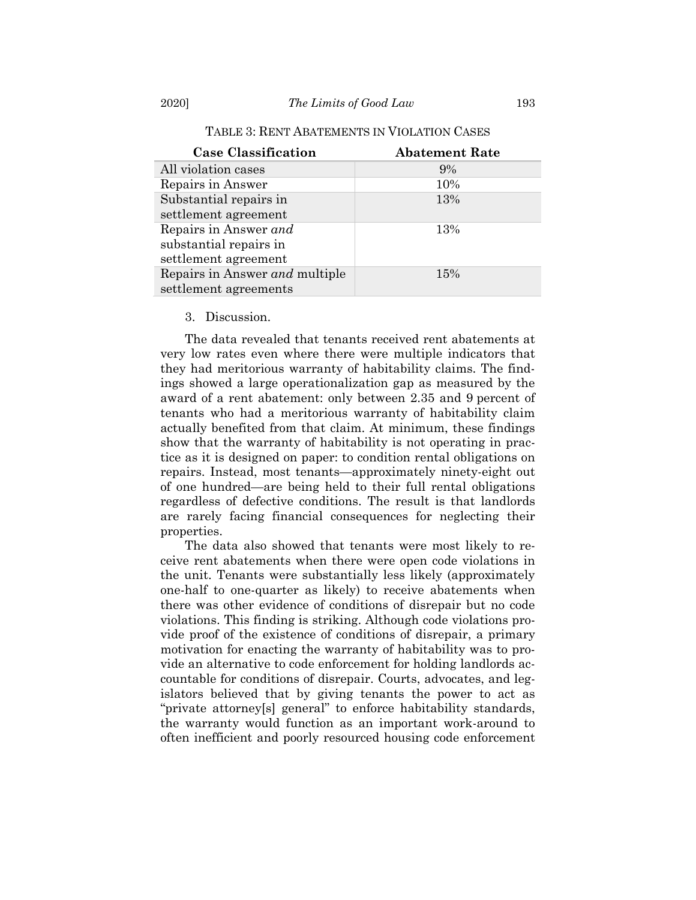TABLE 3: RENT ABATEMENTS IN VIOLATION CASES

| Case Classification | Abatement Rate |
|---|---|
| All violation cases | 9% |
| Repairs in Answer | 10% |
| Substantial repairs in settlement agreement | 13% |
| Repairs in Answer *and* substantial repairs in settlement agreement | 13% |
| Repairs in Answer *and* multiple settlement agreements | 15% |

3. Discussion.

The data revealed that tenants received rent abatements at very low rates even where there were multiple indicators that they had meritorious warranty of habitability claims. The findings showed a large operationalization gap as measured by the award of a rent abatement: only between 2.35 and 9 percent of tenants who had a meritorious warranty of habitability claim actually benefited from that claim. At minimum, these findings show that the warranty of habitability is not operating in practice as it is designed on paper: to condition rental obligations on repairs. Instead, most tenants—approximately ninety-eight out of one hundred—are being held to their full rental obligations regardless of defective conditions. The result is that landlords are rarely facing financial consequences for neglecting their properties.

The data also showed that tenants were most likely to receive rent abatements when there were open code violations in the unit. Tenants were substantially less likely (approximately one-half to one-quarter as likely) to receive abatements when there was other evidence of conditions of disrepair but no code violations. This finding is striking. Although code violations provide proof of the existence of conditions of disrepair, a primary motivation for enacting the warranty of habitability was to provide an alternative to code enforcement for holding landlords accountable for conditions of disrepair. Courts, advocates, and legislators believed that by giving tenants the power to act as "private attorney[s] general" to enforce habitability standards, the warranty would function as an important work-around to often inefficient and poorly resourced housing code enforcement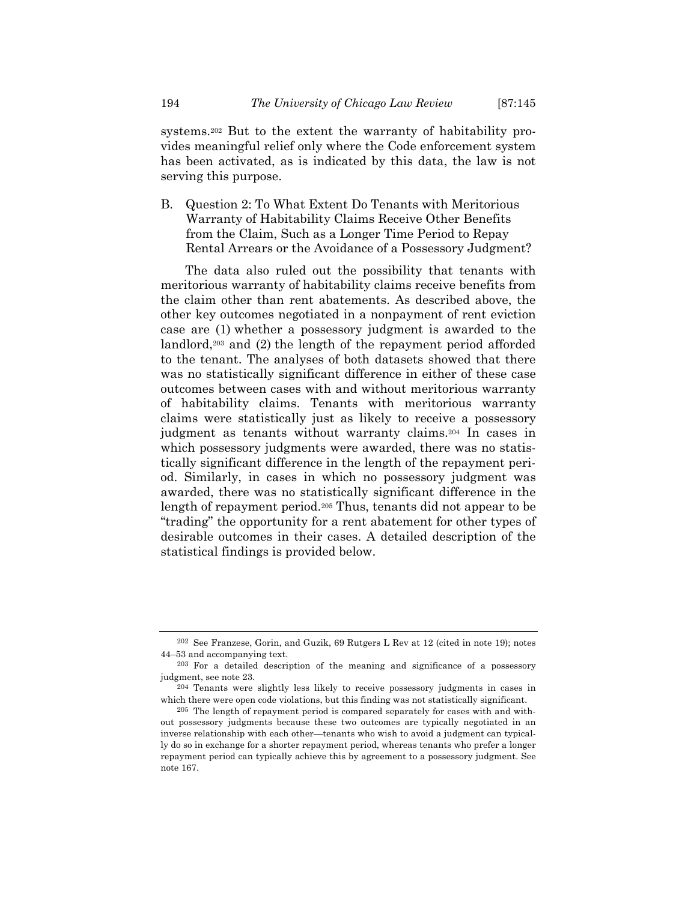systems.[202] But to the extent the warranty of habitability provides meaningful relief only where the Code enforcement system has been activated, as is indicated by this data, the law is not serving this purpose.

### B. Question 2: To What Extent Do Tenants with Meritorious Warranty of Habitability Claims Receive Other Benefits from the Claim, Such as a Longer Time Period to Repay Rental Arrears or the Avoidance of a Possessory Judgment?

The data also ruled out the possibility that tenants with meritorious warranty of habitability claims receive benefits from the claim other than rent abatements. As described above, the other key outcomes negotiated in a nonpayment of rent eviction case are (1) whether a possessory judgment is awarded to the landlord,[203] and (2) the length of the repayment period afforded to the tenant. The analyses of both datasets showed that there was no statistically significant difference in either of these case outcomes between cases with and without meritorious warranty of habitability claims. Tenants with meritorious warranty claims were statistically just as likely to receive a possessory judgment as tenants without warranty claims.[204] In cases in which possessory judgments were awarded, there was no statistically significant difference in the length of the repayment period. Similarly, in cases in which no possessory judgment was awarded, there was no statistically significant difference in the length of repayment period.[205] Thus, tenants did not appear to be "trading" the opportunity for a rent abatement for other types of desirable outcomes in their cases. A detailed description of the statistical findings is provided below.

---

[202] See Franzese, Gorin, and Guzik, 69 Rutgers L Rev at 12 (cited in note 19); notes 44–53 and accompanying text.

[203] For a detailed description of the meaning and significance of a possessory judgment, see note 23.

[204] Tenants were slightly less likely to receive possessory judgments in cases in which there were open code violations, but this finding was not statistically significant.

[205] The length of repayment period is compared separately for cases with and without possessory judgments because these two outcomes are typically negotiated in an inverse relationship with each other—tenants who wish to avoid a judgment can typically do so in exchange for a shorter repayment period, whereas tenants who prefer a longer repayment period can typically achieve this by agreement to a possessory judgment. See note 167.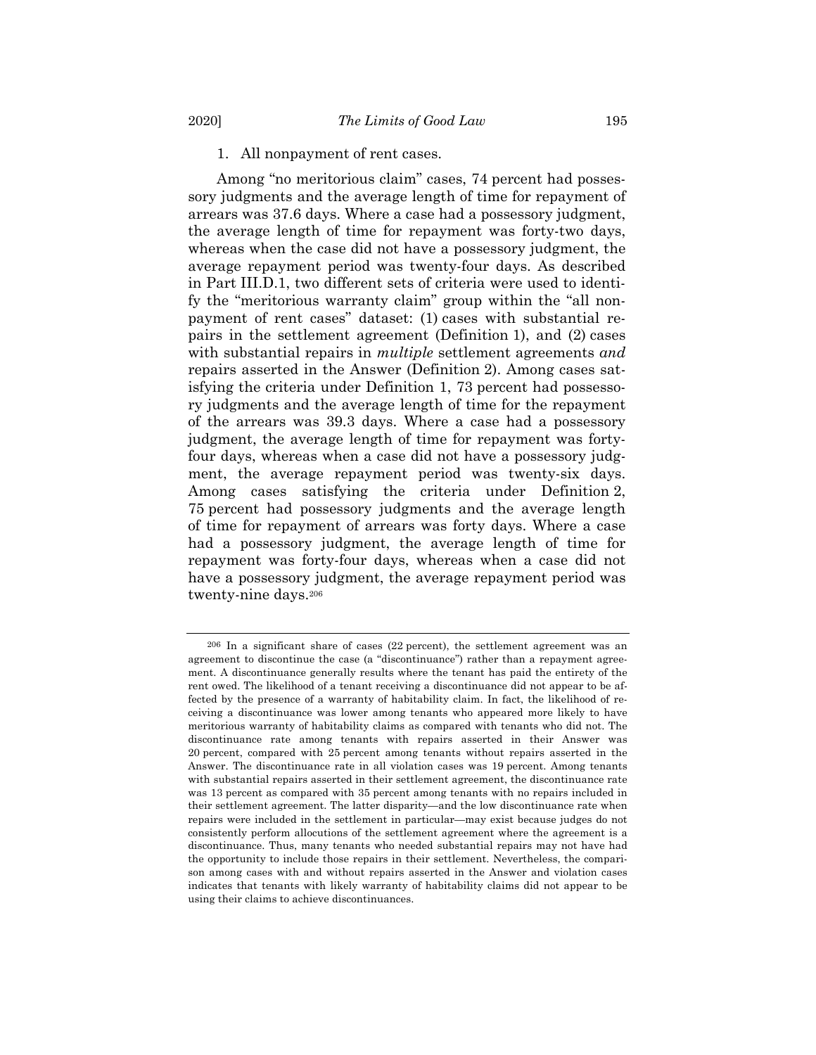1. All nonpayment of rent cases.

Among "no meritorious claim" cases, 74 percent had possessory judgments and the average length of time for repayment of arrears was 37.6 days. Where a case had a possessory judgment, the average length of time for repayment was forty-two days, whereas when the case did not have a possessory judgment, the average repayment period was twenty-four days. As described in Part III.D.1, two different sets of criteria were used to identify the "meritorious warranty claim" group within the "all nonpayment of rent cases" dataset: (1) cases with substantial repairs in the settlement agreement (Definition 1), and (2) cases with substantial repairs in *multiple* settlement agreements *and* repairs asserted in the Answer (Definition 2). Among cases satisfying the criteria under Definition 1, 73 percent had possessory judgments and the average length of time for the repayment of the arrears was 39.3 days. Where a case had a possessory judgment, the average length of time for repayment was forty-four days, whereas when a case did not have a possessory judgment, the average repayment period was twenty-six days. Among cases satisfying the criteria under Definition 2, 75 percent had possessory judgments and the average length of time for repayment of arrears was forty days. Where a case had a possessory judgment, the average length of time for repayment was forty-four days, whereas when a case did not have a possessory judgment, the average repayment period was twenty-nine days.[206]

---

[206] In a significant share of cases (22 percent), the settlement agreement was an agreement to discontinue the case (a "discontinuance") rather than a repayment agreement. A discontinuance generally results where the tenant has paid the entirety of the rent owed. The likelihood of a tenant receiving a discontinuance did not appear to be affected by the presence of a warranty of habitability claim. In fact, the likelihood of receiving a discontinuance was lower among tenants who appeared more likely to have meritorious warranty of habitability claims as compared with tenants who did not. The discontinuance rate among tenants with repairs asserted in their Answer was 20 percent, compared with 25 percent among tenants without repairs asserted in the Answer. The discontinuance rate in all violation cases was 19 percent. Among tenants with substantial repairs asserted in their settlement agreement, the discontinuance rate was 13 percent as compared with 35 percent among tenants with no repairs included in their settlement agreement. The latter disparity—and the low discontinuance rate when repairs were included in the settlement in particular—may exist because judges do not consistently perform allocutions of the settlement agreement where the agreement is a discontinuance. Thus, many tenants who needed substantial repairs may not have had the opportunity to include those repairs in their settlement. Nevertheless, the comparison among cases with and without repairs asserted in the Answer and violation cases indicates that tenants with likely warranty of habitability claims did not appear to be using their claims to achieve discontinuances.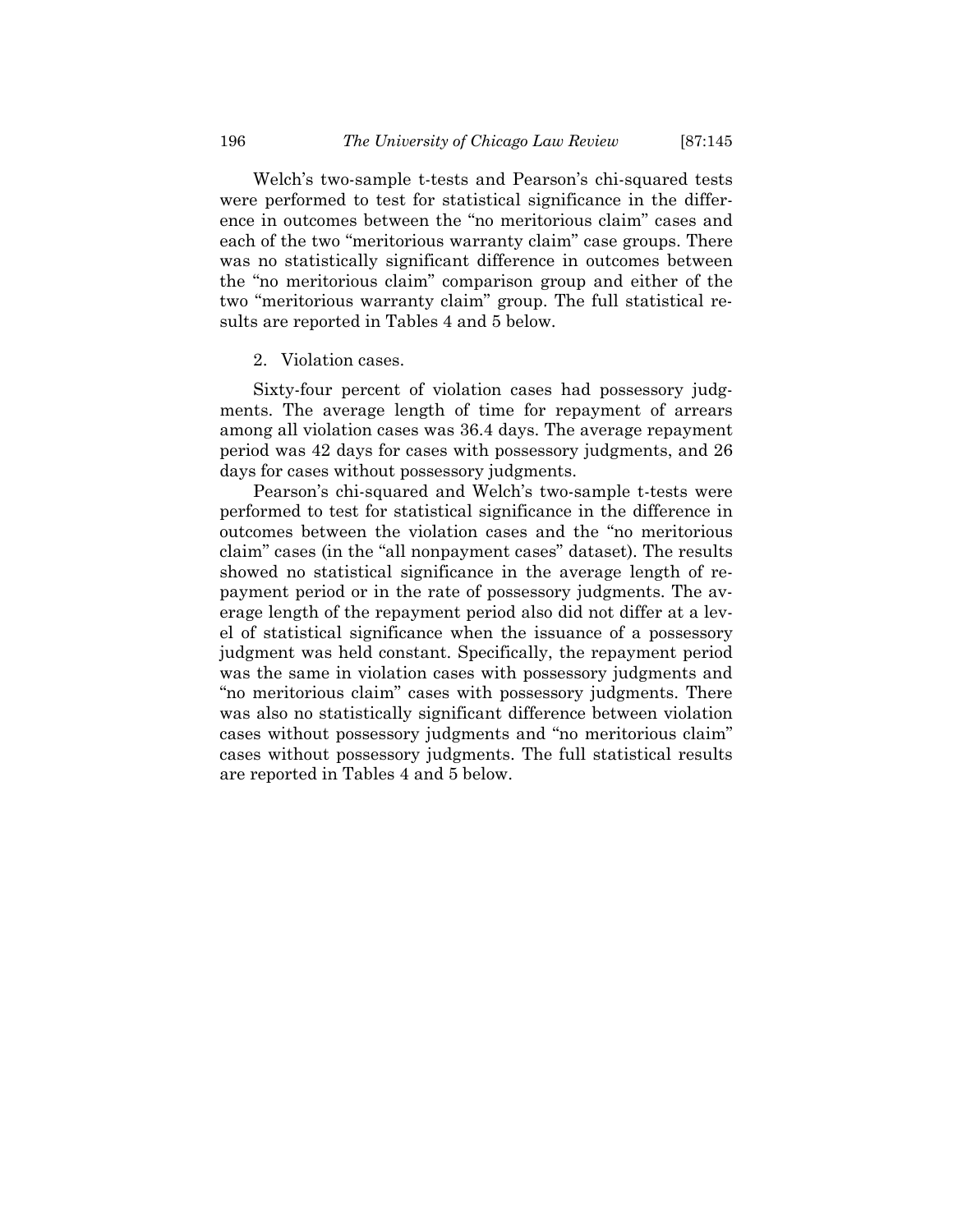Welch's two-sample t-tests and Pearson's chi-squared tests were performed to test for statistical significance in the difference in outcomes between the "no meritorious claim" cases and each of the two "meritorious warranty claim" case groups. There was no statistically significant difference in outcomes between the "no meritorious claim" comparison group and either of the two "meritorious warranty claim" group. The full statistical results are reported in Tables 4 and 5 below.

2. Violation cases.

Sixty-four percent of violation cases had possessory judgments. The average length of time for repayment of arrears among all violation cases was 36.4 days. The average repayment period was 42 days for cases with possessory judgments, and 26 days for cases without possessory judgments.

Pearson's chi-squared and Welch's two-sample t-tests were performed to test for statistical significance in the difference in outcomes between the violation cases and the "no meritorious claim" cases (in the "all nonpayment cases" dataset). The results showed no statistical significance in the average length of repayment period or in the rate of possessory judgments. The average length of the repayment period also did not differ at a level of statistical significance when the issuance of a possessory judgment was held constant. Specifically, the repayment period was the same in violation cases with possessory judgments and "no meritorious claim" cases with possessory judgments. There was also no statistically significant difference between violation cases without possessory judgments and "no meritorious claim" cases without possessory judgments. The full statistical results are reported in Tables 4 and 5 below.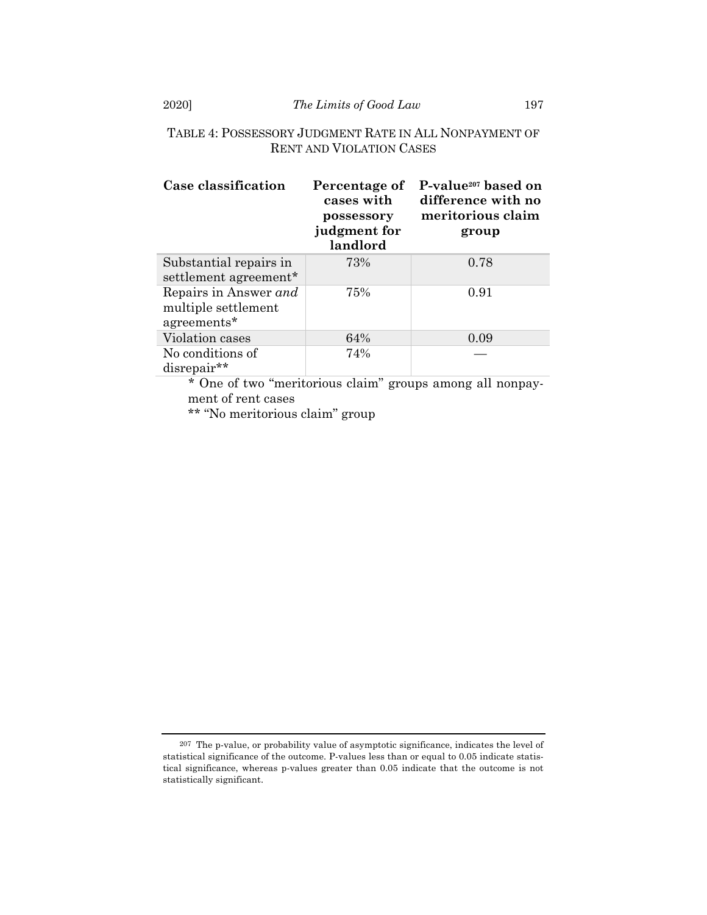TABLE 4: POSSESSORY JUDGMENT RATE IN ALL NONPAYMENT OF RENT AND VIOLATION CASES

| **Case classification** | **Percentage of cases with possessory judgment for landlord** | **P-value[207] based on difference with no meritorious claim group** |
|---|---|---|
| Substantial repairs in settlement agreement* | 73% | 0.78 |
| Repairs in Answer *and* multiple settlement agreements* | 75% | 0.91 |
| Violation cases | 64% | 0.09 |
| No conditions of disrepair** | 74% | — |

\* One of two "meritorious claim" groups among all nonpayment of rent cases

\*\* "No meritorious claim" group

[207] The p-value, or probability value of asymptotic significance, indicates the level of statistical significance of the outcome. P-values less than or equal to 0.05 indicate statistical significance, whereas p-values greater than 0.05 indicate that the outcome is not statistically significant.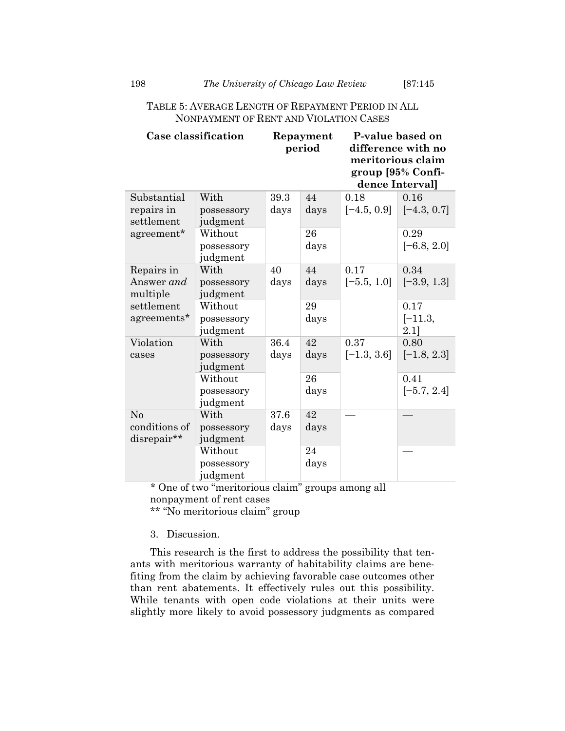TABLE 5: AVERAGE LENGTH OF REPAYMENT PERIOD IN ALL NONPAYMENT OF RENT AND VIOLATION CASES

| Case classification | | Repayment period | | P-value based on difference with no meritorious claim group [95% Confidence Interval] | |
|---|---|---|---|---|---|
| Substantial repairs in settlement agreement* | With possessory judgment | 39.3 days | 44 days | 0.18 [−4.5, 0.9] | 0.16 [−4.3, 0.7] |
| | Without possessory judgment | | 26 days | | 0.29 [−6.8, 2.0] |
| Repairs in Answer *and* multiple settlement agreements* | With possessory judgment | 40 days | 44 days | 0.17 [−5.5, 1.0] | 0.34 [−3.9, 1.3] |
| | Without possessory judgment | | 29 days | | 0.17 [−11.3, 2.1] |
| Violation cases | With possessory judgment | 36.4 days | 42 days | 0.37 [−1.3, 3.6] | 0.80 [−1.8, 2.3] |
| | Without possessory judgment | | 26 days | | 0.41 [−5.7, 2.4] |
| No conditions of disrepair** | With possessory judgment | 37.6 days | 42 days | — | — |
| | Without possessory judgment | | 24 days | | — |

\* One of two "meritorious claim" groups among all nonpayment of rent cases

\*\* "No meritorious claim" group

3. Discussion.

This research is the first to address the possibility that tenants with meritorious warranty of habitability claims are benefiting from the claim by achieving favorable case outcomes other than rent abatements. It effectively rules out this possibility. While tenants with open code violations at their units were slightly more likely to avoid possessory judgments as compared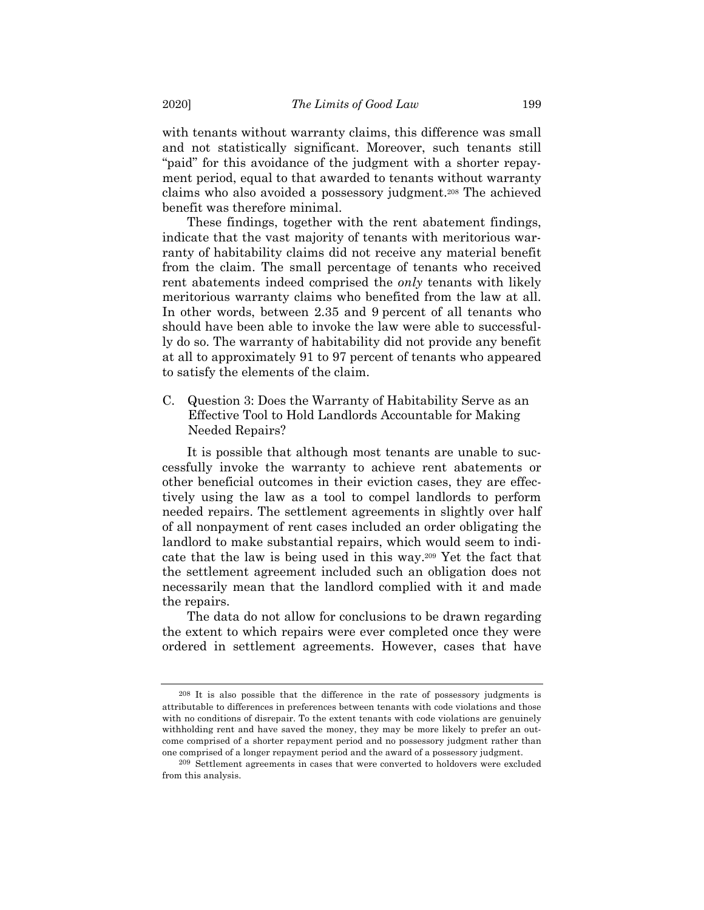with tenants without warranty claims, this difference was small and not statistically significant. Moreover, such tenants still "paid" for this avoidance of the judgment with a shorter repayment period, equal to that awarded to tenants without warranty claims who also avoided a possessory judgment.[208] The achieved benefit was therefore minimal.

These findings, together with the rent abatement findings, indicate that the vast majority of tenants with meritorious warranty of habitability claims did not receive any material benefit from the claim. The small percentage of tenants who received rent abatements indeed comprised the *only* tenants with likely meritorious warranty claims who benefited from the law at all. In other words, between 2.35 and 9 percent of all tenants who should have been able to invoke the law were able to successfully do so. The warranty of habitability did not provide any benefit at all to approximately 91 to 97 percent of tenants who appeared to satisfy the elements of the claim.

### C. Question 3: Does the Warranty of Habitability Serve as an Effective Tool to Hold Landlords Accountable for Making Needed Repairs?

It is possible that although most tenants are unable to successfully invoke the warranty to achieve rent abatements or other beneficial outcomes in their eviction cases, they are effectively using the law as a tool to compel landlords to perform needed repairs. The settlement agreements in slightly over half of all nonpayment of rent cases included an order obligating the landlord to make substantial repairs, which would seem to indicate that the law is being used in this way.[209] Yet the fact that the settlement agreement included such an obligation does not necessarily mean that the landlord complied with it and made the repairs.

The data do not allow for conclusions to be drawn regarding the extent to which repairs were ever completed once they were ordered in settlement agreements. However, cases that have

---

[208] It is also possible that the difference in the rate of possessory judgments is attributable to differences in preferences between tenants with code violations and those with no conditions of disrepair. To the extent tenants with code violations are genuinely withholding rent and have saved the money, they may be more likely to prefer an outcome comprised of a shorter repayment period and no possessory judgment rather than one comprised of a longer repayment period and the award of a possessory judgment.

[209] Settlement agreements in cases that were converted to holdovers were excluded from this analysis.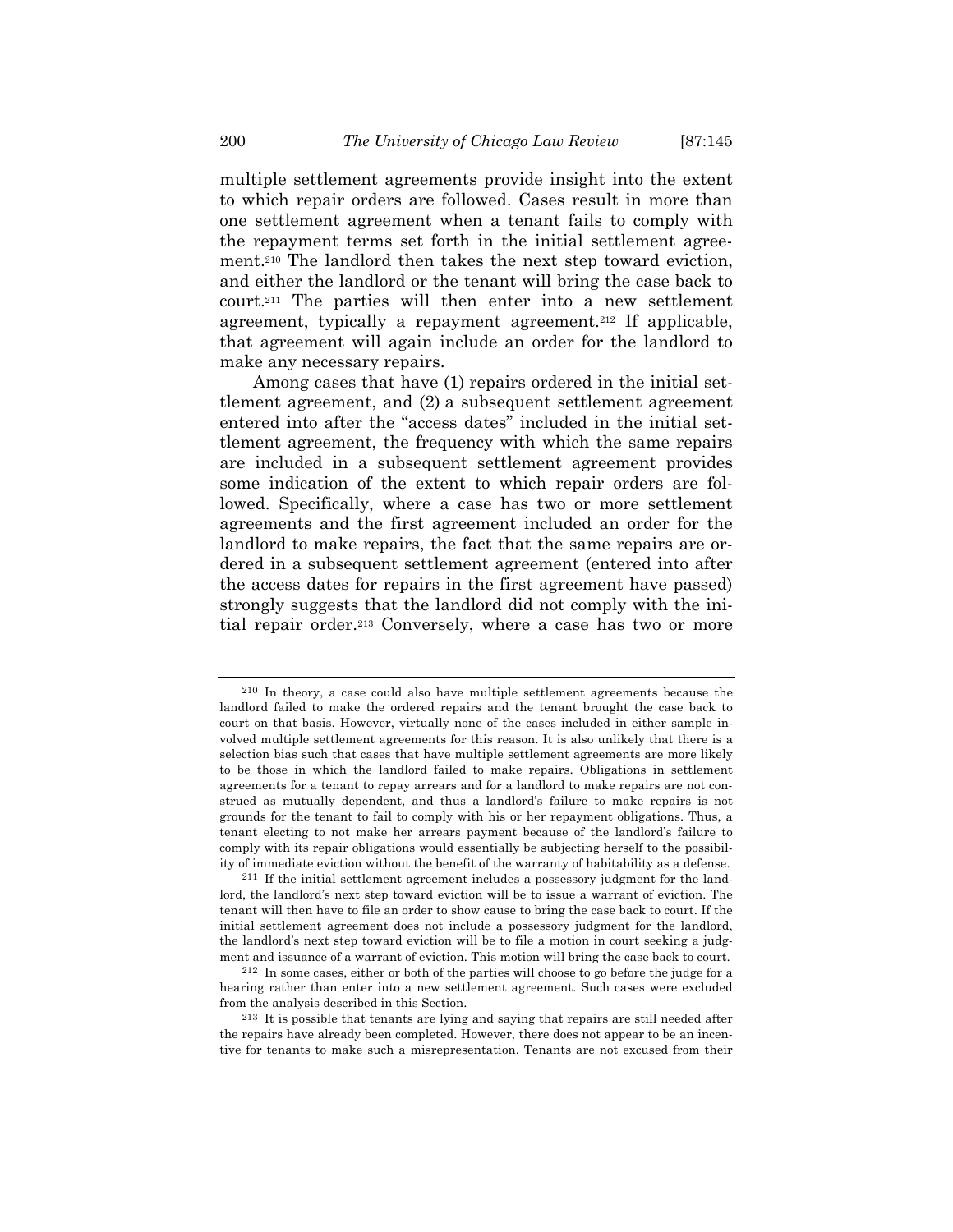multiple settlement agreements provide insight into the extent to which repair orders are followed. Cases result in more than one settlement agreement when a tenant fails to comply with the repayment terms set forth in the initial settlement agreement.[210] The landlord then takes the next step toward eviction, and either the landlord or the tenant will bring the case back to court.[211] The parties will then enter into a new settlement agreement, typically a repayment agreement.[212] If applicable, that agreement will again include an order for the landlord to make any necessary repairs.

Among cases that have (1) repairs ordered in the initial settlement agreement, and (2) a subsequent settlement agreement entered into after the "access dates" included in the initial settlement agreement, the frequency with which the same repairs are included in a subsequent settlement agreement provides some indication of the extent to which repair orders are followed. Specifically, where a case has two or more settlement agreements and the first agreement included an order for the landlord to make repairs, the fact that the same repairs are ordered in a subsequent settlement agreement (entered into after the access dates for repairs in the first agreement have passed) strongly suggests that the landlord did not comply with the initial repair order.[213] Conversely, where a case has two or more

---

[210] In theory, a case could also have multiple settlement agreements because the landlord failed to make the ordered repairs and the tenant brought the case back to court on that basis. However, virtually none of the cases included in either sample involved multiple settlement agreements for this reason. It is also unlikely that there is a selection bias such that cases that have multiple settlement agreements are more likely to be those in which the landlord failed to make repairs. Obligations in settlement agreements for a tenant to repay arrears and for a landlord to make repairs are not construed as mutually dependent, and thus a landlord's failure to make repairs is not grounds for the tenant to fail to comply with his or her repayment obligations. Thus, a tenant electing to not make her arrears payment because of the landlord's failure to comply with its repair obligations would essentially be subjecting herself to the possibility of immediate eviction without the benefit of the warranty of habitability as a defense.

[211] If the initial settlement agreement includes a possessory judgment for the landlord, the landlord's next step toward eviction will be to issue a warrant of eviction. The tenant will then have to file an order to show cause to bring the case back to court. If the initial settlement agreement does not include a possessory judgment for the landlord, the landlord's next step toward eviction will be to file a motion in court seeking a judgment and issuance of a warrant of eviction. This motion will bring the case back to court.

[212] In some cases, either or both of the parties will choose to go before the judge for a hearing rather than enter into a new settlement agreement. Such cases were excluded from the analysis described in this Section.

[213] It is possible that tenants are lying and saying that repairs are still needed after the repairs have already been completed. However, there does not appear to be an incentive for tenants to make such a misrepresentation. Tenants are not excused from their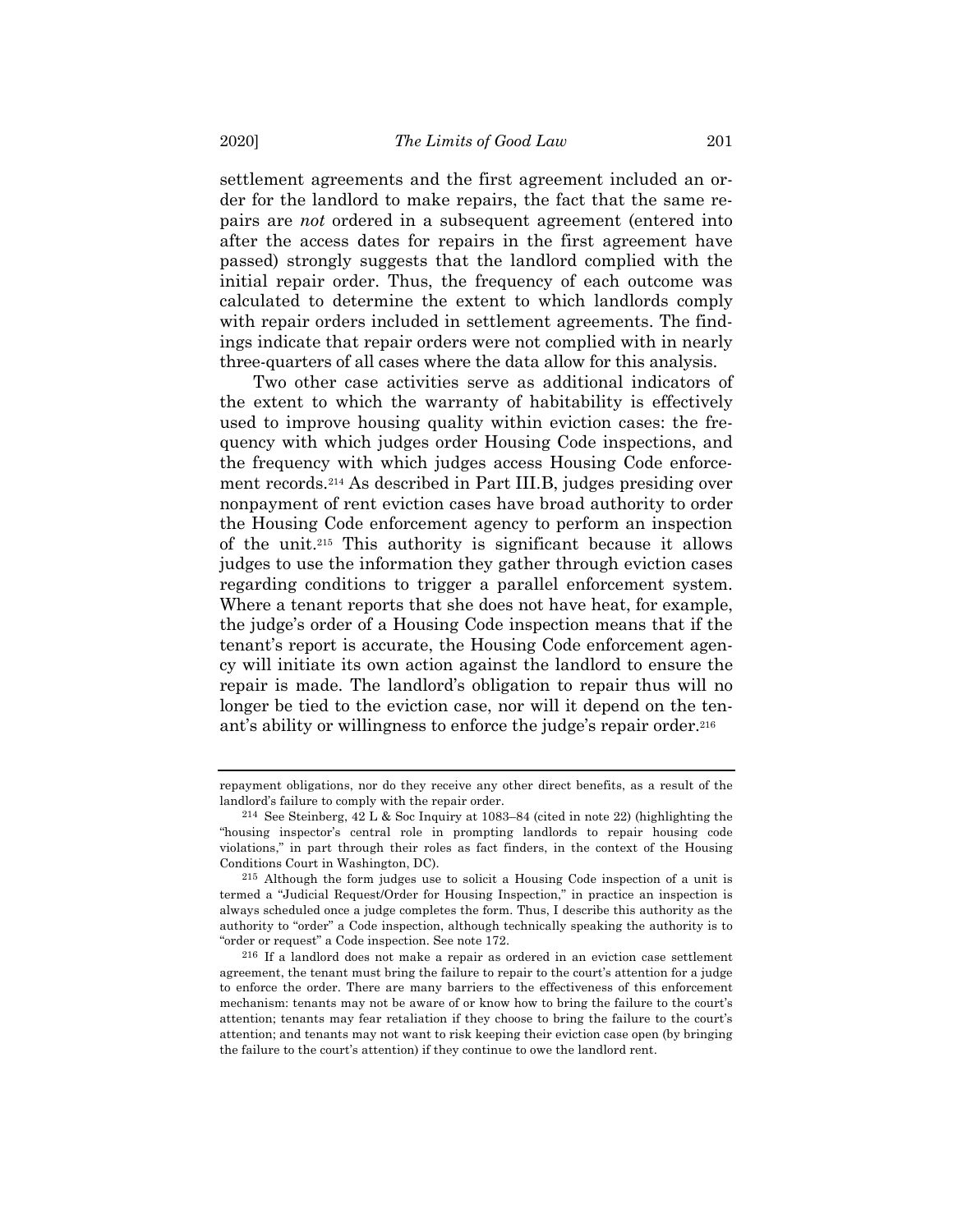settlement agreements and the first agreement included an order for the landlord to make repairs, the fact that the same repairs are *not* ordered in a subsequent agreement (entered into after the access dates for repairs in the first agreement have passed) strongly suggests that the landlord complied with the initial repair order. Thus, the frequency of each outcome was calculated to determine the extent to which landlords comply with repair orders included in settlement agreements. The findings indicate that repair orders were not complied with in nearly three-quarters of all cases where the data allow for this analysis.

Two other case activities serve as additional indicators of the extent to which the warranty of habitability is effectively used to improve housing quality within eviction cases: the frequency with which judges order Housing Code inspections, and the frequency with which judges access Housing Code enforcement records.[214] As described in Part III.B, judges presiding over nonpayment of rent eviction cases have broad authority to order the Housing Code enforcement agency to perform an inspection of the unit.[215] This authority is significant because it allows judges to use the information they gather through eviction cases regarding conditions to trigger a parallel enforcement system. Where a tenant reports that she does not have heat, for example, the judge's order of a Housing Code inspection means that if the tenant's report is accurate, the Housing Code enforcement agency will initiate its own action against the landlord to ensure the repair is made. The landlord's obligation to repair thus will no longer be tied to the eviction case, nor will it depend on the tenant's ability or willingness to enforce the judge's repair order.[216]

---

repayment obligations, nor do they receive any other direct benefits, as a result of the landlord's failure to comply with the repair order.

[214] See Steinberg, 42 L & Soc Inquiry at 1083–84 (cited in note 22) (highlighting the "housing inspector's central role in prompting landlords to repair housing code violations," in part through their roles as fact finders, in the context of the Housing Conditions Court in Washington, DC).

[215] Although the form judges use to solicit a Housing Code inspection of a unit is termed a "Judicial Request/Order for Housing Inspection," in practice an inspection is always scheduled once a judge completes the form. Thus, I describe this authority as the authority to "order" a Code inspection, although technically speaking the authority is to "order or request" a Code inspection. See note 172.

[216] If a landlord does not make a repair as ordered in an eviction case settlement agreement, the tenant must bring the failure to repair to the court's attention for a judge to enforce the order. There are many barriers to the effectiveness of this enforcement mechanism: tenants may not be aware of or know how to bring the failure to the court's attention; tenants may fear retaliation if they choose to bring the failure to the court's attention; and tenants may not want to risk keeping their eviction case open (by bringing the failure to the court's attention) if they continue to owe the landlord rent.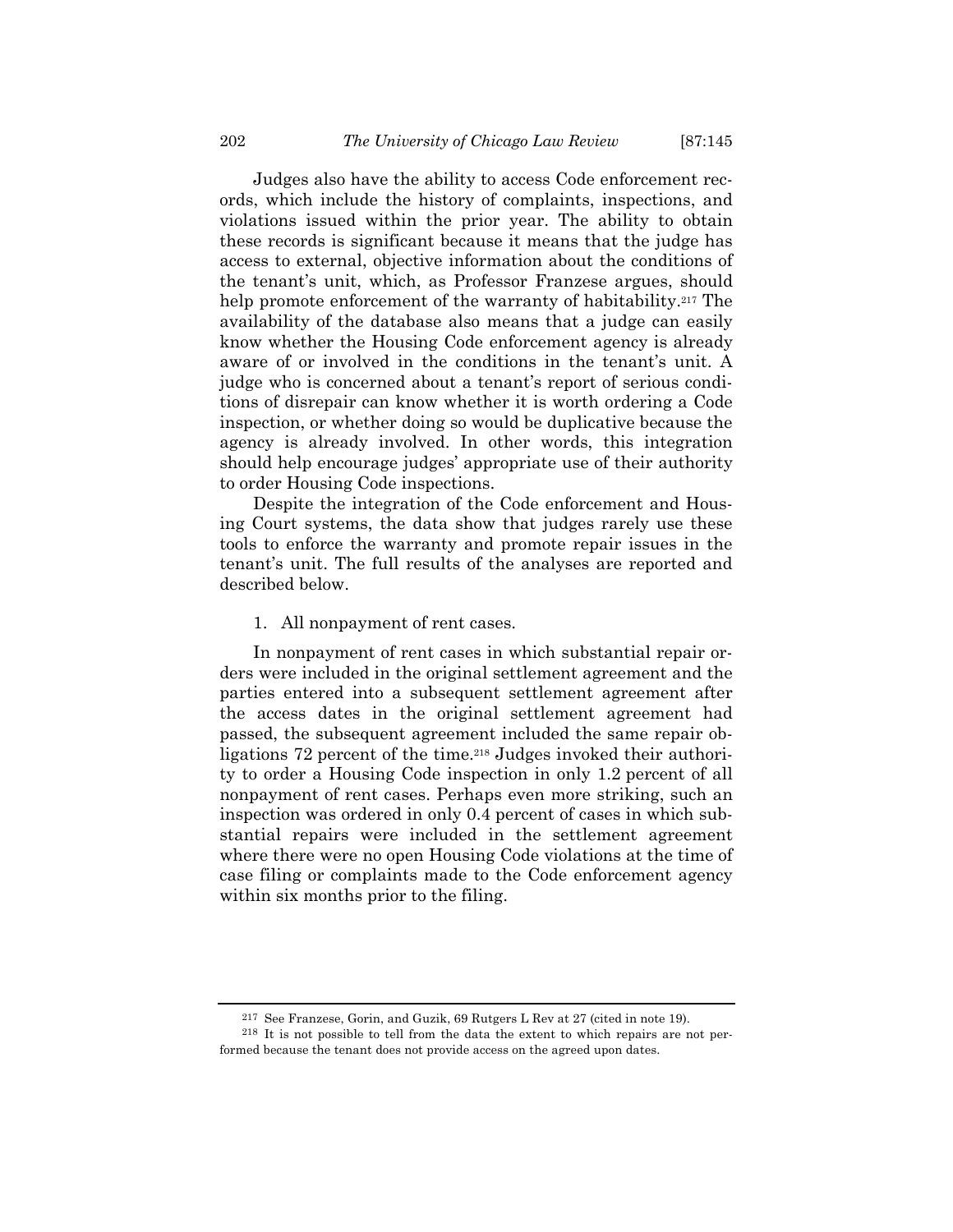Judges also have the ability to access Code enforcement records, which include the history of complaints, inspections, and violations issued within the prior year. The ability to obtain these records is significant because it means that the judge has access to external, objective information about the conditions of the tenant's unit, which, as Professor Franzese argues, should help promote enforcement of the warranty of habitability.[217] The availability of the database also means that a judge can easily know whether the Housing Code enforcement agency is already aware of or involved in the conditions in the tenant's unit. A judge who is concerned about a tenant's report of serious conditions of disrepair can know whether it is worth ordering a Code inspection, or whether doing so would be duplicative because the agency is already involved. In other words, this integration should help encourage judges' appropriate use of their authority to order Housing Code inspections.

Despite the integration of the Code enforcement and Housing Court systems, the data show that judges rarely use these tools to enforce the warranty and promote repair issues in the tenant's unit. The full results of the analyses are reported and described below.

1. All nonpayment of rent cases.

In nonpayment of rent cases in which substantial repair orders were included in the original settlement agreement and the parties entered into a subsequent settlement agreement after the access dates in the original settlement agreement had passed, the subsequent agreement included the same repair obligations 72 percent of the time.[218] Judges invoked their authority to order a Housing Code inspection in only 1.2 percent of all nonpayment of rent cases. Perhaps even more striking, such an inspection was ordered in only 0.4 percent of cases in which substantial repairs were included in the settlement agreement where there were no open Housing Code violations at the time of case filing or complaints made to the Code enforcement agency within six months prior to the filing.

[217] See Franzese, Gorin, and Guzik, 69 Rutgers L Rev at 27 (cited in note 19).

[218] It is not possible to tell from the data the extent to which repairs are not performed because the tenant does not provide access on the agreed upon dates.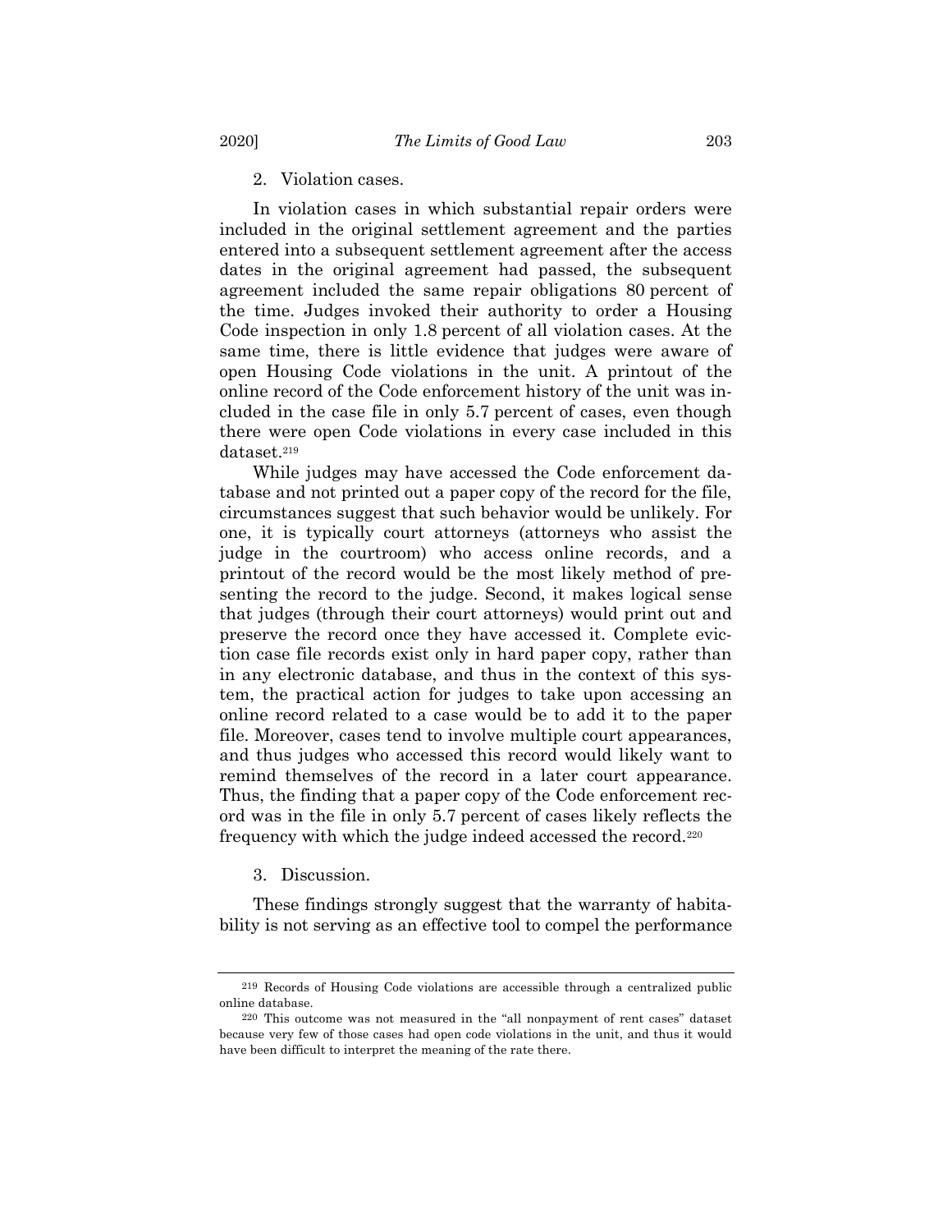2. Violation cases.

In violation cases in which substantial repair orders were included in the original settlement agreement and the parties entered into a subsequent settlement agreement after the access dates in the original agreement had passed, the subsequent agreement included the same repair obligations 80 percent of the time. Judges invoked their authority to order a Housing Code inspection in only 1.8 percent of all violation cases. At the same time, there is little evidence that judges were aware of open Housing Code violations in the unit. A printout of the online record of the Code enforcement history of the unit was included in the case file in only 5.7 percent of cases, even though there were open Code violations in every case included in this dataset.[219]

While judges may have accessed the Code enforcement database and not printed out a paper copy of the record for the file, circumstances suggest that such behavior would be unlikely. For one, it is typically court attorneys (attorneys who assist the judge in the courtroom) who access online records, and a printout of the record would be the most likely method of presenting the record to the judge. Second, it makes logical sense that judges (through their court attorneys) would print out and preserve the record once they have accessed it. Complete eviction case file records exist only in hard paper copy, rather than in any electronic database, and thus in the context of this system, the practical action for judges to take upon accessing an online record related to a case would be to add it to the paper file. Moreover, cases tend to involve multiple court appearances, and thus judges who accessed this record would likely want to remind themselves of the record in a later court appearance. Thus, the finding that a paper copy of the Code enforcement record was in the file in only 5.7 percent of cases likely reflects the frequency with which the judge indeed accessed the record.[220]

3. Discussion.

These findings strongly suggest that the warranty of habitability is not serving as an effective tool to compel the performance

---

[219] Records of Housing Code violations are accessible through a centralized public online database.

[220] This outcome was not measured in the "all nonpayment of rent cases" dataset because very few of those cases had open code violations in the unit, and thus it would have been difficult to interpret the meaning of the rate there.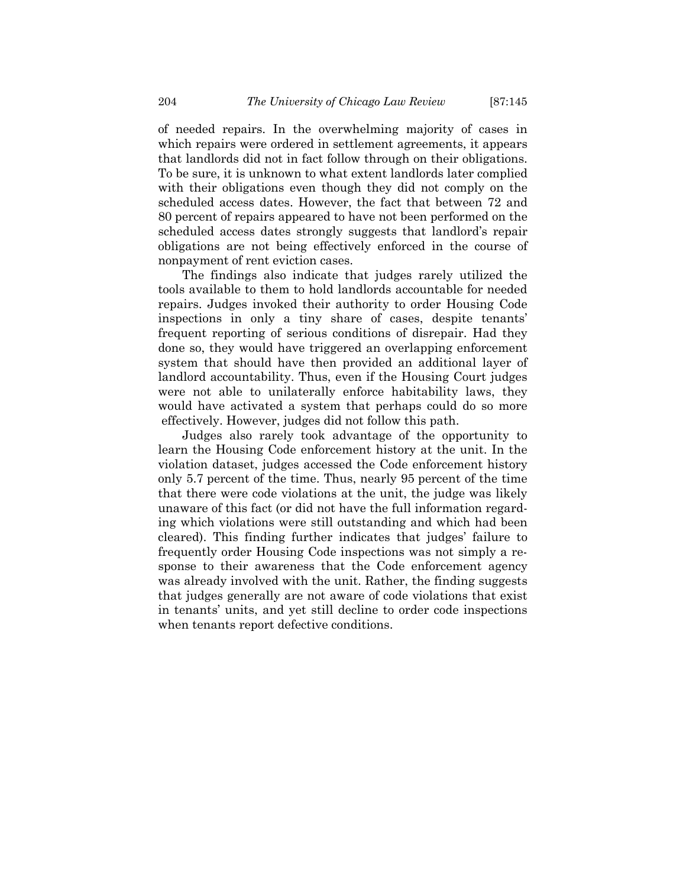of needed repairs. In the overwhelming majority of cases in which repairs were ordered in settlement agreements, it appears that landlords did not in fact follow through on their obligations. To be sure, it is unknown to what extent landlords later complied with their obligations even though they did not comply on the scheduled access dates. However, the fact that between 72 and 80 percent of repairs appeared to have not been performed on the scheduled access dates strongly suggests that landlord's repair obligations are not being effectively enforced in the course of nonpayment of rent eviction cases.

The findings also indicate that judges rarely utilized the tools available to them to hold landlords accountable for needed repairs. Judges invoked their authority to order Housing Code inspections in only a tiny share of cases, despite tenants' frequent reporting of serious conditions of disrepair. Had they done so, they would have triggered an overlapping enforcement system that should have then provided an additional layer of landlord accountability. Thus, even if the Housing Court judges were not able to unilaterally enforce habitability laws, they would have activated a system that perhaps could do so more effectively. However, judges did not follow this path.

Judges also rarely took advantage of the opportunity to learn the Housing Code enforcement history at the unit. In the violation dataset, judges accessed the Code enforcement history only 5.7 percent of the time. Thus, nearly 95 percent of the time that there were code violations at the unit, the judge was likely unaware of this fact (or did not have the full information regarding which violations were still outstanding and which had been cleared). This finding further indicates that judges' failure to frequently order Housing Code inspections was not simply a response to their awareness that the Code enforcement agency was already involved with the unit. Rather, the finding suggests that judges generally are not aware of code violations that exist in tenants' units, and yet still decline to order code inspections when tenants report defective conditions.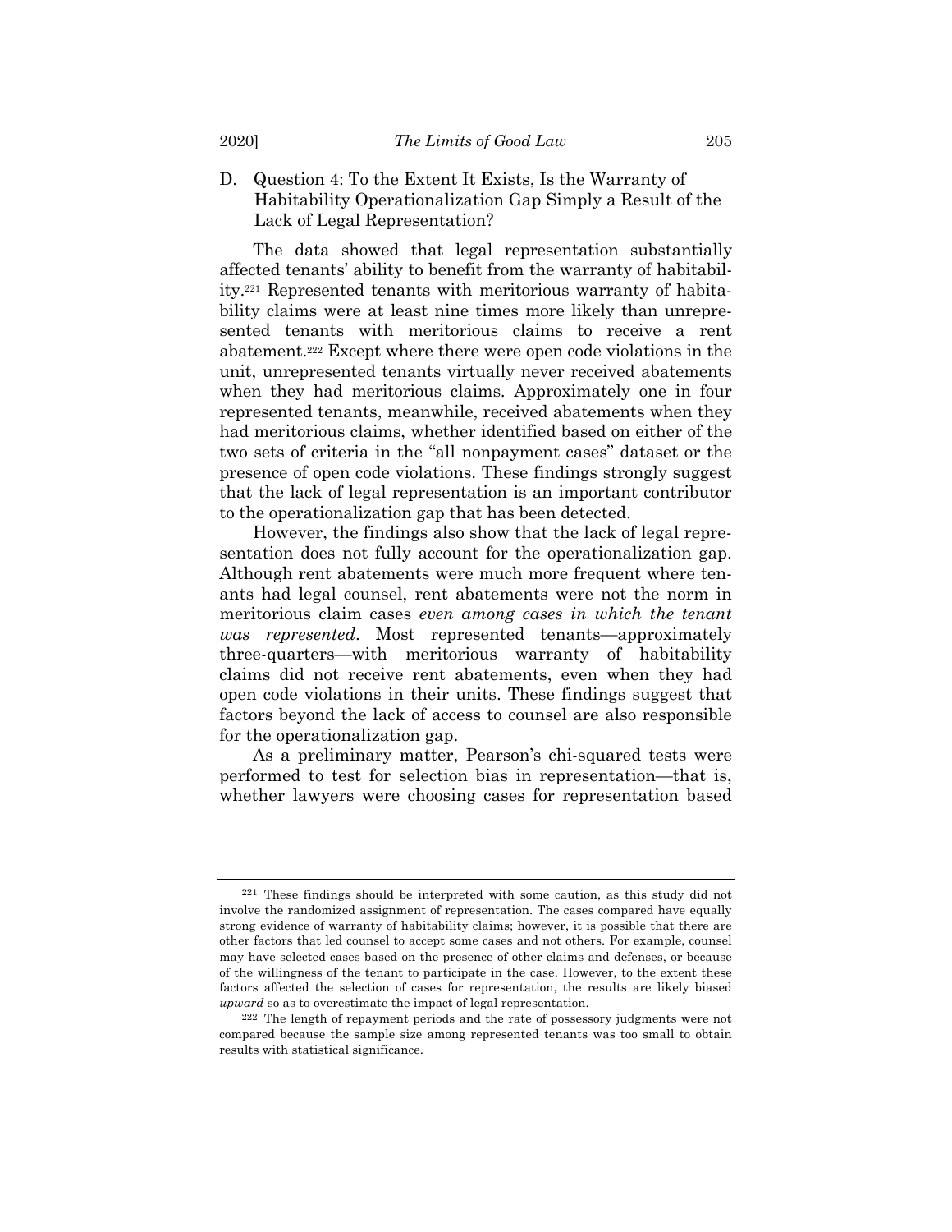### D. Question 4: To the Extent It Exists, Is the Warranty of Habitability Operationalization Gap Simply a Result of the Lack of Legal Representation?

The data showed that legal representation substantially affected tenants' ability to benefit from the warranty of habitability.[221] Represented tenants with meritorious warranty of habitability claims were at least nine times more likely than unrepresented tenants with meritorious claims to receive a rent abatement.[222] Except where there were open code violations in the unit, unrepresented tenants virtually never received abatements when they had meritorious claims. Approximately one in four represented tenants, meanwhile, received abatements when they had meritorious claims, whether identified based on either of the two sets of criteria in the "all nonpayment cases" dataset or the presence of open code violations. These findings strongly suggest that the lack of legal representation is an important contributor to the operationalization gap that has been detected.

However, the findings also show that the lack of legal representation does not fully account for the operationalization gap. Although rent abatements were much more frequent where tenants had legal counsel, rent abatements were not the norm in meritorious claim cases *even among cases in which the tenant was represented*. Most represented tenants—approximately three-quarters—with meritorious warranty of habitability claims did not receive rent abatements, even when they had open code violations in their units. These findings suggest that factors beyond the lack of access to counsel are also responsible for the operationalization gap.

As a preliminary matter, Pearson's chi-squared tests were performed to test for selection bias in representation—that is, whether lawyers were choosing cases for representation based

---

[221] These findings should be interpreted with some caution, as this study did not involve the randomized assignment of representation. The cases compared have equally strong evidence of warranty of habitability claims; however, it is possible that there are other factors that led counsel to accept some cases and not others. For example, counsel may have selected cases based on the presence of other claims and defenses, or because of the willingness of the tenant to participate in the case. However, to the extent these factors affected the selection of cases for representation, the results are likely biased *upward* so as to overestimate the impact of legal representation.

[222] The length of repayment periods and the rate of possessory judgments were not compared because the sample size among represented tenants was too small to obtain results with statistical significance.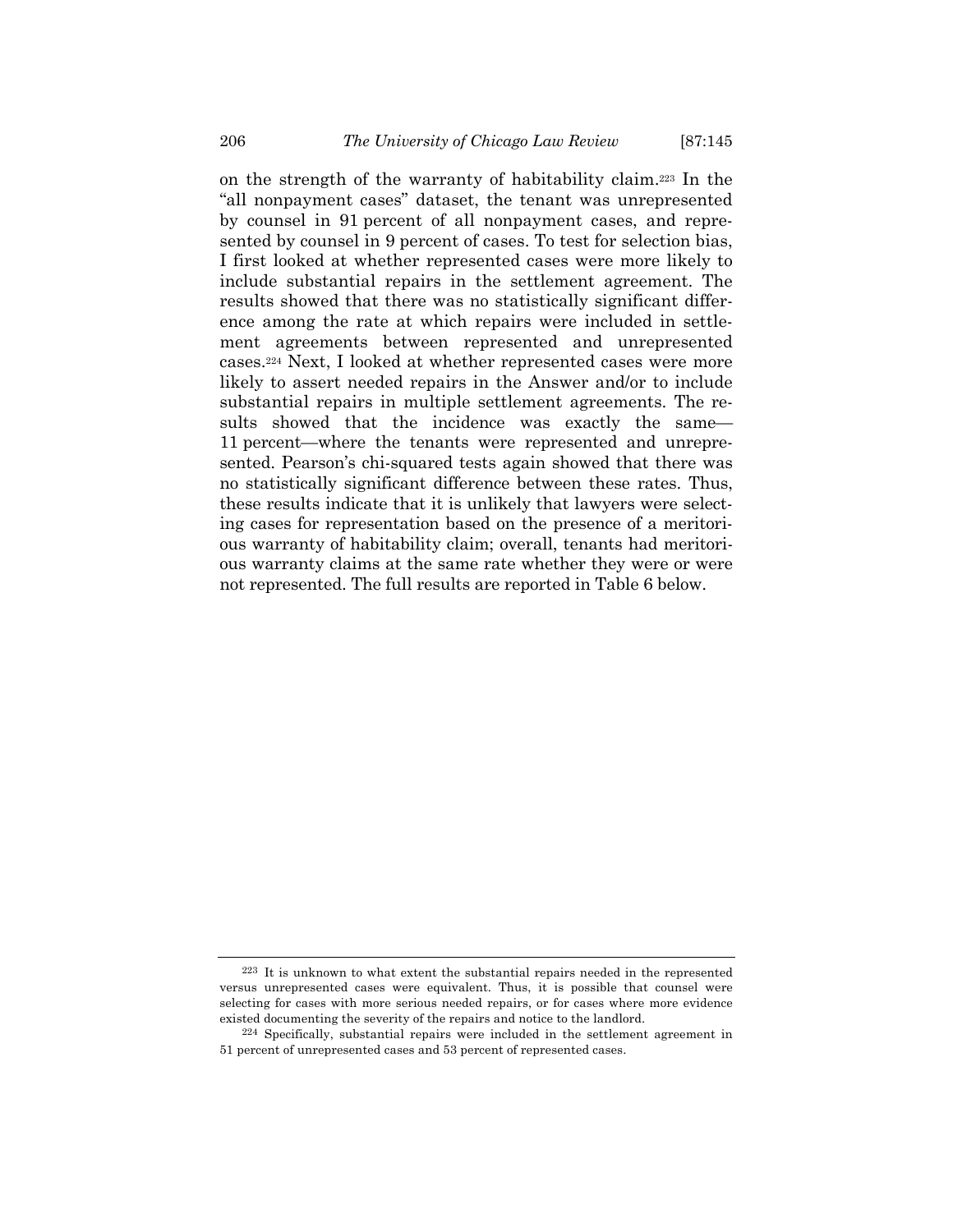on the strength of the warranty of habitability claim.[223] In the "all nonpayment cases" dataset, the tenant was unrepresented by counsel in 91 percent of all nonpayment cases, and represented by counsel in 9 percent of cases. To test for selection bias, I first looked at whether represented cases were more likely to include substantial repairs in the settlement agreement. The results showed that there was no statistically significant difference among the rate at which repairs were included in settlement agreements between represented and unrepresented cases.[224] Next, I looked at whether represented cases were more likely to assert needed repairs in the Answer and/or to include substantial repairs in multiple settlement agreements. The results showed that the incidence was exactly the same—11 percent—where the tenants were represented and unrepresented. Pearson's chi-squared tests again showed that there was no statistically significant difference between these rates. Thus, these results indicate that it is unlikely that lawyers were selecting cases for representation based on the presence of a meritorious warranty of habitability claim; overall, tenants had meritorious warranty claims at the same rate whether they were or were not represented. The full results are reported in Table 6 below.

---

[223] It is unknown to what extent the substantial repairs needed in the represented versus unrepresented cases were equivalent. Thus, it is possible that counsel were selecting for cases with more serious needed repairs, or for cases where more evidence existed documenting the severity of the repairs and notice to the landlord.

[224] Specifically, substantial repairs were included in the settlement agreement in 51 percent of unrepresented cases and 53 percent of represented cases.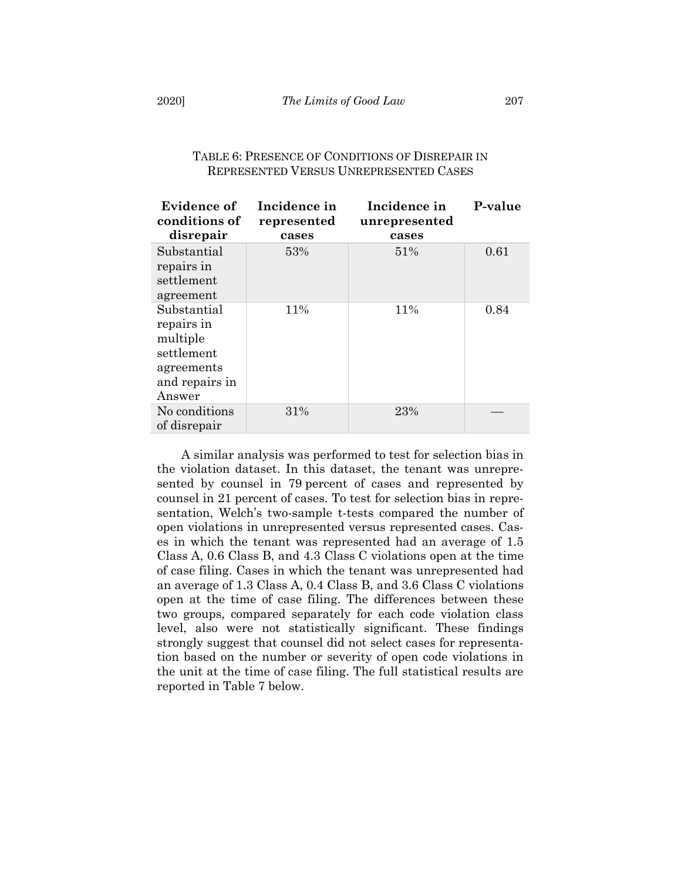TABLE 6: PRESENCE OF CONDITIONS OF DISREPAIR IN REPRESENTED VERSUS UNREPRESENTED CASES

| Evidence of conditions of disrepair | Incidence in represented cases | Incidence in unrepresented cases | P-value |
|---|---|---|---|
| Substantial repairs in settlement agreement | 53% | 51% | 0.61 |
| Substantial repairs in multiple settlement agreements and repairs in Answer | 11% | 11% | 0.84 |
| No conditions of disrepair | 31% | 23% | — |

A similar analysis was performed to test for selection bias in the violation dataset. In this dataset, the tenant was unrepresented by counsel in 79 percent of cases and represented by counsel in 21 percent of cases. To test for selection bias in representation, Welch's two-sample t-tests compared the number of open violations in unrepresented versus represented cases. Cases in which the tenant was represented had an average of 1.5 Class A, 0.6 Class B, and 4.3 Class C violations open at the time of case filing. Cases in which the tenant was unrepresented had an average of 1.3 Class A, 0.4 Class B, and 3.6 Class C violations open at the time of case filing. The differences between these two groups, compared separately for each code violation class level, also were not statistically significant. These findings strongly suggest that counsel did not select cases for representation based on the number or severity of open code violations in the unit at the time of case filing. The full statistical results are reported in Table 7 below.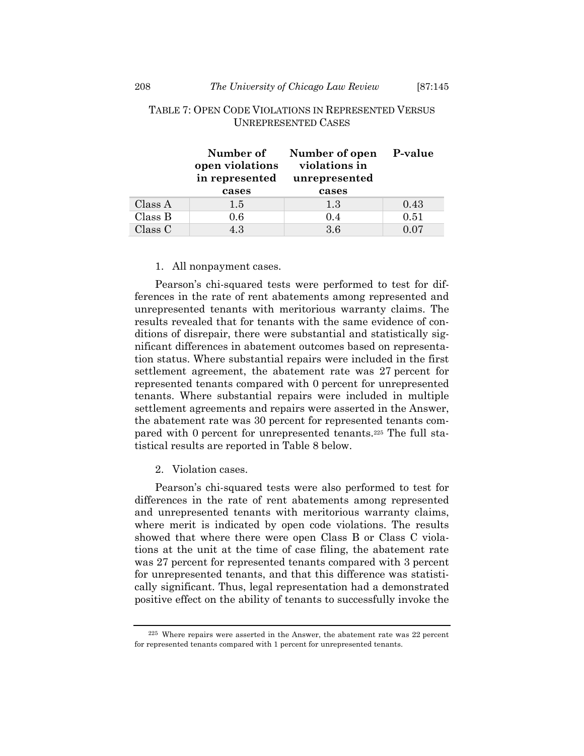TABLE 7: OPEN CODE VIOLATIONS IN REPRESENTED VERSUS UNREPRESENTED CASES

| | Number of open violations in represented cases | Number of open violations in unrepresented cases | P-value |
|---|---|---|---|
| Class A | 1.5 | 1.3 | 0.43 |
| Class B | 0.6 | 0.4 | 0.51 |
| Class C | 4.3 | 3.6 | 0.07 |

1. All nonpayment cases.

Pearson's chi-squared tests were performed to test for differences in the rate of rent abatements among represented and unrepresented tenants with meritorious warranty claims. The results revealed that for tenants with the same evidence of conditions of disrepair, there were substantial and statistically significant differences in abatement outcomes based on representation status. Where substantial repairs were included in the first settlement agreement, the abatement rate was 27 percent for represented tenants compared with 0 percent for unrepresented tenants. Where substantial repairs were included in multiple settlement agreements and repairs were asserted in the Answer, the abatement rate was 30 percent for represented tenants compared with 0 percent for unrepresented tenants.[225] The full statistical results are reported in Table 8 below.

2. Violation cases.

Pearson's chi-squared tests were also performed to test for differences in the rate of rent abatements among represented and unrepresented tenants with meritorious warranty claims, where merit is indicated by open code violations. The results showed that where there were open Class B or Class C violations at the unit at the time of case filing, the abatement rate was 27 percent for represented tenants compared with 3 percent for unrepresented tenants, and that this difference was statistically significant. Thus, legal representation had a demonstrated positive effect on the ability of tenants to successfully invoke the

[225] Where repairs were asserted in the Answer, the abatement rate was 22 percent for represented tenants compared with 1 percent for unrepresented tenants.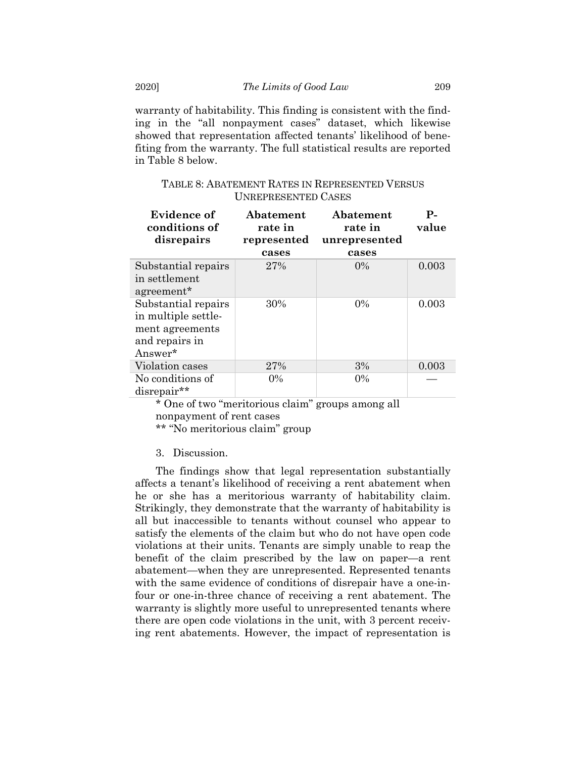warranty of habitability. This finding is consistent with the finding in the "all nonpayment cases" dataset, which likewise showed that representation affected tenants' likelihood of benefiting from the warranty. The full statistical results are reported in Table 8 below.

TABLE 8: ABATEMENT RATES IN REPRESENTED VERSUS UNREPRESENTED CASES

| Evidence of conditions of disrepairs | Abatement rate in represented cases | Abatement rate in unrepresented cases | P-value |
|---|---|---|---|
| Substantial repairs in settlement agreement* | 27% | 0% | 0.003 |
| Substantial repairs in multiple settlement agreements and repairs in Answer* | 30% | 0% | 0.003 |
| Violation cases | 27% | 3% | 0.003 |
| No conditions of disrepair** | 0% | 0% | — |

\* One of two "meritorious claim" groups among all nonpayment of rent cases

\*\* "No meritorious claim" group

3. Discussion.

The findings show that legal representation substantially affects a tenant's likelihood of receiving a rent abatement when he or she has a meritorious warranty of habitability claim. Strikingly, they demonstrate that the warranty of habitability is all but inaccessible to tenants without counsel who appear to satisfy the elements of the claim but who do not have open code violations at their units. Tenants are simply unable to reap the benefit of the claim prescribed by the law on paper—a rent abatement—when they are unrepresented. Represented tenants with the same evidence of conditions of disrepair have a one-in-four or one-in-three chance of receiving a rent abatement. The warranty is slightly more useful to unrepresented tenants where there are open code violations in the unit, with 3 percent receiving rent abatements. However, the impact of representation is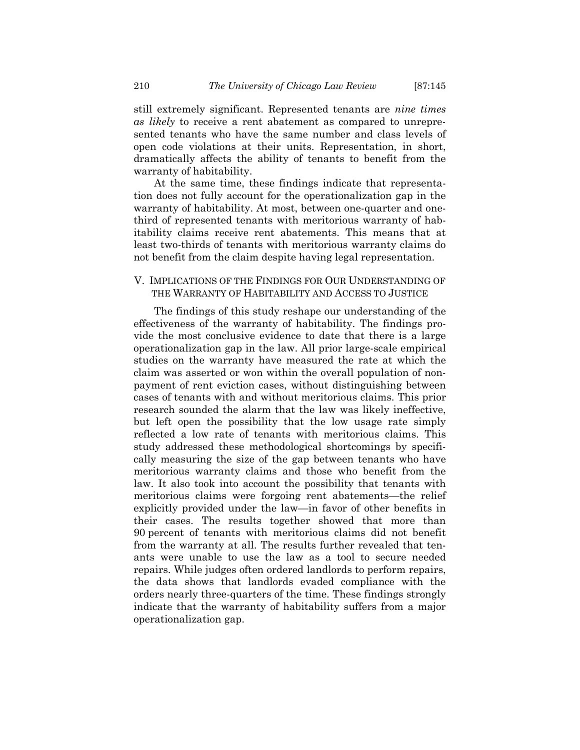still extremely significant. Represented tenants are *nine times as likely* to receive a rent abatement as compared to unrepresented tenants who have the same number and class levels of open code violations at their units. Representation, in short, dramatically affects the ability of tenants to benefit from the warranty of habitability.

At the same time, these findings indicate that representation does not fully account for the operationalization gap in the warranty of habitability. At most, between one-quarter and one-third of represented tenants with meritorious warranty of habitability claims receive rent abatements. This means that at least two-thirds of tenants with meritorious warranty claims do not benefit from the claim despite having legal representation.

## V. IMPLICATIONS OF THE FINDINGS FOR OUR UNDERSTANDING OF THE WARRANTY OF HABITABILITY AND ACCESS TO JUSTICE

The findings of this study reshape our understanding of the effectiveness of the warranty of habitability. The findings provide the most conclusive evidence to date that there is a large operationalization gap in the law. All prior large-scale empirical studies on the warranty have measured the rate at which the claim was asserted or won within the overall population of nonpayment of rent eviction cases, without distinguishing between cases of tenants with and without meritorious claims. This prior research sounded the alarm that the law was likely ineffective, but left open the possibility that the low usage rate simply reflected a low rate of tenants with meritorious claims. This study addressed these methodological shortcomings by specifically measuring the size of the gap between tenants who have meritorious warranty claims and those who benefit from the law. It also took into account the possibility that tenants with meritorious claims were forgoing rent abatements—the relief explicitly provided under the law—in favor of other benefits in their cases. The results together showed that more than 90 percent of tenants with meritorious claims did not benefit from the warranty at all. The results further revealed that tenants were unable to use the law as a tool to secure needed repairs. While judges often ordered landlords to perform repairs, the data shows that landlords evaded compliance with the orders nearly three-quarters of the time. These findings strongly indicate that the warranty of habitability suffers from a major operationalization gap.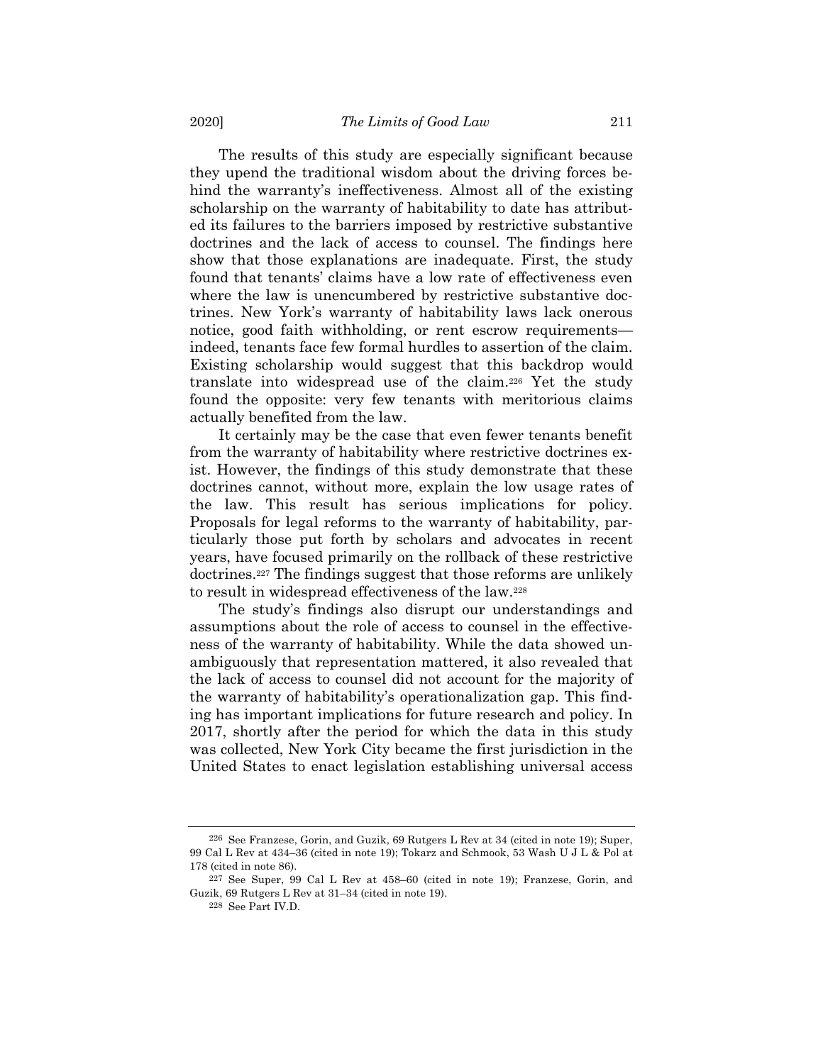The results of this study are especially significant because they upend the traditional wisdom about the driving forces behind the warranty's ineffectiveness. Almost all of the existing scholarship on the warranty of habitability to date has attributed its failures to the barriers imposed by restrictive substantive doctrines and the lack of access to counsel. The findings here show that those explanations are inadequate. First, the study found that tenants' claims have a low rate of effectiveness even where the law is unencumbered by restrictive substantive doctrines. New York's warranty of habitability laws lack onerous notice, good faith withholding, or rent escrow requirements—indeed, tenants face few formal hurdles to assertion of the claim. Existing scholarship would suggest that this backdrop would translate into widespread use of the claim.[226] Yet the study found the opposite: very few tenants with meritorious claims actually benefited from the law.

It certainly may be the case that even fewer tenants benefit from the warranty of habitability where restrictive doctrines exist. However, the findings of this study demonstrate that these doctrines cannot, without more, explain the low usage rates of the law. This result has serious implications for policy. Proposals for legal reforms to the warranty of habitability, particularly those put forth by scholars and advocates in recent years, have focused primarily on the rollback of these restrictive doctrines.[227] The findings suggest that those reforms are unlikely to result in widespread effectiveness of the law.[228]

The study's findings also disrupt our understandings and assumptions about the role of access to counsel in the effectiveness of the warranty of habitability. While the data showed unambiguously that representation mattered, it also revealed that the lack of access to counsel did not account for the majority of the warranty of habitability's operationalization gap. This finding has important implications for future research and policy. In 2017, shortly after the period for which the data in this study was collected, New York City became the first jurisdiction in the United States to enact legislation establishing universal access

---

[226] See Franzese, Gorin, and Guzik, 69 Rutgers L Rev at 34 (cited in note 19); Super, 99 Cal L Rev at 434–36 (cited in note 19); Tokarz and Schmook, 53 Wash U J L & Pol at 178 (cited in note 86).

[227] See Super, 99 Cal L Rev at 458–60 (cited in note 19); Franzese, Gorin, and Guzik, 69 Rutgers L Rev at 31–34 (cited in note 19).

[228] See Part IV.D.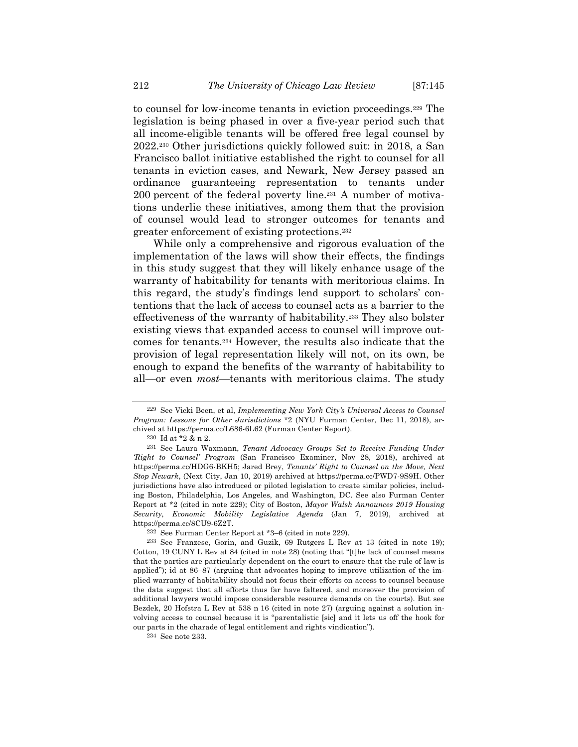to counsel for low-income tenants in eviction proceedings.[229] The legislation is being phased in over a five-year period such that all income-eligible tenants will be offered free legal counsel by 2022.[230] Other jurisdictions quickly followed suit: in 2018, a San Francisco ballot initiative established the right to counsel for all tenants in eviction cases, and Newark, New Jersey passed an ordinance guaranteeing representation to tenants under 200 percent of the federal poverty line.[231] A number of motivations underlie these initiatives, among them that the provision of counsel would lead to stronger outcomes for tenants and greater enforcement of existing protections.[232]

While only a comprehensive and rigorous evaluation of the implementation of the laws will show their effects, the findings in this study suggest that they will likely enhance usage of the warranty of habitability for tenants with meritorious claims. In this regard, the study's findings lend support to scholars' contentions that the lack of access to counsel acts as a barrier to the effectiveness of the warranty of habitability.[233] They also bolster existing views that expanded access to counsel will improve outcomes for tenants.[234] However, the results also indicate that the provision of legal representation likely will not, on its own, be enough to expand the benefits of the warranty of habitability to all—or even *most*—tenants with meritorious claims. The study

---

[229] See Vicki Been, et al, *Implementing New York City's Universal Access to Counsel Program: Lessons for Other Jurisdictions* \*2 (NYU Furman Center, Dec 11, 2018), archived at https://perma.cc/L686-6L62 (Furman Center Report).

[230] Id at \*2 & n 2.

[231] See Laura Waxmann, *Tenant Advocacy Groups Set to Receive Funding Under 'Right to Counsel' Program* (San Francisco Examiner, Nov 28, 2018), archived at https://perma.cc/HDG6-BKH5; Jared Brey, *Tenants' Right to Counsel on the Move, Next Stop Newark*, (Next City, Jan 10, 2019) archived at https://perma.cc/PWD7-9S9H. Other jurisdictions have also introduced or piloted legislation to create similar policies, including Boston, Philadelphia, Los Angeles, and Washington, DC. See also Furman Center Report at \*2 (cited in note 229); City of Boston, *Mayor Walsh Announces 2019 Housing Security, Economic Mobility Legislative Agenda* (Jan 7, 2019), archived at https://perma.cc/8CU9-6Z2T.

[232] See Furman Center Report at \*3–6 (cited in note 229).

[233] See Franzese, Gorin, and Guzik, 69 Rutgers L Rev at 13 (cited in note 19); Cotton, 19 CUNY L Rev at 84 (cited in note 28) (noting that "[t]he lack of counsel means that the parties are particularly dependent on the court to ensure that the rule of law is applied"); id at 86–87 (arguing that advocates hoping to improve utilization of the implied warranty of habitability should not focus their efforts on access to counsel because the data suggest that all efforts thus far have faltered, and moreover the provision of additional lawyers would impose considerable resource demands on the courts). But see Bezdek, 20 Hofstra L Rev at 538 n 16 (cited in note 27) (arguing against a solution involving access to counsel because it is "parentalistic [sic] and it lets us off the hook for our parts in the charade of legal entitlement and rights vindication").

[234] See note 233.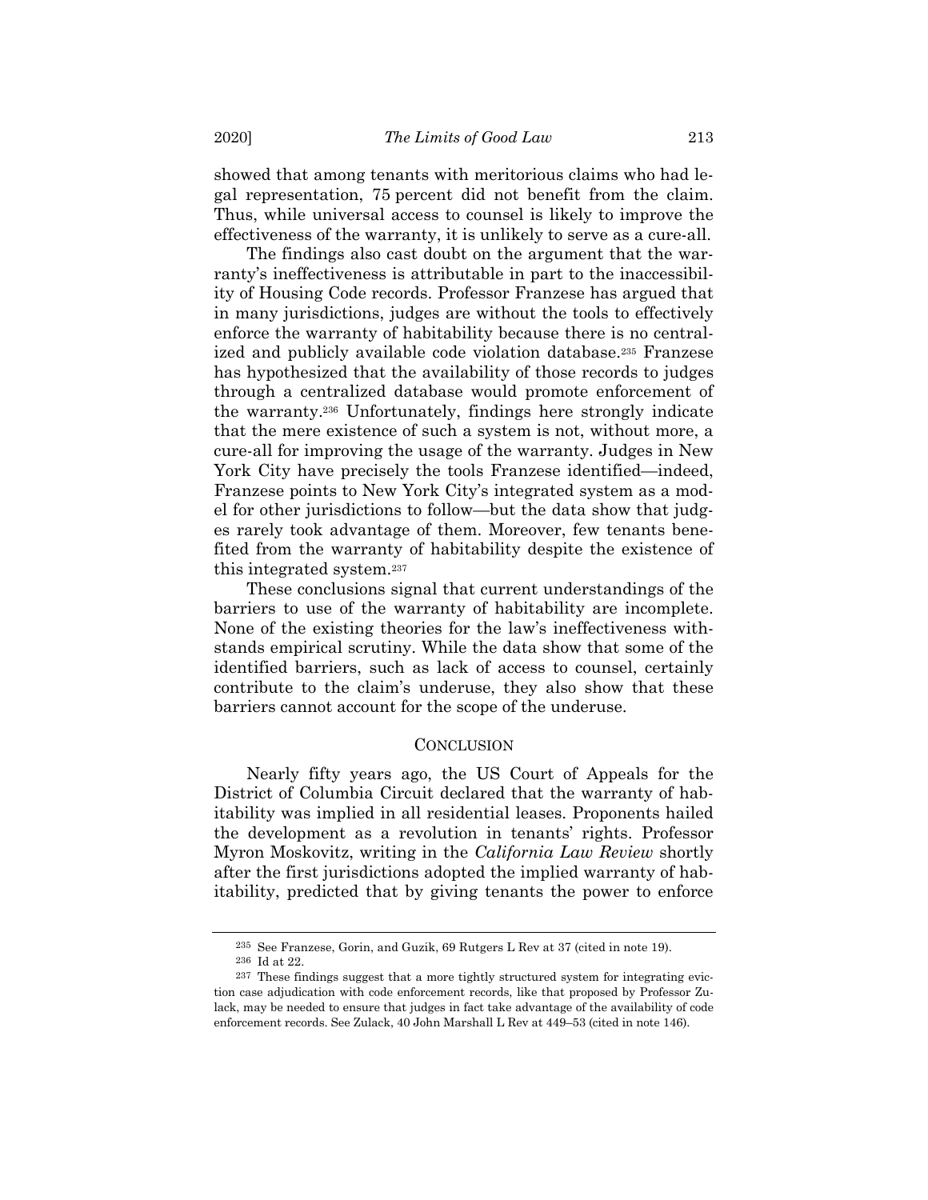showed that among tenants with meritorious claims who had legal representation, 75 percent did not benefit from the claim. Thus, while universal access to counsel is likely to improve the effectiveness of the warranty, it is unlikely to serve as a cure-all.

The findings also cast doubt on the argument that the warranty's ineffectiveness is attributable in part to the inaccessibility of Housing Code records. Professor Franzese has argued that in many jurisdictions, judges are without the tools to effectively enforce the warranty of habitability because there is no centralized and publicly available code violation database.[235] Franzese has hypothesized that the availability of those records to judges through a centralized database would promote enforcement of the warranty.[236] Unfortunately, findings here strongly indicate that the mere existence of such a system is not, without more, a cure-all for improving the usage of the warranty. Judges in New York City have precisely the tools Franzese identified—indeed, Franzese points to New York City's integrated system as a model for other jurisdictions to follow—but the data show that judges rarely took advantage of them. Moreover, few tenants benefited from the warranty of habitability despite the existence of this integrated system.[237]

These conclusions signal that current understandings of the barriers to use of the warranty of habitability are incomplete. None of the existing theories for the law's ineffectiveness withstands empirical scrutiny. While the data show that some of the identified barriers, such as lack of access to counsel, certainly contribute to the claim's underuse, they also show that these barriers cannot account for the scope of the underuse.

## CONCLUSION

Nearly fifty years ago, the US Court of Appeals for the District of Columbia Circuit declared that the warranty of habitability was implied in all residential leases. Proponents hailed the development as a revolution in tenants' rights. Professor Myron Moskovitz, writing in the *California Law Review* shortly after the first jurisdictions adopted the implied warranty of habitability, predicted that by giving tenants the power to enforce

---

[235] See Franzese, Gorin, and Guzik, 69 Rutgers L Rev at 37 (cited in note 19).

[236] Id at 22.

[237] These findings suggest that a more tightly structured system for integrating eviction case adjudication with code enforcement records, like that proposed by Professor Zulack, may be needed to ensure that judges in fact take advantage of the availability of code enforcement records. See Zulack, 40 John Marshall L Rev at 449–53 (cited in note 146).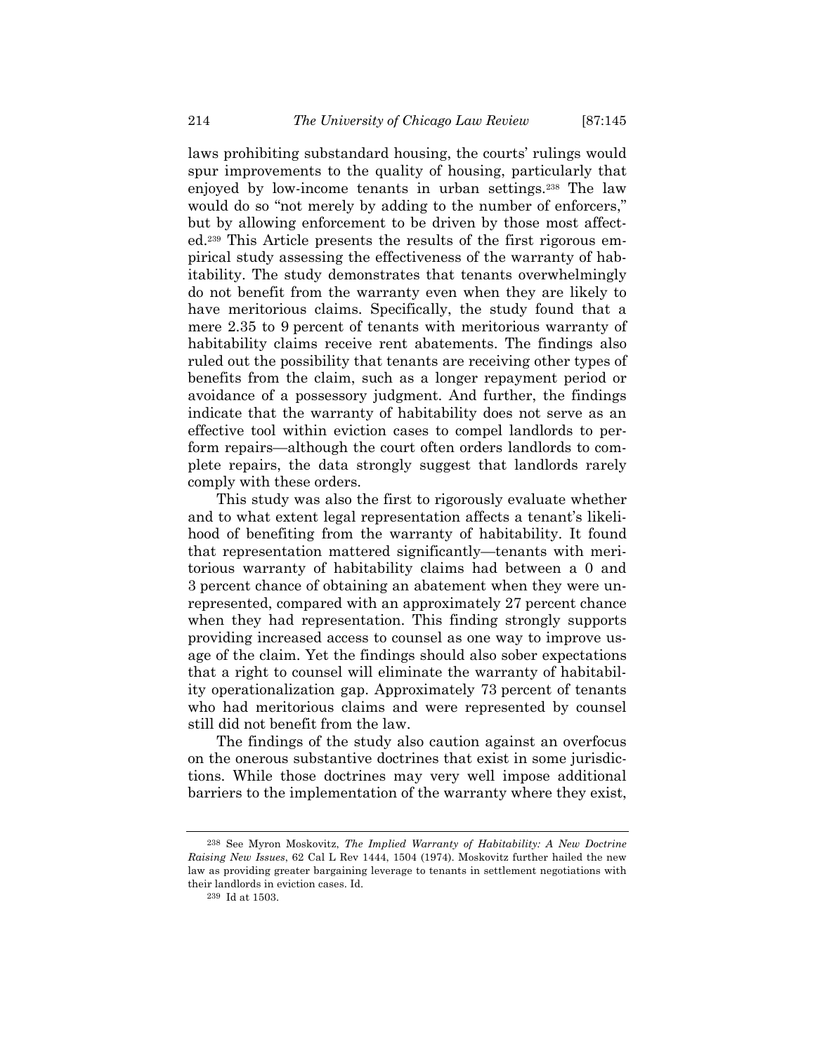laws prohibiting substandard housing, the courts' rulings would spur improvements to the quality of housing, particularly that enjoyed by low-income tenants in urban settings.[238] The law would do so "not merely by adding to the number of enforcers," but by allowing enforcement to be driven by those most affected.[239] This Article presents the results of the first rigorous empirical study assessing the effectiveness of the warranty of habitability. The study demonstrates that tenants overwhelmingly do not benefit from the warranty even when they are likely to have meritorious claims. Specifically, the study found that a mere 2.35 to 9 percent of tenants with meritorious warranty of habitability claims receive rent abatements. The findings also ruled out the possibility that tenants are receiving other types of benefits from the claim, such as a longer repayment period or avoidance of a possessory judgment. And further, the findings indicate that the warranty of habitability does not serve as an effective tool within eviction cases to compel landlords to perform repairs—although the court often orders landlords to complete repairs, the data strongly suggest that landlords rarely comply with these orders.

This study was also the first to rigorously evaluate whether and to what extent legal representation affects a tenant's likelihood of benefiting from the warranty of habitability. It found that representation mattered significantly—tenants with meritorious warranty of habitability claims had between a 0 and 3 percent chance of obtaining an abatement when they were unrepresented, compared with an approximately 27 percent chance when they had representation. This finding strongly supports providing increased access to counsel as one way to improve usage of the claim. Yet the findings should also sober expectations that a right to counsel will eliminate the warranty of habitability operationalization gap. Approximately 73 percent of tenants who had meritorious claims and were represented by counsel still did not benefit from the law.

The findings of the study also caution against an overfocus on the onerous substantive doctrines that exist in some jurisdictions. While those doctrines may very well impose additional barriers to the implementation of the warranty where they exist,

---

[238] See Myron Moskovitz, *The Implied Warranty of Habitability: A New Doctrine Raising New Issues*, 62 Cal L Rev 1444, 1504 (1974). Moskovitz further hailed the new law as providing greater bargaining leverage to tenants in settlement negotiations with their landlords in eviction cases. Id.

[239] Id at 1503.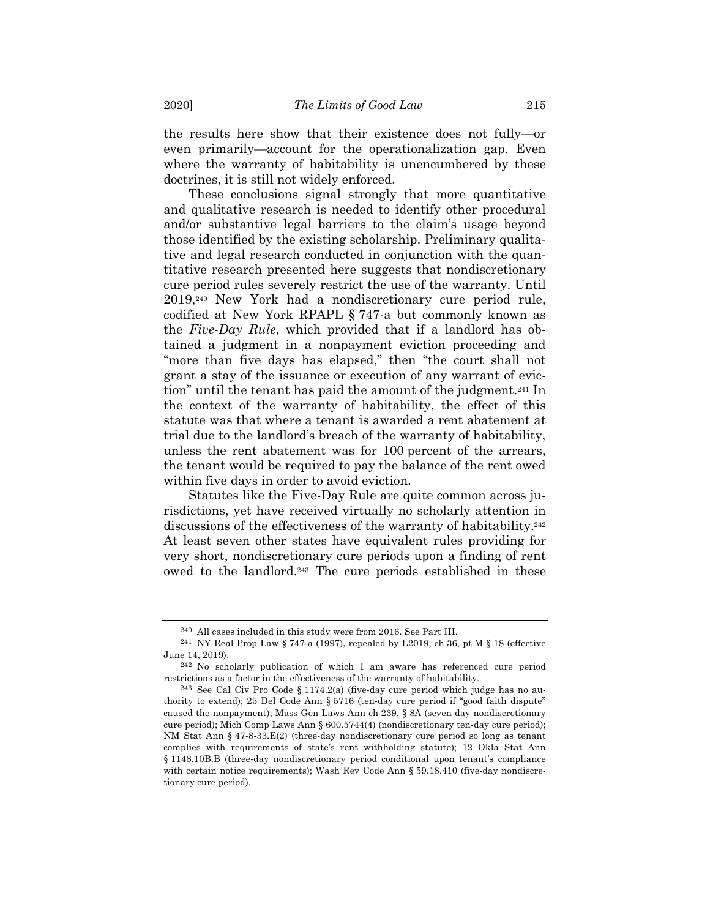the results here show that their existence does not fully—or even primarily—account for the operationalization gap. Even where the warranty of habitability is unencumbered by these doctrines, it is still not widely enforced.

These conclusions signal strongly that more quantitative and qualitative research is needed to identify other procedural and/or substantive legal barriers to the claim's usage beyond those identified by the existing scholarship. Preliminary qualitative and legal research conducted in conjunction with the quantitative research presented here suggests that nondiscretionary cure period rules severely restrict the use of the warranty. Until 2019,[240] New York had a nondiscretionary cure period rule, codified at New York RPAPL § 747-a but commonly known as the *Five-Day Rule*, which provided that if a landlord has obtained a judgment in a nonpayment eviction proceeding and "more than five days has elapsed," then "the court shall not grant a stay of the issuance or execution of any warrant of eviction" until the tenant has paid the amount of the judgment.[241] In the context of the warranty of habitability, the effect of this statute was that where a tenant is awarded a rent abatement at trial due to the landlord's breach of the warranty of habitability, unless the rent abatement was for 100 percent of the arrears, the tenant would be required to pay the balance of the rent owed within five days in order to avoid eviction.

Statutes like the Five-Day Rule are quite common across jurisdictions, yet have received virtually no scholarly attention in discussions of the effectiveness of the warranty of habitability.[242] At least seven other states have equivalent rules providing for very short, nondiscretionary cure periods upon a finding of rent owed to the landlord.[243] The cure periods established in these

---

[240] All cases included in this study were from 2016. See Part III.

[241] NY Real Prop Law § 747-a (1997), repealed by L2019, ch 36, pt M § 18 (effective June 14, 2019).

[242] No scholarly publication of which I am aware has referenced cure period restrictions as a factor in the effectiveness of the warranty of habitability.

[243] See Cal Civ Pro Code § 1174.2(a) (five-day cure period which judge has no authority to extend); 25 Del Code Ann § 5716 (ten-day cure period if "good faith dispute" caused the nonpayment); Mass Gen Laws Ann ch 239, § 8A (seven-day nondiscretionary cure period); Mich Comp Laws Ann § 600.5744(4) (nondiscretionary ten-day cure period); NM Stat Ann § 47-8-33.E(2) (three-day nondiscretionary cure period so long as tenant complies with requirements of state's rent withholding statute); 12 Okla Stat Ann § 1148.10B.B (three-day nondiscretionary period conditional upon tenant's compliance with certain notice requirements); Wash Rev Code Ann § 59.18.410 (five-day nondiscretionary cure period).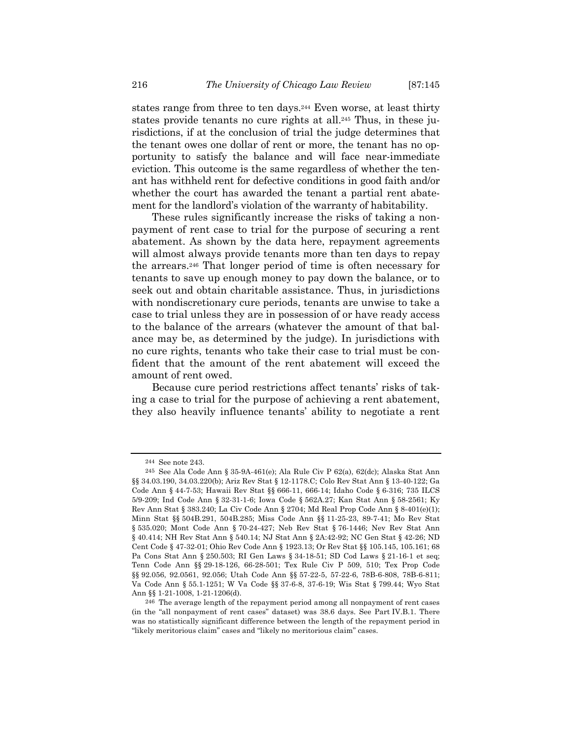states range from three to ten days.[244] Even worse, at least thirty states provide tenants no cure rights at all.[245] Thus, in these jurisdictions, if at the conclusion of trial the judge determines that the tenant owes one dollar of rent or more, the tenant has no opportunity to satisfy the balance and will face near-immediate eviction. This outcome is the same regardless of whether the tenant has withheld rent for defective conditions in good faith and/or whether the court has awarded the tenant a partial rent abatement for the landlord's violation of the warranty of habitability.

These rules significantly increase the risks of taking a nonpayment of rent case to trial for the purpose of securing a rent abatement. As shown by the data here, repayment agreements will almost always provide tenants more than ten days to repay the arrears.[246] That longer period of time is often necessary for tenants to save up enough money to pay down the balance, or to seek out and obtain charitable assistance. Thus, in jurisdictions with nondiscretionary cure periods, tenants are unwise to take a case to trial unless they are in possession of or have ready access to the balance of the arrears (whatever the amount of that balance may be, as determined by the judge). In jurisdictions with no cure rights, tenants who take their case to trial must be confident that the amount of the rent abatement will exceed the amount of rent owed.

Because cure period restrictions affect tenants' risks of taking a case to trial for the purpose of achieving a rent abatement, they also heavily influence tenants' ability to negotiate a rent

---

[244] See note 243.

[245] See Ala Code Ann § 35-9A-461(e); Ala Rule Civ P 62(a), 62(dc); Alaska Stat Ann §§ 34.03.190, 34.03.220(b); Ariz Rev Stat § 12-1178.C; Colo Rev Stat Ann § 13-40-122; Ga Code Ann § 44-7-53; Hawaii Rev Stat §§ 666-11, 666-14; Idaho Code § 6-316; 735 ILCS 5/9-209; Ind Code Ann § 32-31-1-6; Iowa Code § 562A.27; Kan Stat Ann § 58-2561; Ky Rev Ann Stat § 383.240; La Civ Code Ann § 2704; Md Real Prop Code Ann § 8-401(e)(1); Minn Stat §§ 504B.291, 504B.285; Miss Code Ann §§ 11-25-23, 89-7-41; Mo Rev Stat § 535.020; Mont Code Ann § 70-24-427; Neb Rev Stat § 76-1446; Nev Rev Stat Ann § 40.414; NH Rev Stat Ann § 540.14; NJ Stat Ann § 2A:42-92; NC Gen Stat § 42-26; ND Cent Code § 47-32-01; Ohio Rev Code Ann § 1923.13; Or Rev Stat §§ 105.145, 105.161; 68 Pa Cons Stat Ann § 250.503; RI Gen Laws § 34-18-51; SD Cod Laws § 21-16-1 et seq; Tenn Code Ann §§ 29-18-126, 66-28-501; Tex Rule Civ P 509, 510; Tex Prop Code §§ 92.056, 92.0561, 92.056; Utah Code Ann §§ 57-22-5, 57-22-6, 78B-6-808, 78B-6-811; Va Code Ann § 55.1-1251; W Va Code §§ 37-6-8, 37-6-19; Wis Stat § 799.44; Wyo Stat Ann §§ 1-21-1008, 1-21-1206(d).

[246] The average length of the repayment period among all nonpayment of rent cases (in the "all nonpayment of rent cases" dataset) was 38.6 days. See Part IV.B.1. There was no statistically significant difference between the length of the repayment period in "likely meritorious claim" cases and "likely no meritorious claim" cases.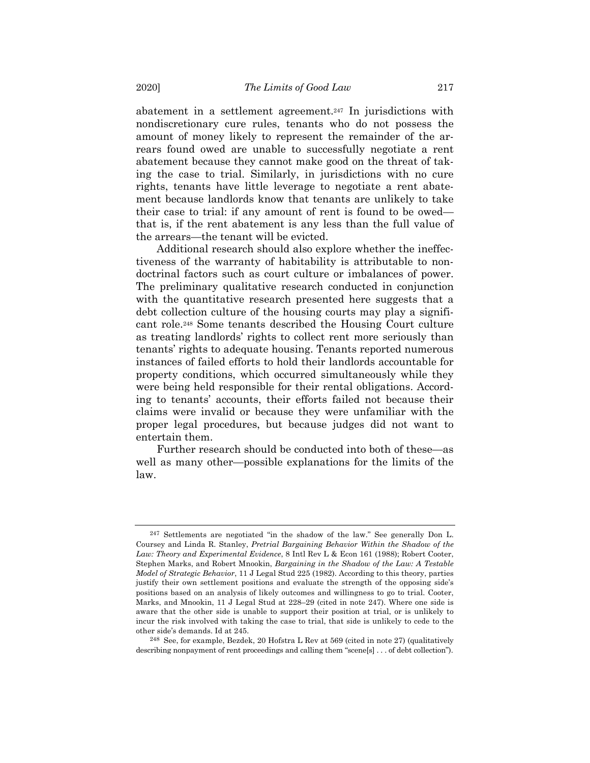abatement in a settlement agreement.[247] In jurisdictions with nondiscretionary cure rules, tenants who do not possess the amount of money likely to represent the remainder of the arrears found owed are unable to successfully negotiate a rent abatement because they cannot make good on the threat of taking the case to trial. Similarly, in jurisdictions with no cure rights, tenants have little leverage to negotiate a rent abatement because landlords know that tenants are unlikely to take their case to trial: if any amount of rent is found to be owed—that is, if the rent abatement is any less than the full value of the arrears—the tenant will be evicted.

Additional research should also explore whether the ineffectiveness of the warranty of habitability is attributable to nondoctrinal factors such as court culture or imbalances of power. The preliminary qualitative research conducted in conjunction with the quantitative research presented here suggests that a debt collection culture of the housing courts may play a significant role.[248] Some tenants described the Housing Court culture as treating landlords' rights to collect rent more seriously than tenants' rights to adequate housing. Tenants reported numerous instances of failed efforts to hold their landlords accountable for property conditions, which occurred simultaneously while they were being held responsible for their rental obligations. According to tenants' accounts, their efforts failed not because their claims were invalid or because they were unfamiliar with the proper legal procedures, but because judges did not want to entertain them.

Further research should be conducted into both of these—as well as many other—possible explanations for the limits of the law.

---

[247] Settlements are negotiated "in the shadow of the law." See generally Don L. Coursey and Linda R. Stanley, *Pretrial Bargaining Behavior Within the Shadow of the Law: Theory and Experimental Evidence*, 8 Intl Rev L & Econ 161 (1988); Robert Cooter, Stephen Marks, and Robert Mnookin, *Bargaining in the Shadow of the Law: A Testable Model of Strategic Behavior*, 11 J Legal Stud 225 (1982). According to this theory, parties justify their own settlement positions and evaluate the strength of the opposing side's positions based on an analysis of likely outcomes and willingness to go to trial. Cooter, Marks, and Mnookin, 11 J Legal Stud at 228–29 (cited in note 247). Where one side is aware that the other side is unable to support their position at trial, or is unlikely to incur the risk involved with taking the case to trial, that side is unlikely to cede to the other side's demands. Id at 245.

[248] See, for example, Bezdek, 20 Hofstra L Rev at 569 (cited in note 27) (qualitatively describing nonpayment of rent proceedings and calling them "scene[s] . . . of debt collection").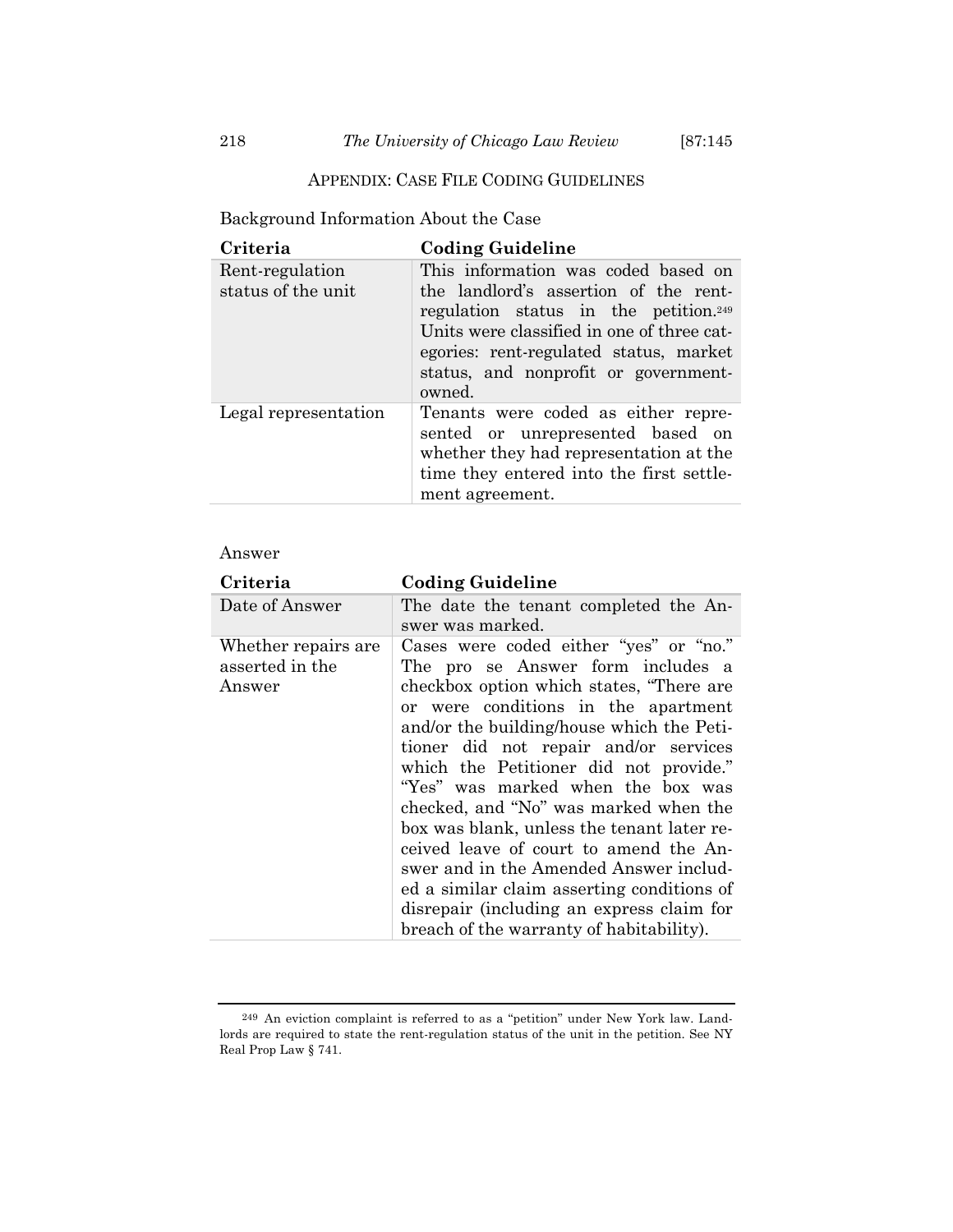## APPENDIX: CASE FILE CODING GUIDELINES

Background Information About the Case

| Criteria | Coding Guideline |
|---|---|
| Rent-regulation status of the unit | This information was coded based on the landlord's assertion of the rent-regulation status in the petition.[249] Units were classified in one of three categories: rent-regulated status, market status, and nonprofit or government-owned. |
| Legal representation | Tenants were coded as either represented or unrepresented based on whether they had representation at the time they entered into the first settlement agreement. |

Answer

| Criteria | Coding Guideline |
|---|---|
| Date of Answer | The date the tenant completed the Answer was marked. |
| Whether repairs are asserted in the Answer | Cases were coded either "yes" or "no." The pro se Answer form includes a checkbox option which states, "There are or were conditions in the apartment and/or the building/house which the Petitioner did not repair and/or services which the Petitioner did not provide." "Yes" was marked when the box was checked, and "No" was marked when the box was blank, unless the tenant later received leave of court to amend the Answer and in the Amended Answer included a similar claim asserting conditions of disrepair (including an express claim for breach of the warranty of habitability). |

[249] An eviction complaint is referred to as a "petition" under New York law. Landlords are required to state the rent-regulation status of the unit in the petition. See NY Real Prop Law § 741.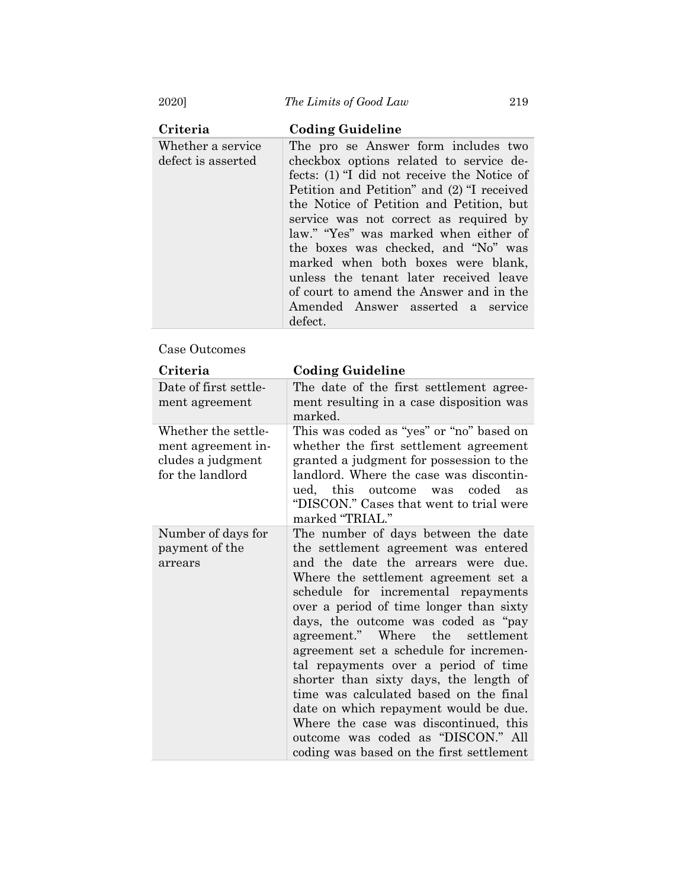| Criteria | Coding Guideline |
|---|---|
| Whether a service defect is asserted | The pro se Answer form includes two checkbox options related to service defects: (1) "I did not receive the Notice of Petition and Petition" and (2) "I received the Notice of Petition and Petition, but service was not correct as required by law." "Yes" was marked when either of the boxes was checked, and "No" was marked when both boxes were blank, unless the tenant later received leave of court to amend the Answer and in the Amended Answer asserted a service defect. |

Case Outcomes

| Criteria | Coding Guideline |
|---|---|
| Date of first settlement agreement | The date of the first settlement agreement resulting in a case disposition was marked. |
| Whether the settlement agreement includes a judgment for the landlord | This was coded as "yes" or "no" based on whether the first settlement agreement granted a judgment for possession to the landlord. Where the case was discontinued, this outcome was coded as "DISCON." Cases that went to trial were marked "TRIAL." |
| Number of days for payment of the arrears | The number of days between the date the settlement agreement was entered and the date the arrears were due. Where the settlement agreement set a schedule for incremental repayments over a period of time longer than sixty days, the outcome was coded as "pay agreement." Where the settlement agreement set a schedule for incremental repayments over a period of time shorter than sixty days, the length of time was calculated based on the final date on which repayment would be due. Where the case was discontinued, this outcome was coded as "DISCON." All coding was based on the first settlement |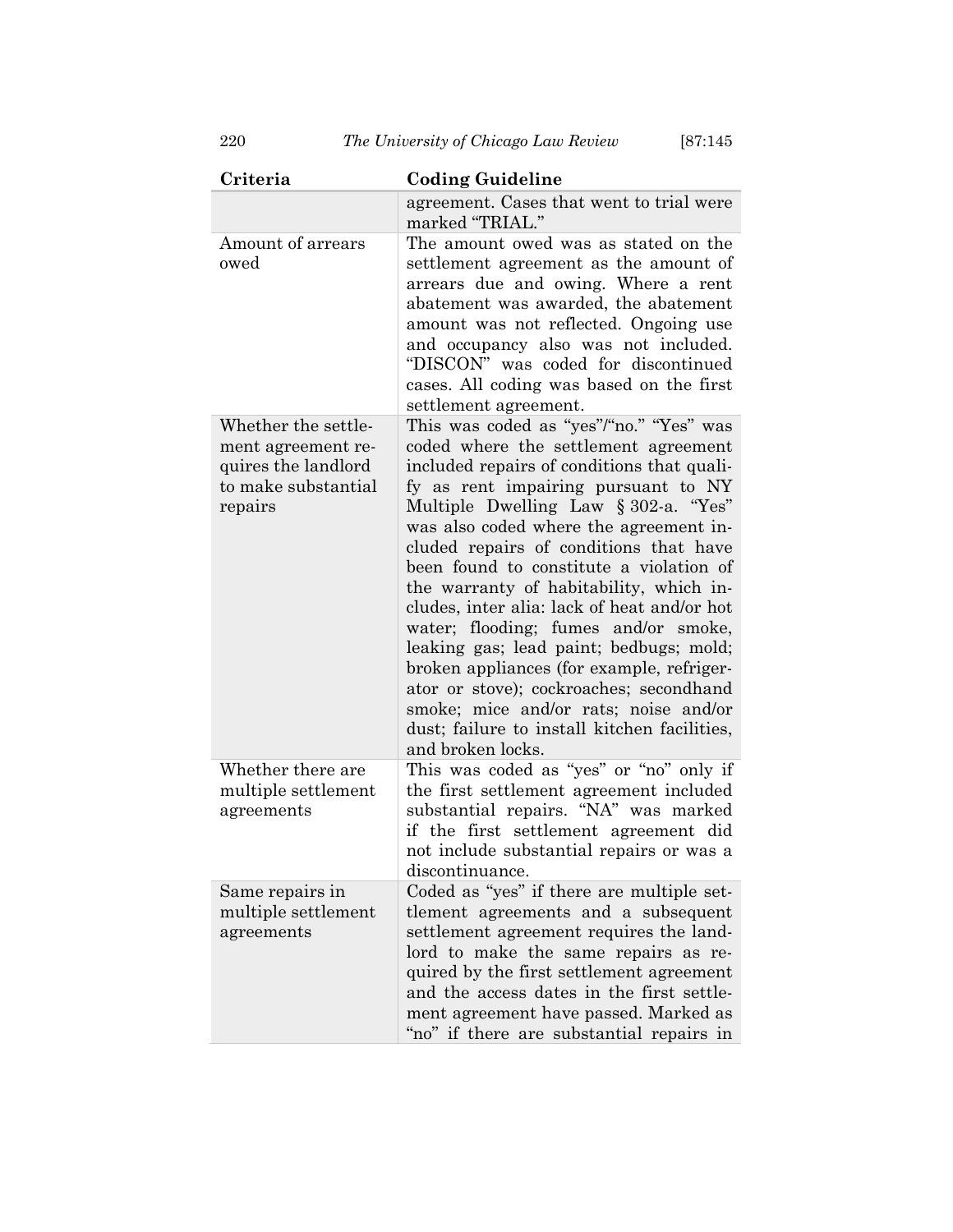| Criteria | Coding Guideline |
|---|---|
| | agreement. Cases that went to trial were marked "TRIAL." |
| Amount of arrears owed | The amount owed was as stated on the settlement agreement as the amount of arrears due and owing. Where a rent abatement was awarded, the abatement amount was not reflected. Ongoing use and occupancy also was not included. "DISCON" was coded for discontinued cases. All coding was based on the first settlement agreement. |
| Whether the settlement agreement requires the landlord to make substantial repairs | This was coded as "yes"/"no." "Yes" was coded where the settlement agreement included repairs of conditions that qualify as rent impairing pursuant to NY Multiple Dwelling Law § 302-a. "Yes" was also coded where the agreement included repairs of conditions that have been found to constitute a violation of the warranty of habitability, which includes, inter alia: lack of heat and/or hot water; flooding; fumes and/or smoke, leaking gas; lead paint; bedbugs; mold; broken appliances (for example, refrigerator or stove); cockroaches; secondhand smoke; mice and/or rats; noise and/or dust; failure to install kitchen facilities, and broken locks. |
| Whether there are multiple settlement agreements | This was coded as "yes" or "no" only if the first settlement agreement included substantial repairs. "NA" was marked if the first settlement agreement did not include substantial repairs or was a discontinuance. |
| Same repairs in multiple settlement agreements | Coded as "yes" if there are multiple settlement agreements and a subsequent settlement agreement requires the landlord to make the same repairs as required by the first settlement agreement and the access dates in the first settlement agreement have passed. Marked as "no" if there are substantial repairs in |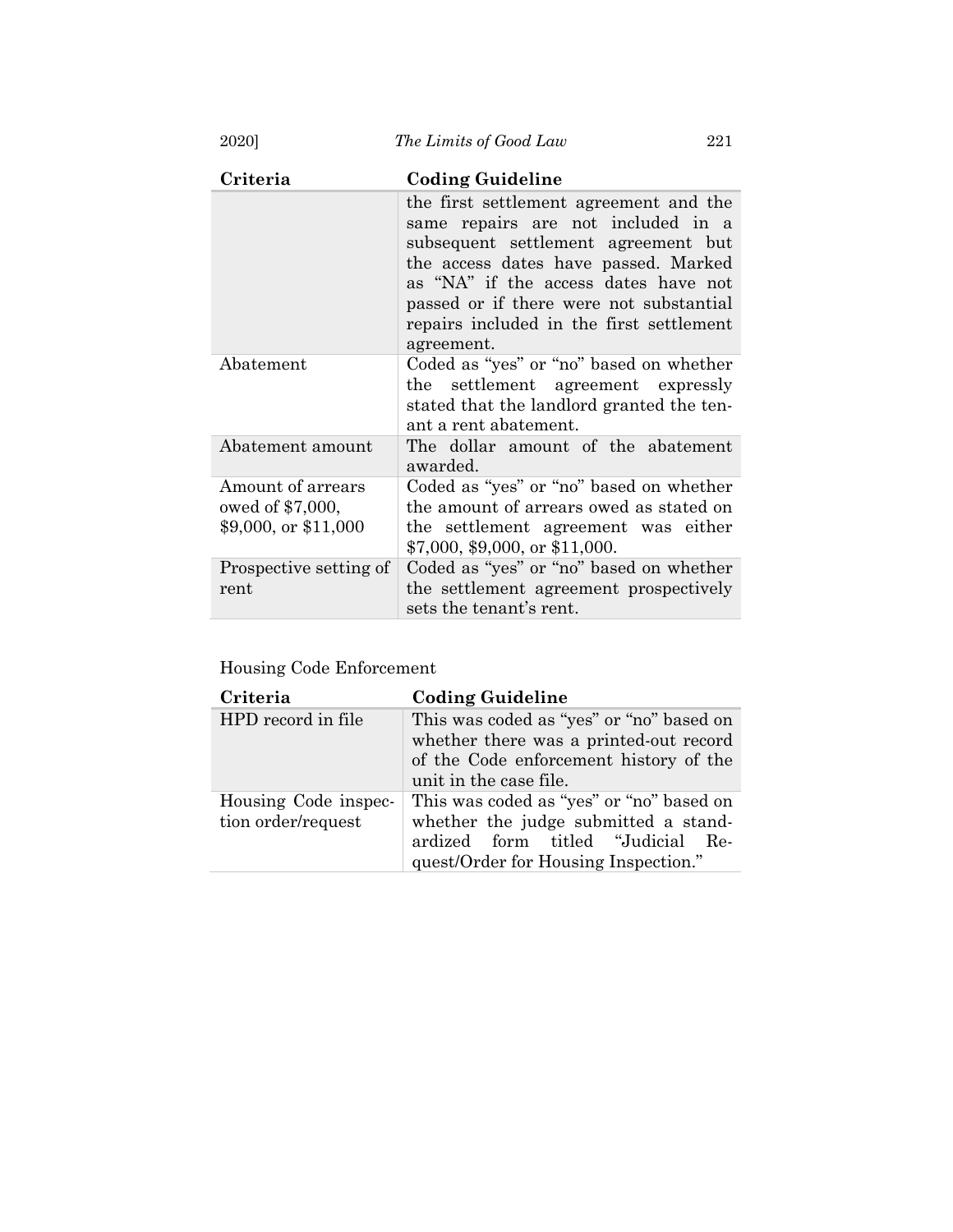| Criteria | Coding Guideline |
| --- | --- |
| | the first settlement agreement and the same repairs are not included in a subsequent settlement agreement but the access dates have passed. Marked as "NA" if the access dates have not passed or if there were not substantial repairs included in the first settlement agreement. |
| Abatement | Coded as "yes" or "no" based on whether the settlement agreement expressly stated that the landlord granted the tenant a rent abatement. |
| Abatement amount | The dollar amount of the abatement awarded. |
| Amount of arrears owed of $7,000, $9,000, or $11,000 | Coded as "yes" or "no" based on whether the amount of arrears owed as stated on the settlement agreement was either $7,000, $9,000, or $11,000. |
| Prospective setting of rent | Coded as "yes" or "no" based on whether the settlement agreement prospectively sets the tenant's rent. |

Housing Code Enforcement

| Criteria | Coding Guideline |
| --- | --- |
| HPD record in file | This was coded as "yes" or "no" based on whether there was a printed-out record of the Code enforcement history of the unit in the case file. |
| Housing Code inspection order/request | This was coded as "yes" or "no" based on whether the judge submitted a standardized form titled "Judicial Request/Order for Housing Inspection." |